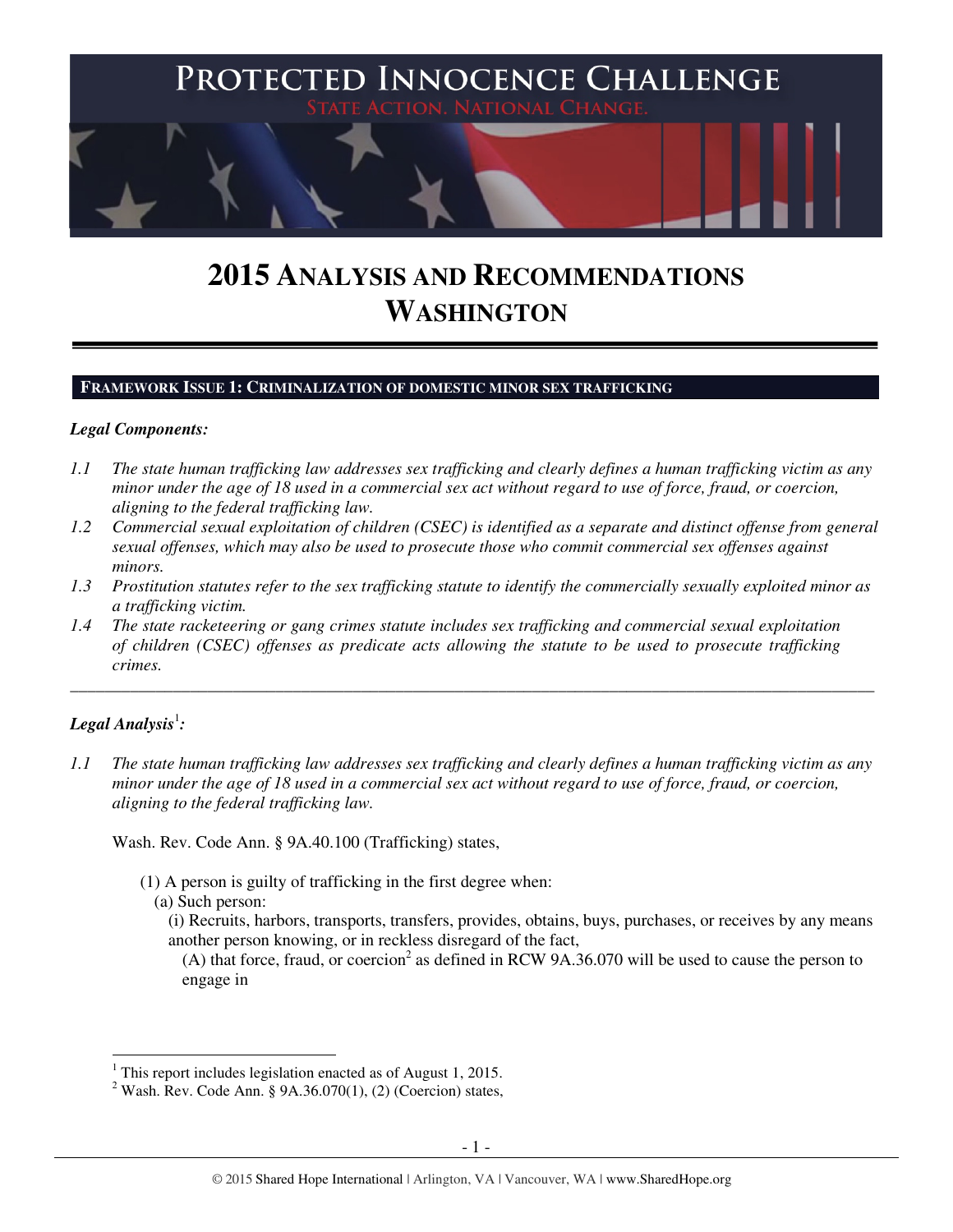# PROTECTED INNOCENCE CHALLENGE

STATE ACTION. NATIONAL CHANGE.

# 2015 ANALYSIS AND RECOMMENDATIONS WASHINGTON

## FRAMEWORK ISSUE 1: CRIMINALIZATION OF DOMESTIC MINOR SEX TRAFFICKING

***Legal Components:***

*1.1 The state human trafficking law addresses sex trafficking and clearly defines a human trafficking victim as any minor under the age of 18 used in a commercial sex act without regard to use of force, fraud, or coercion, aligning to the federal trafficking law.*

*1.2 Commercial sexual exploitation of children (CSEC) is identified as a separate and distinct offense from general sexual offenses, which may also be used to prosecute those who commit commercial sex offenses against minors.*

*1.3 Prostitution statutes refer to the sex trafficking statute to identify the commercially sexually exploited minor as a trafficking victim.*

*1.4 The state racketeering or gang crimes statute includes sex trafficking and commercial sexual exploitation of children (CSEC) offenses as predicate acts allowing the statute to be used to prosecute trafficking crimes.*

---

***Legal Analysis*[1]*:***

*1.1 The state human trafficking law addresses sex trafficking and clearly defines a human trafficking victim as any minor under the age of 18 used in a commercial sex act without regard to use of force, fraud, or coercion, aligning to the federal trafficking law.*

Wash. Rev. Code Ann. § 9A.40.100 (Trafficking) states,

(1) A person is guilty of trafficking in the first degree when:
  (a) Such person:
    (i) Recruits, harbors, transports, transfers, provides, obtains, buys, purchases, or receives by any means another person knowing, or in reckless disregard of the fact,
      (A) that force, fraud, or coercion[2] as defined in RCW 9A.36.070 will be used to cause the person to engage in

---

[1] This report includes legislation enacted as of August 1, 2015.
[2] Wash. Rev. Code Ann. § 9A.36.070(1), (2) (Coercion) states,

© 2015 Shared Hope International | Arlington, VA | Vancouver, WA | www.SharedHope.org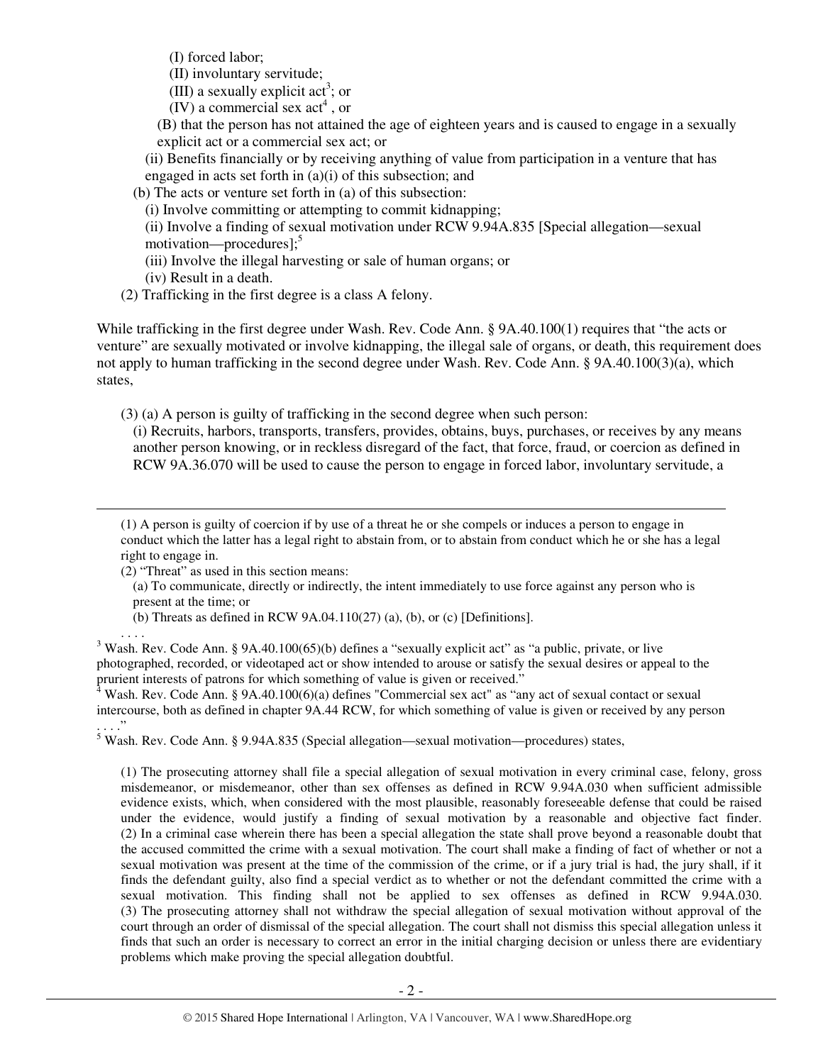(I) forced labor;

(II) involuntary servitude;

(III) a sexually explicit act[3]; or

(IV) a commercial sex act[4] , or

(B) that the person has not attained the age of eighteen years and is caused to engage in a sexually explicit act or a commercial sex act; or

(ii) Benefits financially or by receiving anything of value from participation in a venture that has engaged in acts set forth in (a)(i) of this subsection; and

(b) The acts or venture set forth in (a) of this subsection:

(i) Involve committing or attempting to commit kidnapping;

(ii) Involve a finding of sexual motivation under RCW 9.94A.835 [Special allegation—sexual motivation—procedures];[5]

(iii) Involve the illegal harvesting or sale of human organs; or

(iv) Result in a death.

(2) Trafficking in the first degree is a class A felony.

While trafficking in the first degree under Wash. Rev. Code Ann. § 9A.40.100(1) requires that "the acts or venture" are sexually motivated or involve kidnapping, the illegal sale of organs, or death, this requirement does not apply to human trafficking in the second degree under Wash. Rev. Code Ann. § 9A.40.100(3)(a), which states,

> (3) (a) A person is guilty of trafficking in the second degree when such person:
>
> (i) Recruits, harbors, transports, transfers, provides, obtains, buys, purchases, or receives by any means another person knowing, or in reckless disregard of the fact, that force, fraud, or coercion as defined in RCW 9A.36.070 will be used to cause the person to engage in forced labor, involuntary servitude, a

---

(1) A person is guilty of coercion if by use of a threat he or she compels or induces a person to engage in conduct which the latter has a legal right to abstain from, or to abstain from conduct which he or she has a legal right to engage in.

(2) "Threat" as used in this section means:

(a) To communicate, directly or indirectly, the intent immediately to use force against any person who is present at the time; or

(b) Threats as defined in RCW 9A.04.110(27) (a), (b), or (c) [Definitions].

. . . .

[3] Wash. Rev. Code Ann. § 9A.40.100(65)(b) defines a "sexually explicit act" as "a public, private, or live photographed, recorded, or videotaped act or show intended to arouse or satisfy the sexual desires or appeal to the prurient interests of patrons for which something of value is given or received."

[4] Wash. Rev. Code Ann. § 9A.40.100(6)(a) defines "Commercial sex act" as "any act of sexual contact or sexual intercourse, both as defined in chapter 9A.44 RCW, for which something of value is given or received by any person . . . ."

[5] Wash. Rev. Code Ann. § 9.94A.835 (Special allegation—sexual motivation—procedures) states,

> (1) The prosecuting attorney shall file a special allegation of sexual motivation in every criminal case, felony, gross misdemeanor, or misdemeanor, other than sex offenses as defined in RCW 9.94A.030 when sufficient admissible evidence exists, which, when considered with the most plausible, reasonably foreseeable defense that could be raised under the evidence, would justify a finding of sexual motivation by a reasonable and objective fact finder. (2) In a criminal case wherein there has been a special allegation the state shall prove beyond a reasonable doubt that the accused committed the crime with a sexual motivation. The court shall make a finding of fact of whether or not a sexual motivation was present at the time of the commission of the crime, or if a jury trial is had, the jury shall, if it finds the defendant guilty, also find a special verdict as to whether or not the defendant committed the crime with a sexual motivation. This finding shall not be applied to sex offenses as defined in RCW 9.94A.030. (3) The prosecuting attorney shall not withdraw the special allegation of sexual motivation without approval of the court through an order of dismissal of the special allegation. The court shall not dismiss this special allegation unless it finds that such an order is necessary to correct an error in the initial charging decision or unless there are evidentiary problems which make proving the special allegation doubtful.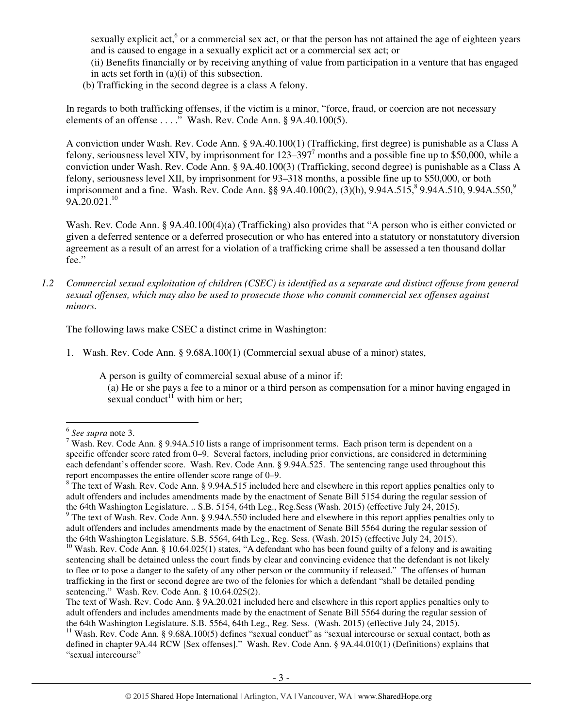sexually explicit act,[6] or a commercial sex act, or that the person has not attained the age of eighteen years and is caused to engage in a sexually explicit act or a commercial sex act; or

(ii) Benefits financially or by receiving anything of value from participation in a venture that has engaged in acts set forth in (a)(i) of this subsection.

(b) Trafficking in the second degree is a class A felony.

In regards to both trafficking offenses, if the victim is a minor, "force, fraud, or coercion are not necessary elements of an offense . . . ." Wash. Rev. Code Ann. § 9A.40.100(5).

A conviction under Wash. Rev. Code Ann. § 9A.40.100(1) (Trafficking, first degree) is punishable as a Class A felony, seriousness level XIV, by imprisonment for 123–397[7] months and a possible fine up to $50,000, while a conviction under Wash. Rev. Code Ann. § 9A.40.100(3) (Trafficking, second degree) is punishable as a Class A felony, seriousness level XII, by imprisonment for 93–318 months, a possible fine up to $50,000, or both imprisonment and a fine. Wash. Rev. Code Ann. §§ 9A.40.100(2), (3)(b), 9.94A.515,[8] 9.94A.510, 9.94A.550,[9] 9A.20.021.[10]

Wash. Rev. Code Ann. § 9A.40.100(4)(a) (Trafficking) also provides that "A person who is either convicted or given a deferred sentence or a deferred prosecution or who has entered into a statutory or nonstatutory diversion agreement as a result of an arrest for a violation of a trafficking crime shall be assessed a ten thousand dollar fee."

*1.2 Commercial sexual exploitation of children (CSEC) is identified as a separate and distinct offense from general sexual offenses, which may also be used to prosecute those who commit commercial sex offenses against minors.*

The following laws make CSEC a distinct crime in Washington:

1. Wash. Rev. Code Ann. § 9.68A.100(1) (Commercial sexual abuse of a minor) states,

   A person is guilty of commercial sexual abuse of a minor if:
   (a) He or she pays a fee to a minor or a third person as compensation for a minor having engaged in sexual conduct[11] with him or her;

---

[6] *See supra* note 3.

[7] Wash. Rev. Code Ann. § 9.94A.510 lists a range of imprisonment terms. Each prison term is dependent on a specific offender score rated from 0–9. Several factors, including prior convictions, are considered in determining each defendant's offender score. Wash. Rev. Code Ann. § 9.94A.525. The sentencing range used throughout this report encompasses the entire offender score range of 0–9.

[8] The text of Wash. Rev. Code Ann. § 9.94A.515 included here and elsewhere in this report applies penalties only to adult offenders and includes amendments made by the enactment of Senate Bill 5154 during the regular session of the 64th Washington Legislature. .. S.B. 5154, 64th Leg., Reg.Sess (Wash. 2015) (effective July 24, 2015).

[9] The text of Wash. Rev. Code Ann. § 9.94A.550 included here and elsewhere in this report applies penalties only to adult offenders and includes amendments made by the enactment of Senate Bill 5564 during the regular session of the 64th Washington Legislature. S.B. 5564, 64th Leg., Reg. Sess. (Wash. 2015) (effective July 24, 2015).

[10] Wash. Rev. Code Ann. § 10.64.025(1) states, "A defendant who has been found guilty of a felony and is awaiting sentencing shall be detained unless the court finds by clear and convincing evidence that the defendant is not likely to flee or to pose a danger to the safety of any other person or the community if released." The offenses of human trafficking in the first or second degree are two of the felonies for which a defendant "shall be detailed pending sentencing." Wash. Rev. Code Ann. § 10.64.025(2).
The text of Wash. Rev. Code Ann. § 9A.20.021 included here and elsewhere in this report applies penalties only to adult offenders and includes amendments made by the enactment of Senate Bill 5564 during the regular session of the 64th Washington Legislature. S.B. 5564, 64th Leg., Reg. Sess. (Wash. 2015) (effective July 24, 2015).

[11] Wash. Rev. Code Ann. § 9.68A.100(5) defines "sexual conduct" as "sexual intercourse or sexual contact, both as defined in chapter 9A.44 RCW [Sex offenses]." Wash. Rev. Code Ann. § 9A.44.010(1) (Definitions) explains that "sexual intercourse"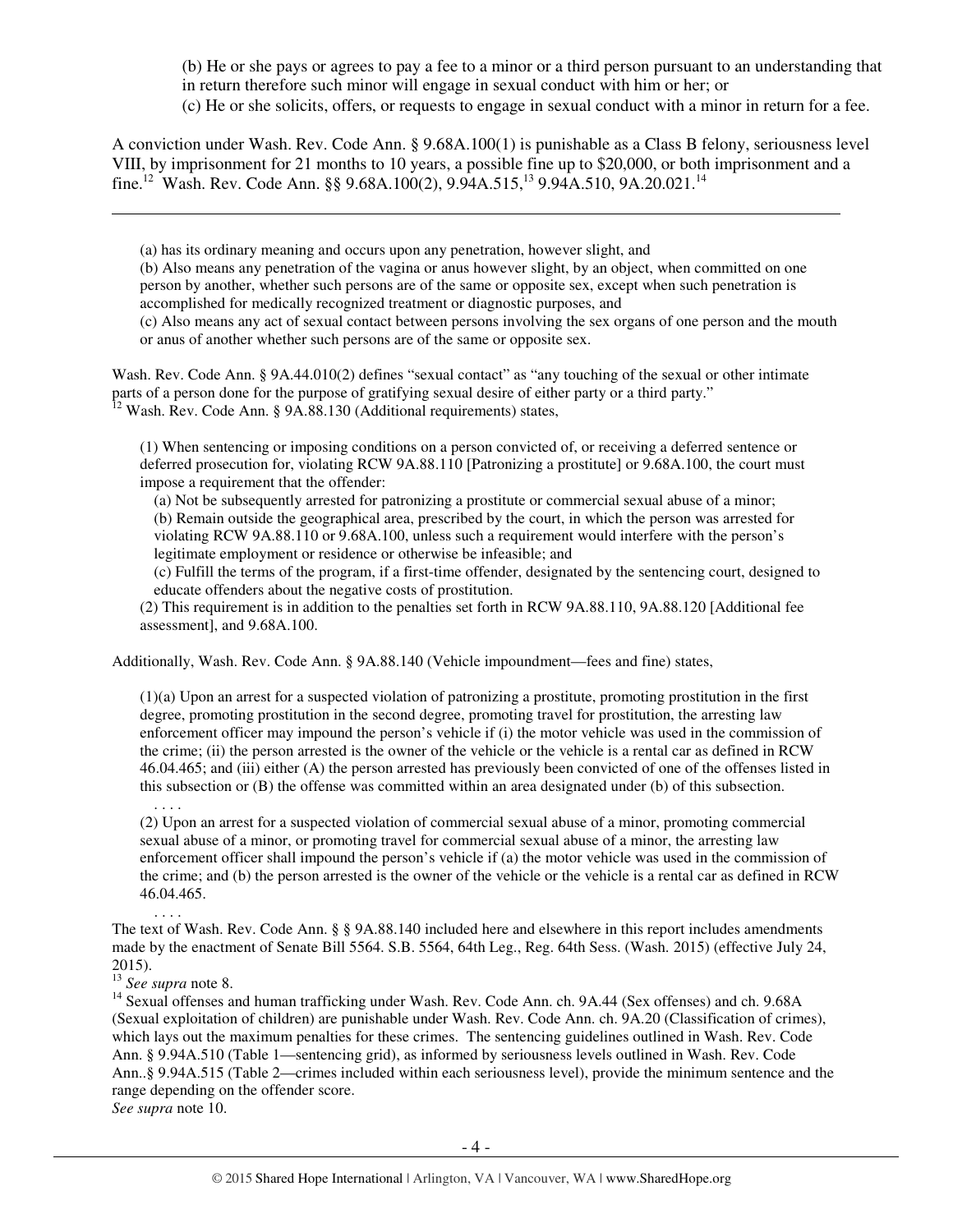(b) He or she pays or agrees to pay a fee to a minor or a third person pursuant to an understanding that in return therefore such minor will engage in sexual conduct with him or her; or

(c) He or she solicits, offers, or requests to engage in sexual conduct with a minor in return for a fee.

A conviction under Wash. Rev. Code Ann. § 9.68A.100(1) is punishable as a Class B felony, seriousness level VIII, by imprisonment for 21 months to 10 years, a possible fine up to $20,000, or both imprisonment and a fine.[12] Wash. Rev. Code Ann. §§ 9.68A.100(2), 9.94A.515,[13] 9.94A.510, 9A.20.021.[14]

---

(a) has its ordinary meaning and occurs upon any penetration, however slight, and

(b) Also means any penetration of the vagina or anus however slight, by an object, when committed on one person by another, whether such persons are of the same or opposite sex, except when such penetration is accomplished for medically recognized treatment or diagnostic purposes, and

(c) Also means any act of sexual contact between persons involving the sex organs of one person and the mouth or anus of another whether such persons are of the same or opposite sex.

Wash. Rev. Code Ann. § 9A.44.010(2) defines "sexual contact" as "any touching of the sexual or other intimate parts of a person done for the purpose of gratifying sexual desire of either party or a third party."

[12] Wash. Rev. Code Ann. § 9A.88.130 (Additional requirements) states,

> (1) When sentencing or imposing conditions on a person convicted of, or receiving a deferred sentence or deferred prosecution for, violating RCW 9A.88.110 [Patronizing a prostitute] or 9.68A.100, the court must impose a requirement that the offender:
>
> (a) Not be subsequently arrested for patronizing a prostitute or commercial sexual abuse of a minor;
>
> (b) Remain outside the geographical area, prescribed by the court, in which the person was arrested for violating RCW 9A.88.110 or 9.68A.100, unless such a requirement would interfere with the person's legitimate employment or residence or otherwise be infeasible; and
>
> (c) Fulfill the terms of the program, if a first-time offender, designated by the sentencing court, designed to educate offenders about the negative costs of prostitution.
>
> (2) This requirement is in addition to the penalties set forth in RCW 9A.88.110, 9A.88.120 [Additional fee assessment], and 9.68A.100.

Additionally, Wash. Rev. Code Ann. § 9A.88.140 (Vehicle impoundment—fees and fine) states,

> (1)(a) Upon an arrest for a suspected violation of patronizing a prostitute, promoting prostitution in the first degree, promoting prostitution in the second degree, promoting travel for prostitution, the arresting law enforcement officer may impound the person's vehicle if (i) the motor vehicle was used in the commission of the crime; (ii) the person arrested is the owner of the vehicle or the vehicle is a rental car as defined in RCW 46.04.465; and (iii) either (A) the person arrested has previously been convicted of one of the offenses listed in this subsection or (B) the offense was committed within an area designated under (b) of this subsection.
>
> . . . .
>
> (2) Upon an arrest for a suspected violation of commercial sexual abuse of a minor, promoting commercial sexual abuse of a minor, or promoting travel for commercial sexual abuse of a minor, the arresting law enforcement officer shall impound the person's vehicle if (a) the motor vehicle was used in the commission of the crime; and (b) the person arrested is the owner of the vehicle or the vehicle is a rental car as defined in RCW 46.04.465.
>
> . . . .

The text of Wash. Rev. Code Ann. § § 9A.88.140 included here and elsewhere in this report includes amendments made by the enactment of Senate Bill 5564. S.B. 5564, 64th Leg., Reg. 64th Sess. (Wash. 2015) (effective July 24, 2015).

[13] *See supra* note 8.

[14] Sexual offenses and human trafficking under Wash. Rev. Code Ann. ch. 9A.44 (Sex offenses) and ch. 9.68A (Sexual exploitation of children) are punishable under Wash. Rev. Code Ann. ch. 9A.20 (Classification of crimes), which lays out the maximum penalties for these crimes. The sentencing guidelines outlined in Wash. Rev. Code Ann. § 9.94A.510 (Table 1—sentencing grid), as informed by seriousness levels outlined in Wash. Rev. Code Ann..§ 9.94A.515 (Table 2—crimes included within each seriousness level), provide the minimum sentence and the range depending on the offender score.

*See supra* note 10.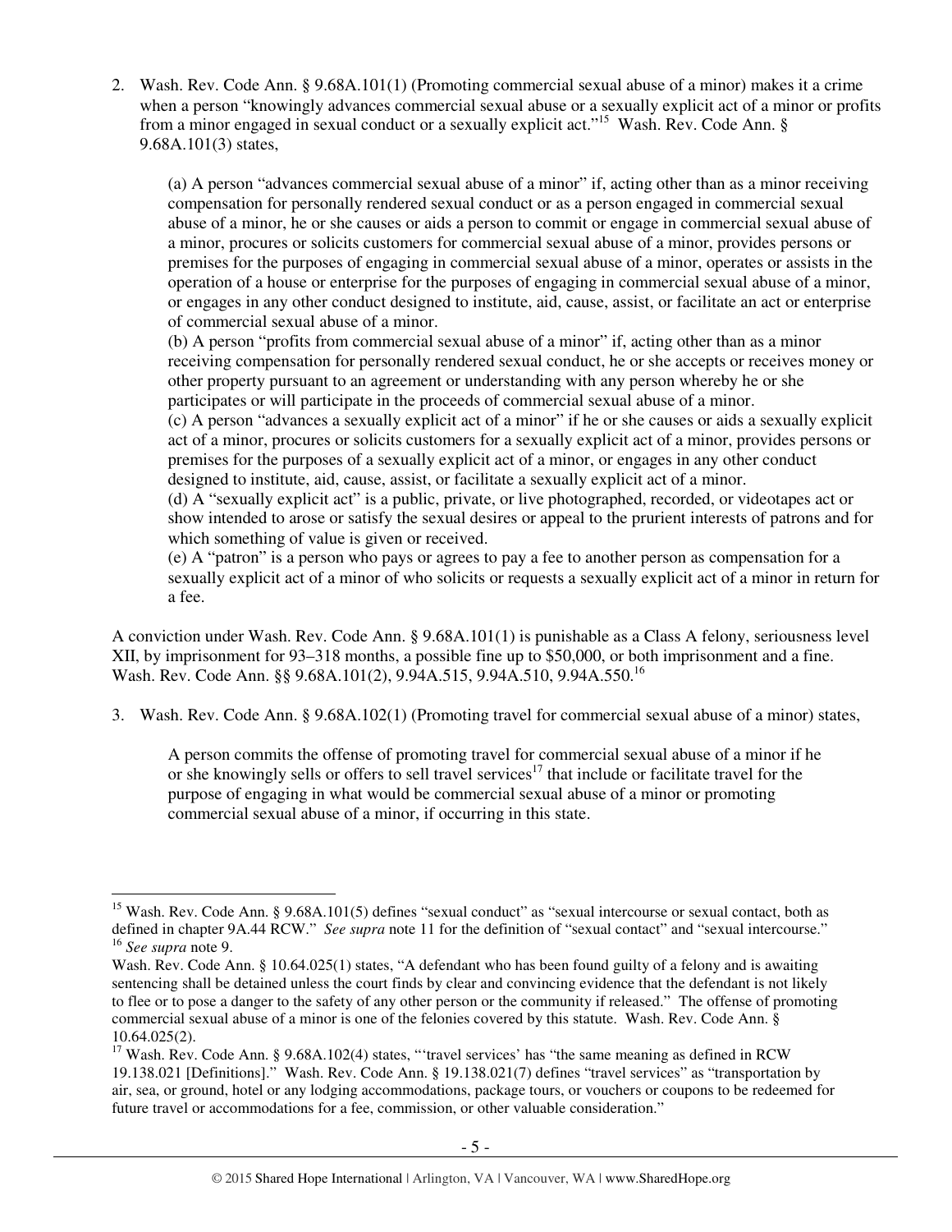2. Wash. Rev. Code Ann. § 9.68A.101(1) (Promoting commercial sexual abuse of a minor) makes it a crime when a person "knowingly advances commercial sexual abuse or a sexually explicit act of a minor or profits from a minor engaged in sexual conduct or a sexually explicit act."[15] Wash. Rev. Code Ann. § 9.68A.101(3) states,

> (a) A person "advances commercial sexual abuse of a minor" if, acting other than as a minor receiving compensation for personally rendered sexual conduct or as a person engaged in commercial sexual abuse of a minor, he or she causes or aids a person to commit or engage in commercial sexual abuse of a minor, procures or solicits customers for commercial sexual abuse of a minor, provides persons or premises for the purposes of engaging in commercial sexual abuse of a minor, operates or assists in the operation of a house or enterprise for the purposes of engaging in commercial sexual abuse of a minor, or engages in any other conduct designed to institute, aid, cause, assist, or facilitate an act or enterprise of commercial sexual abuse of a minor.
>
> (b) A person "profits from commercial sexual abuse of a minor" if, acting other than as a minor receiving compensation for personally rendered sexual conduct, he or she accepts or receives money or other property pursuant to an agreement or understanding with any person whereby he or she participates or will participate in the proceeds of commercial sexual abuse of a minor.
>
> (c) A person "advances a sexually explicit act of a minor" if he or she causes or aids a sexually explicit act of a minor, procures or solicits customers for a sexually explicit act of a minor, provides persons or premises for the purposes of a sexually explicit act of a minor, or engages in any other conduct designed to institute, aid, cause, assist, or facilitate a sexually explicit act of a minor.
>
> (d) A "sexually explicit act" is a public, private, or live photographed, recorded, or videotapes act or show intended to arose or satisfy the sexual desires or appeal to the prurient interests of patrons and for which something of value is given or received.
>
> (e) A "patron" is a person who pays or agrees to pay a fee to another person as compensation for a sexually explicit act of a minor of who solicits or requests a sexually explicit act of a minor in return for a fee.

A conviction under Wash. Rev. Code Ann. § 9.68A.101(1) is punishable as a Class A felony, seriousness level XII, by imprisonment for 93–318 months, a possible fine up to $50,000, or both imprisonment and a fine. Wash. Rev. Code Ann. §§ 9.68A.101(2), 9.94A.515, 9.94A.510, 9.94A.550.[16]

3. Wash. Rev. Code Ann. § 9.68A.102(1) (Promoting travel for commercial sexual abuse of a minor) states,

> A person commits the offense of promoting travel for commercial sexual abuse of a minor if he or she knowingly sells or offers to sell travel services[17] that include or facilitate travel for the purpose of engaging in what would be commercial sexual abuse of a minor or promoting commercial sexual abuse of a minor, if occurring in this state.

---

[15] Wash. Rev. Code Ann. § 9.68A.101(5) defines "sexual conduct" as "sexual intercourse or sexual contact, both as defined in chapter 9A.44 RCW." *See supra* note 11 for the definition of "sexual contact" and "sexual intercourse."

[16] *See supra* note 9.

Wash. Rev. Code Ann. § 10.64.025(1) states, "A defendant who has been found guilty of a felony and is awaiting sentencing shall be detained unless the court finds by clear and convincing evidence that the defendant is not likely to flee or to pose a danger to the safety of any other person or the community if released." The offense of promoting commercial sexual abuse of a minor is one of the felonies covered by this statute. Wash. Rev. Code Ann. § 10.64.025(2).

[17] Wash. Rev. Code Ann. § 9.68A.102(4) states, "'travel services' has "the same meaning as defined in RCW 19.138.021 [Definitions]." Wash. Rev. Code Ann. § 19.138.021(7) defines "travel services" as "transportation by air, sea, or ground, hotel or any lodging accommodations, package tours, or vouchers or coupons to be redeemed for future travel or accommodations for a fee, commission, or other valuable consideration."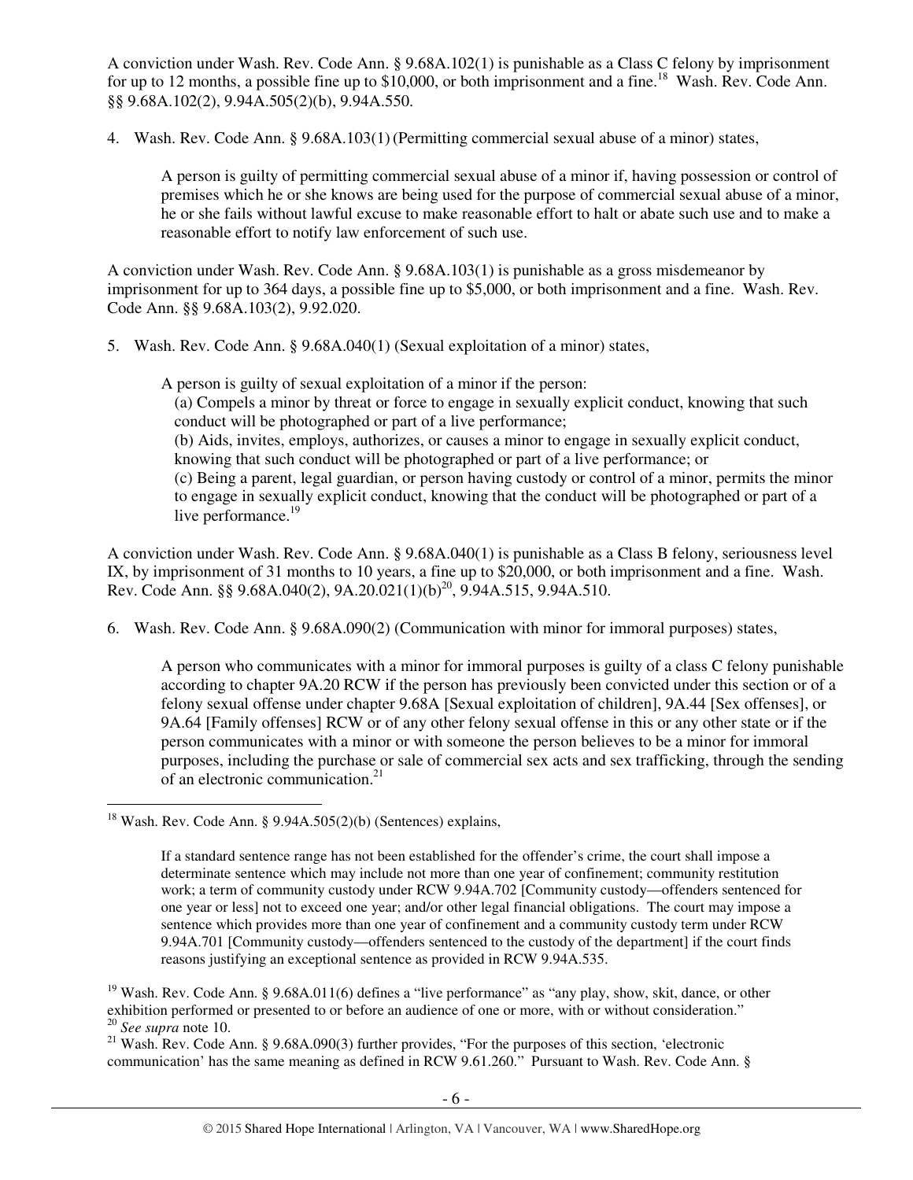A conviction under Wash. Rev. Code Ann. § 9.68A.102(1) is punishable as a Class C felony by imprisonment for up to 12 months, a possible fine up to $10,000, or both imprisonment and a fine.[18] Wash. Rev. Code Ann. §§ 9.68A.102(2), 9.94A.505(2)(b), 9.94A.550.

4. Wash. Rev. Code Ann. § 9.68A.103(1) (Permitting commercial sexual abuse of a minor) states,

> A person is guilty of permitting commercial sexual abuse of a minor if, having possession or control of premises which he or she knows are being used for the purpose of commercial sexual abuse of a minor, he or she fails without lawful excuse to make reasonable effort to halt or abate such use and to make a reasonable effort to notify law enforcement of such use.

A conviction under Wash. Rev. Code Ann. § 9.68A.103(1) is punishable as a gross misdemeanor by imprisonment for up to 364 days, a possible fine up to $5,000, or both imprisonment and a fine. Wash. Rev. Code Ann. §§ 9.68A.103(2), 9.92.020.

5. Wash. Rev. Code Ann. § 9.68A.040(1) (Sexual exploitation of a minor) states,

> A person is guilty of sexual exploitation of a minor if the person:
> (a) Compels a minor by threat or force to engage in sexually explicit conduct, knowing that such conduct will be photographed or part of a live performance;
> (b) Aids, invites, employs, authorizes, or causes a minor to engage in sexually explicit conduct, knowing that such conduct will be photographed or part of a live performance; or
> (c) Being a parent, legal guardian, or person having custody or control of a minor, permits the minor to engage in sexually explicit conduct, knowing that the conduct will be photographed or part of a live performance.[19]

A conviction under Wash. Rev. Code Ann. § 9.68A.040(1) is punishable as a Class B felony, seriousness level IX, by imprisonment of 31 months to 10 years, a fine up to $20,000, or both imprisonment and a fine. Wash. Rev. Code Ann. §§ 9.68A.040(2), 9A.20.021(1)(b)[20], 9.94A.515, 9.94A.510.

6. Wash. Rev. Code Ann. § 9.68A.090(2) (Communication with minor for immoral purposes) states,

> A person who communicates with a minor for immoral purposes is guilty of a class C felony punishable according to chapter 9A.20 RCW if the person has previously been convicted under this section or of a felony sexual offense under chapter 9.68A [Sexual exploitation of children], 9A.44 [Sex offenses], or 9A.64 [Family offenses] RCW or of any other felony sexual offense in this or any other state or if the person communicates with a minor or with someone the person believes to be a minor for immoral purposes, including the purchase or sale of commercial sex acts and sex trafficking, through the sending of an electronic communication.[21]

---

[18] Wash. Rev. Code Ann. § 9.94A.505(2)(b) (Sentences) explains,

> If a standard sentence range has not been established for the offender's crime, the court shall impose a determinate sentence which may include not more than one year of confinement; community restitution work; a term of community custody under RCW 9.94A.702 [Community custody—offenders sentenced for one year or less] not to exceed one year; and/or other legal financial obligations. The court may impose a sentence which provides more than one year of confinement and a community custody term under RCW 9.94A.701 [Community custody—offenders sentenced to the custody of the department] if the court finds reasons justifying an exceptional sentence as provided in RCW 9.94A.535.

[19] Wash. Rev. Code Ann. § 9.68A.011(6) defines a "live performance" as "any play, show, skit, dance, or other exhibition performed or presented to or before an audience of one or more, with or without consideration."

[20] *See supra* note 10.

[21] Wash. Rev. Code Ann. § 9.68A.090(3) further provides, "For the purposes of this section, 'electronic communication' has the same meaning as defined in RCW 9.61.260." Pursuant to Wash. Rev. Code Ann. §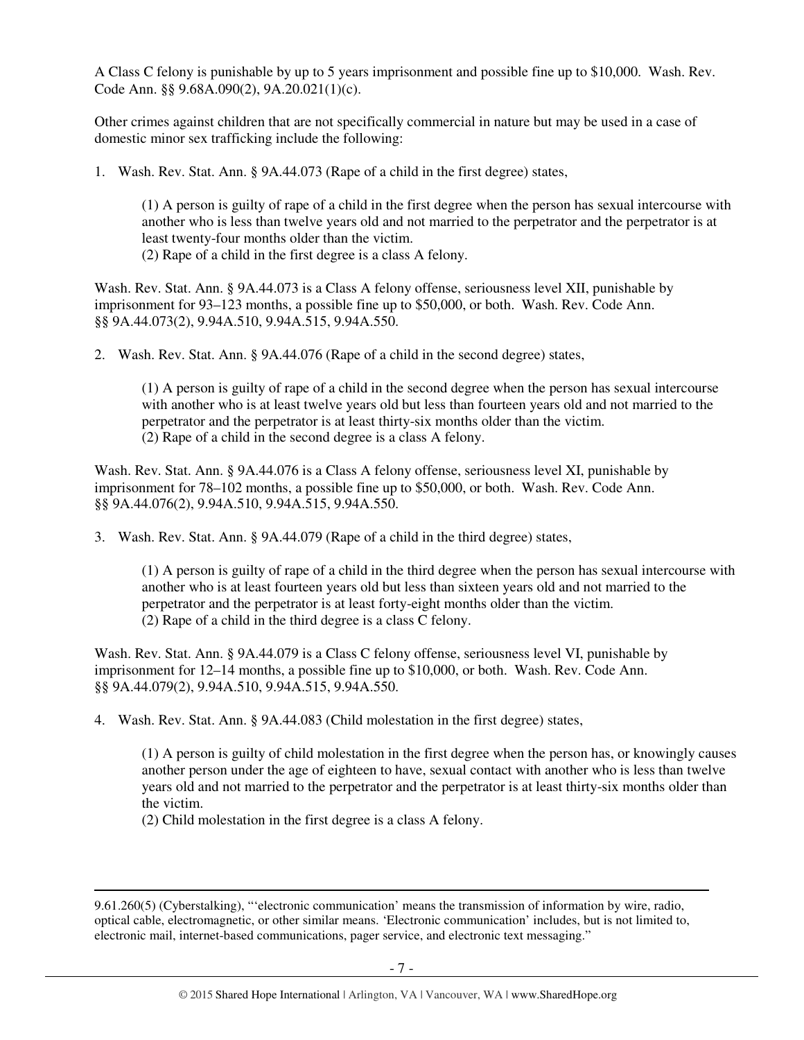A Class C felony is punishable by up to 5 years imprisonment and possible fine up to $10,000. Wash. Rev. Code Ann. §§ 9.68A.090(2), 9A.20.021(1)(c).

Other crimes against children that are not specifically commercial in nature but may be used in a case of domestic minor sex trafficking include the following:

1. Wash. Rev. Stat. Ann. § 9A.44.073 (Rape of a child in the first degree) states,

   (1) A person is guilty of rape of a child in the first degree when the person has sexual intercourse with another who is less than twelve years old and not married to the perpetrator and the perpetrator is at least twenty-four months older than the victim.
   (2) Rape of a child in the first degree is a class A felony.

Wash. Rev. Stat. Ann. § 9A.44.073 is a Class A felony offense, seriousness level XII, punishable by imprisonment for 93–123 months, a possible fine up to $50,000, or both. Wash. Rev. Code Ann. §§ 9A.44.073(2), 9.94A.510, 9.94A.515, 9.94A.550.

2. Wash. Rev. Stat. Ann. § 9A.44.076 (Rape of a child in the second degree) states,

   (1) A person is guilty of rape of a child in the second degree when the person has sexual intercourse with another who is at least twelve years old but less than fourteen years old and not married to the perpetrator and the perpetrator is at least thirty-six months older than the victim.
   (2) Rape of a child in the second degree is a class A felony.

Wash. Rev. Stat. Ann. § 9A.44.076 is a Class A felony offense, seriousness level XI, punishable by imprisonment for 78–102 months, a possible fine up to $50,000, or both. Wash. Rev. Code Ann. §§ 9A.44.076(2), 9.94A.510, 9.94A.515, 9.94A.550.

3. Wash. Rev. Stat. Ann. § 9A.44.079 (Rape of a child in the third degree) states,

   (1) A person is guilty of rape of a child in the third degree when the person has sexual intercourse with another who is at least fourteen years old but less than sixteen years old and not married to the perpetrator and the perpetrator is at least forty-eight months older than the victim.
   (2) Rape of a child in the third degree is a class C felony.

Wash. Rev. Stat. Ann. § 9A.44.079 is a Class C felony offense, seriousness level VI, punishable by imprisonment for 12–14 months, a possible fine up to $10,000, or both. Wash. Rev. Code Ann. §§ 9A.44.079(2), 9.94A.510, 9.94A.515, 9.94A.550.

4. Wash. Rev. Stat. Ann. § 9A.44.083 (Child molestation in the first degree) states,

   (1) A person is guilty of child molestation in the first degree when the person has, or knowingly causes another person under the age of eighteen to have, sexual contact with another who is less than twelve years old and not married to the perpetrator and the perpetrator is at least thirty-six months older than the victim.
   (2) Child molestation in the first degree is a class A felony.

---

9.61.260(5) (Cyberstalking), "'electronic communication' means the transmission of information by wire, radio, optical cable, electromagnetic, or other similar means. 'Electronic communication' includes, but is not limited to, electronic mail, internet-based communications, pager service, and electronic text messaging."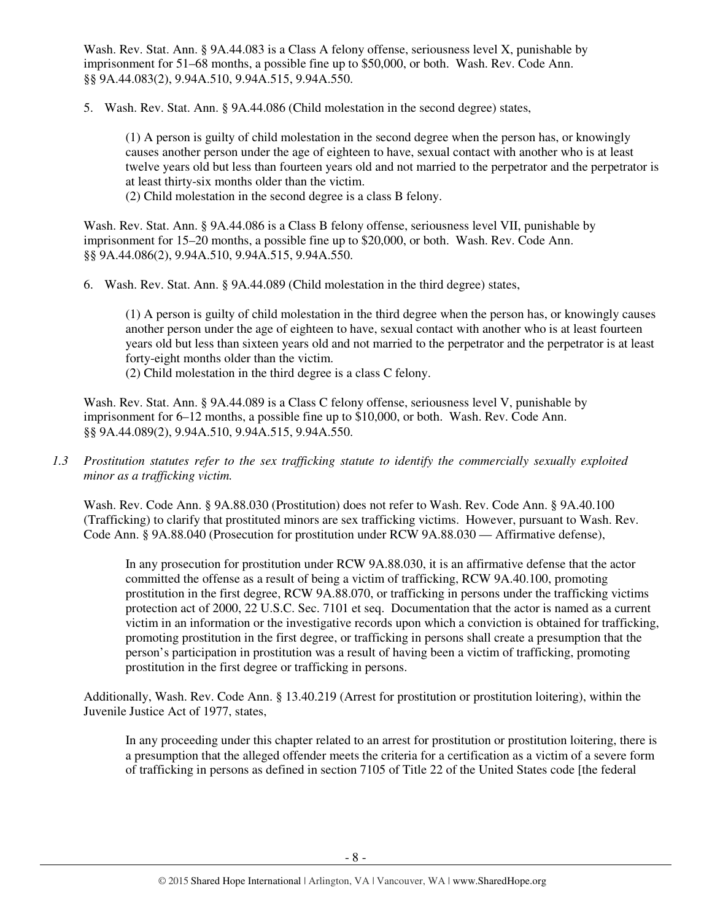Wash. Rev. Stat. Ann. § 9A.44.083 is a Class A felony offense, seriousness level X, punishable by imprisonment for 51–68 months, a possible fine up to $50,000, or both. Wash. Rev. Code Ann. §§ 9A.44.083(2), 9.94A.510, 9.94A.515, 9.94A.550.

5. Wash. Rev. Stat. Ann. § 9A.44.086 (Child molestation in the second degree) states,

   > (1) A person is guilty of child molestation in the second degree when the person has, or knowingly causes another person under the age of eighteen to have, sexual contact with another who is at least twelve years old but less than fourteen years old and not married to the perpetrator and the perpetrator is at least thirty-six months older than the victim.
   > (2) Child molestation in the second degree is a class B felony.

   Wash. Rev. Stat. Ann. § 9A.44.086 is a Class B felony offense, seriousness level VII, punishable by imprisonment for 15–20 months, a possible fine up to $20,000, or both. Wash. Rev. Code Ann. §§ 9A.44.086(2), 9.94A.510, 9.94A.515, 9.94A.550.

6. Wash. Rev. Stat. Ann. § 9A.44.089 (Child molestation in the third degree) states,

   > (1) A person is guilty of child molestation in the third degree when the person has, or knowingly causes another person under the age of eighteen to have, sexual contact with another who is at least fourteen years old but less than sixteen years old and not married to the perpetrator and the perpetrator is at least forty-eight months older than the victim.
   > (2) Child molestation in the third degree is a class C felony.

   Wash. Rev. Stat. Ann. § 9A.44.089 is a Class C felony offense, seriousness level V, punishable by imprisonment for 6–12 months, a possible fine up to $10,000, or both. Wash. Rev. Code Ann. §§ 9A.44.089(2), 9.94A.510, 9.94A.515, 9.94A.550.

*1.3 Prostitution statutes refer to the sex trafficking statute to identify the commercially sexually exploited minor as a trafficking victim.*

Wash. Rev. Code Ann. § 9A.88.030 (Prostitution) does not refer to Wash. Rev. Code Ann. § 9A.40.100 (Trafficking) to clarify that prostituted minors are sex trafficking victims. However, pursuant to Wash. Rev. Code Ann. § 9A.88.040 (Prosecution for prostitution under RCW 9A.88.030 — Affirmative defense),

> In any prosecution for prostitution under RCW 9A.88.030, it is an affirmative defense that the actor committed the offense as a result of being a victim of trafficking, RCW 9A.40.100, promoting prostitution in the first degree, RCW 9A.88.070, or trafficking in persons under the trafficking victims protection act of 2000, 22 U.S.C. Sec. 7101 et seq. Documentation that the actor is named as a current victim in an information or the investigative records upon which a conviction is obtained for trafficking, promoting prostitution in the first degree, or trafficking in persons shall create a presumption that the person's participation in prostitution was a result of having been a victim of trafficking, promoting prostitution in the first degree or trafficking in persons.

Additionally, Wash. Rev. Code Ann. § 13.40.219 (Arrest for prostitution or prostitution loitering), within the Juvenile Justice Act of 1977, states,

> In any proceeding under this chapter related to an arrest for prostitution or prostitution loitering, there is a presumption that the alleged offender meets the criteria for a certification as a victim of a severe form of trafficking in persons as defined in section 7105 of Title 22 of the United States code [the federal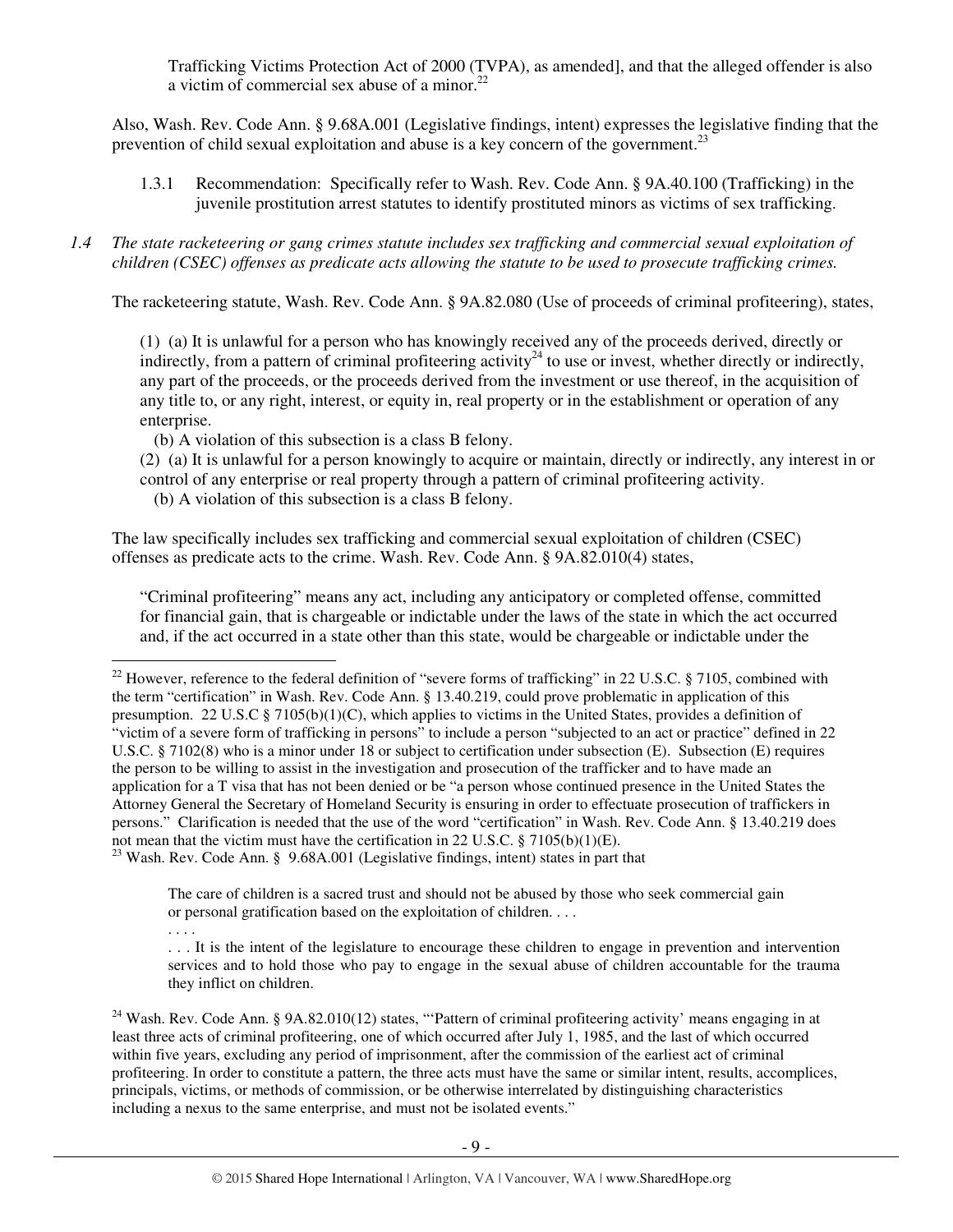Trafficking Victims Protection Act of 2000 (TVPA), as amended], and that the alleged offender is also a victim of commercial sex abuse of a minor.[22]

Also, Wash. Rev. Code Ann. § 9.68A.001 (Legislative findings, intent) expresses the legislative finding that the prevention of child sexual exploitation and abuse is a key concern of the government.[23]

1.3.1 Recommendation: Specifically refer to Wash. Rev. Code Ann. § 9A.40.100 (Trafficking) in the juvenile prostitution arrest statutes to identify prostituted minors as victims of sex trafficking.

*1.4 The state racketeering or gang crimes statute includes sex trafficking and commercial sexual exploitation of children (CSEC) offenses as predicate acts allowing the statute to be used to prosecute trafficking crimes.*

The racketeering statute, Wash. Rev. Code Ann. § 9A.82.080 (Use of proceeds of criminal profiteering), states,

> (1) (a) It is unlawful for a person who has knowingly received any of the proceeds derived, directly or indirectly, from a pattern of criminal profiteering activity[24] to use or invest, whether directly or indirectly, any part of the proceeds, or the proceeds derived from the investment or use thereof, in the acquisition of any title to, or any right, interest, or equity in, real property or in the establishment or operation of any enterprise.
> (b) A violation of this subsection is a class B felony.
> (2) (a) It is unlawful for a person knowingly to acquire or maintain, directly or indirectly, any interest in or control of any enterprise or real property through a pattern of criminal profiteering activity.
> (b) A violation of this subsection is a class B felony.

The law specifically includes sex trafficking and commercial sexual exploitation of children (CSEC) offenses as predicate acts to the crime. Wash. Rev. Code Ann. § 9A.82.010(4) states,

> "Criminal profiteering" means any act, including any anticipatory or completed offense, committed for financial gain, that is chargeable or indictable under the laws of the state in which the act occurred and, if the act occurred in a state other than this state, would be chargeable or indictable under the

---

[22] However, reference to the federal definition of "severe forms of trafficking" in 22 U.S.C. § 7105, combined with the term "certification" in Wash. Rev. Code Ann. § 13.40.219, could prove problematic in application of this presumption. 22 U.S.C § 7105(b)(1)(C), which applies to victims in the United States, provides a definition of "victim of a severe form of trafficking in persons" to include a person "subjected to an act or practice" defined in 22 U.S.C. § 7102(8) who is a minor under 18 or subject to certification under subsection (E). Subsection (E) requires the person to be willing to assist in the investigation and prosecution of the trafficker and to have made an application for a T visa that has not been denied or be "a person whose continued presence in the United States the Attorney General the Secretary of Homeland Security is ensuring in order to effectuate prosecution of traffickers in persons." Clarification is needed that the use of the word "certification" in Wash. Rev. Code Ann. § 13.40.219 does not mean that the victim must have the certification in 22 U.S.C. § 7105(b)(1)(E).

[23] Wash. Rev. Code Ann. § 9.68A.001 (Legislative findings, intent) states in part that

> The care of children is a sacred trust and should not be abused by those who seek commercial gain or personal gratification based on the exploitation of children. . . .
> . . . .
> . . . It is the intent of the legislature to encourage these children to engage in prevention and intervention services and to hold those who pay to engage in the sexual abuse of children accountable for the trauma they inflict on children.

[24] Wash. Rev. Code Ann. § 9A.82.010(12) states, "'Pattern of criminal profiteering activity' means engaging in at least three acts of criminal profiteering, one of which occurred after July 1, 1985, and the last of which occurred within five years, excluding any period of imprisonment, after the commission of the earliest act of criminal profiteering. In order to constitute a pattern, the three acts must have the same or similar intent, results, accomplices, principals, victims, or methods of commission, or be otherwise interrelated by distinguishing characteristics including a nexus to the same enterprise, and must not be isolated events."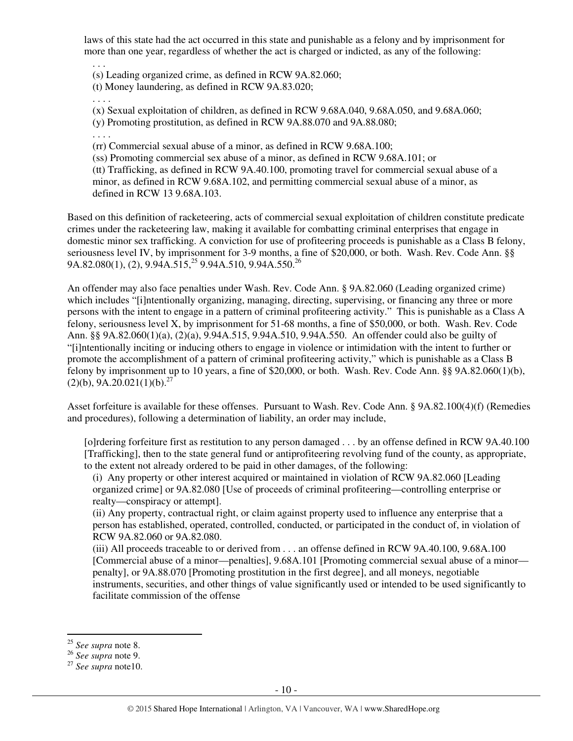laws of this state had the act occurred in this state and punishable as a felony and by imprisonment for more than one year, regardless of whether the act is charged or indicted, as any of the following:

> . . .
>
> (s) Leading organized crime, as defined in RCW 9A.82.060;
>
> (t) Money laundering, as defined in RCW 9A.83.020;
>
> . . . .
>
> (x) Sexual exploitation of children, as defined in RCW 9.68A.040, 9.68A.050, and 9.68A.060;
>
> (y) Promoting prostitution, as defined in RCW 9A.88.070 and 9A.88.080;
>
> . . . .
>
> (rr) Commercial sexual abuse of a minor, as defined in RCW 9.68A.100;
>
> (ss) Promoting commercial sex abuse of a minor, as defined in RCW 9.68A.101; or
>
> (tt) Trafficking, as defined in RCW 9A.40.100, promoting travel for commercial sexual abuse of a minor, as defined in RCW 9.68A.102, and permitting commercial sexual abuse of a minor, as defined in RCW 13 9.68A.103.

Based on this definition of racketeering, acts of commercial sexual exploitation of children constitute predicate crimes under the racketeering law, making it available for combatting criminal enterprises that engage in domestic minor sex trafficking. A conviction for use of profiteering proceeds is punishable as a Class B felony, seriousness level IV, by imprisonment for 3-9 months, a fine of $20,000, or both. Wash. Rev. Code Ann. §§ 9A.82.080(1), (2), 9.94A.515,[25] 9.94A.510, 9.94A.550.[26]

An offender may also face penalties under Wash. Rev. Code Ann. § 9A.82.060 (Leading organized crime) which includes "[i]ntentionally organizing, managing, directing, supervising, or financing any three or more persons with the intent to engage in a pattern of criminal profiteering activity." This is punishable as a Class A felony, seriousness level X, by imprisonment for 51-68 months, a fine of $50,000, or both. Wash. Rev. Code Ann. §§ 9A.82.060(1)(a), (2)(a), 9.94A.515, 9.94A.510, 9.94A.550. An offender could also be guilty of "[i]ntentionally inciting or inducing others to engage in violence or intimidation with the intent to further or promote the accomplishment of a pattern of criminal profiteering activity," which is punishable as a Class B felony by imprisonment up to 10 years, a fine of $20,000, or both. Wash. Rev. Code Ann. §§ 9A.82.060(1)(b), (2)(b), 9A.20.021(1)(b).[27]

Asset forfeiture is available for these offenses. Pursuant to Wash. Rev. Code Ann. § 9A.82.100(4)(f) (Remedies and procedures), following a determination of liability, an order may include,

> [o]rdering forfeiture first as restitution to any person damaged . . . by an offense defined in RCW 9A.40.100 [Trafficking], then to the state general fund or antiprofiteering revolving fund of the county, as appropriate, to the extent not already ordered to be paid in other damages, of the following:
>
> (i) Any property or other interest acquired or maintained in violation of RCW 9A.82.060 [Leading organized crime] or 9A.82.080 [Use of proceeds of criminal profiteering—controlling enterprise or realty—conspiracy or attempt].
>
> (ii) Any property, contractual right, or claim against property used to influence any enterprise that a person has established, operated, controlled, conducted, or participated in the conduct of, in violation of RCW 9A.82.060 or 9A.82.080.
>
> (iii) All proceeds traceable to or derived from . . . an offense defined in RCW 9A.40.100, 9.68A.100 [Commercial abuse of a minor—penalties], 9.68A.101 [Promoting commercial sexual abuse of a minor—penalty], or 9A.88.070 [Promoting prostitution in the first degree], and all moneys, negotiable instruments, securities, and other things of value significantly used or intended to be used significantly to facilitate commission of the offense

---

[25] *See supra* note 8.

[26] *See supra* note 9.

[27] *See supra* note10.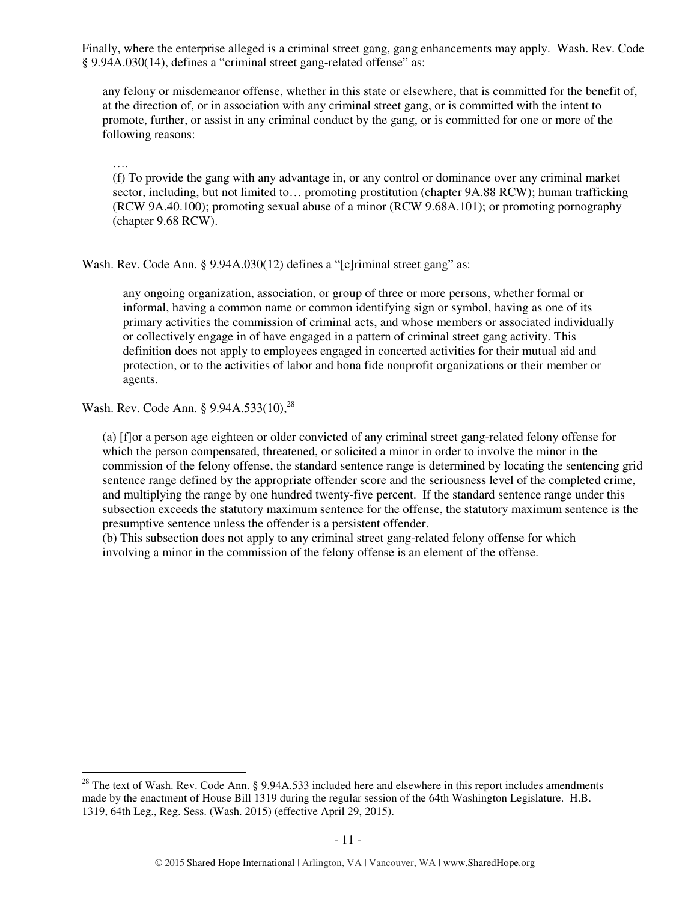Finally, where the enterprise alleged is a criminal street gang, gang enhancements may apply. Wash. Rev. Code § 9.94A.030(14), defines a "criminal street gang-related offense" as:

> any felony or misdemeanor offense, whether in this state or elsewhere, that is committed for the benefit of, at the direction of, or in association with any criminal street gang, or is committed with the intent to promote, further, or assist in any criminal conduct by the gang, or is committed for one or more of the following reasons:
>
> ….
>
> (f) To provide the gang with any advantage in, or any control or dominance over any criminal market sector, including, but not limited to… promoting prostitution (chapter 9A.88 RCW); human trafficking (RCW 9A.40.100); promoting sexual abuse of a minor (RCW 9.68A.101); or promoting pornography (chapter 9.68 RCW).

Wash. Rev. Code Ann. § 9.94A.030(12) defines a "[c]riminal street gang" as:

> any ongoing organization, association, or group of three or more persons, whether formal or informal, having a common name or common identifying sign or symbol, having as one of its primary activities the commission of criminal acts, and whose members or associated individually or collectively engage in of have engaged in a pattern of criminal street gang activity. This definition does not apply to employees engaged in concerted activities for their mutual aid and protection, or to the activities of labor and bona fide nonprofit organizations or their member or agents.

Wash. Rev. Code Ann. § 9.94A.533(10),[28]

> (a) [f]or a person age eighteen or older convicted of any criminal street gang-related felony offense for which the person compensated, threatened, or solicited a minor in order to involve the minor in the commission of the felony offense, the standard sentence range is determined by locating the sentencing grid sentence range defined by the appropriate offender score and the seriousness level of the completed crime, and multiplying the range by one hundred twenty-five percent. If the standard sentence range under this subsection exceeds the statutory maximum sentence for the offense, the statutory maximum sentence is the presumptive sentence unless the offender is a persistent offender.
> (b) This subsection does not apply to any criminal street gang-related felony offense for which involving a minor in the commission of the felony offense is an element of the offense.

---

[28] The text of Wash. Rev. Code Ann. § 9.94A.533 included here and elsewhere in this report includes amendments made by the enactment of House Bill 1319 during the regular session of the 64th Washington Legislature. H.B. 1319, 64th Leg., Reg. Sess. (Wash. 2015) (effective April 29, 2015).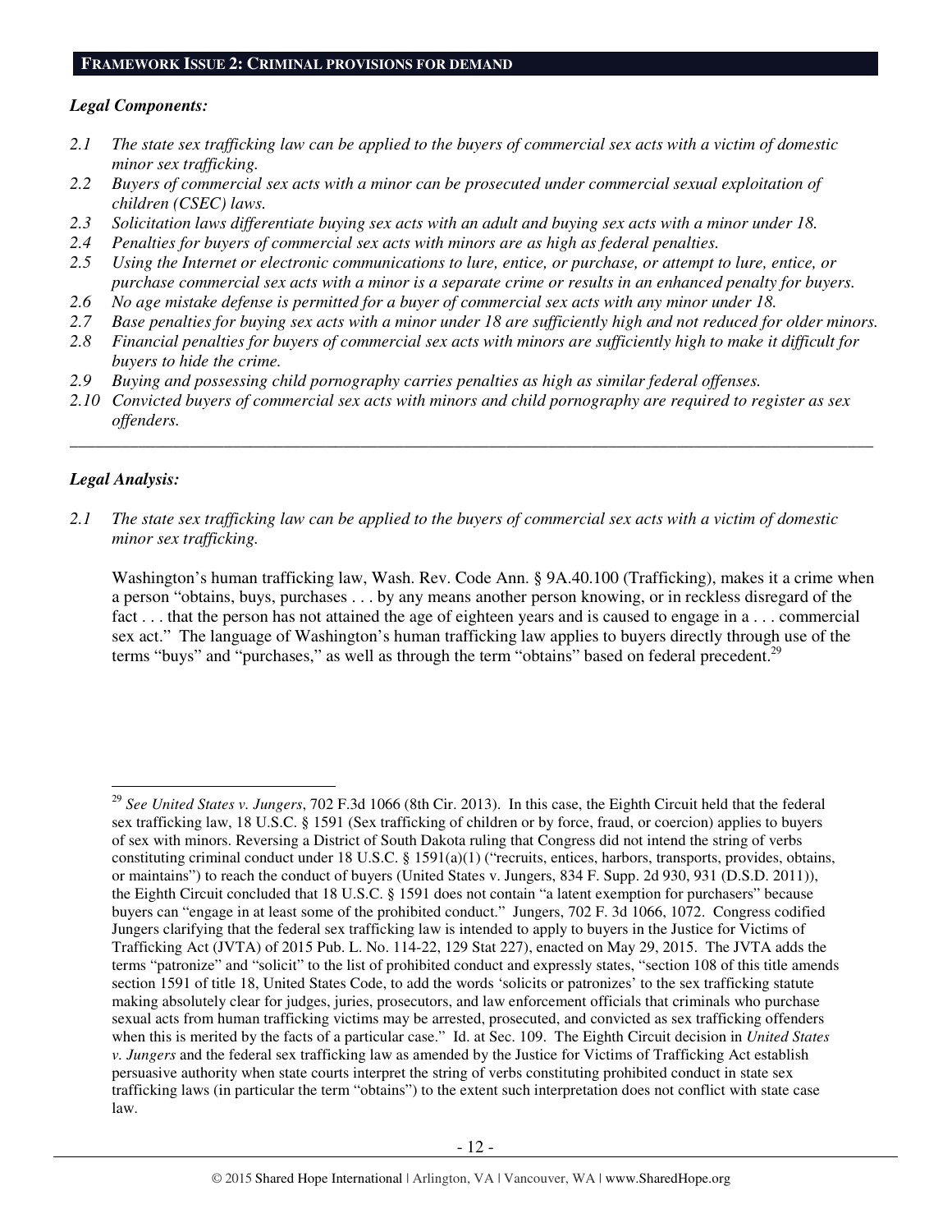**FRAMEWORK ISSUE 2: CRIMINAL PROVISIONS FOR DEMAND**

***Legal Components:***

*2.1 The state sex trafficking law can be applied to the buyers of commercial sex acts with a victim of domestic minor sex trafficking.*
*2.2 Buyers of commercial sex acts with a minor can be prosecuted under commercial sexual exploitation of children (CSEC) laws.*
*2.3 Solicitation laws differentiate buying sex acts with an adult and buying sex acts with a minor under 18.*
*2.4 Penalties for buyers of commercial sex acts with minors are as high as federal penalties.*
*2.5 Using the Internet or electronic communications to lure, entice, or purchase, or attempt to lure, entice, or purchase commercial sex acts with a minor is a separate crime or results in an enhanced penalty for buyers.*
*2.6 No age mistake defense is permitted for a buyer of commercial sex acts with any minor under 18.*
*2.7 Base penalties for buying sex acts with a minor under 18 are sufficiently high and not reduced for older minors.*
*2.8 Financial penalties for buyers of commercial sex acts with minors are sufficiently high to make it difficult for buyers to hide the crime.*
*2.9 Buying and possessing child pornography carries penalties as high as similar federal offenses.*
*2.10 Convicted buyers of commercial sex acts with minors and child pornography are required to register as sex offenders.*

---

***Legal Analysis:***

*2.1 The state sex trafficking law can be applied to the buyers of commercial sex acts with a victim of domestic minor sex trafficking.*

Washington's human trafficking law, Wash. Rev. Code Ann. § 9A.40.100 (Trafficking), makes it a crime when a person "obtains, buys, purchases . . . by any means another person knowing, or in reckless disregard of the fact . . . that the person has not attained the age of eighteen years and is caused to engage in a . . . commercial sex act." The language of Washington's human trafficking law applies to buyers directly through use of the terms "buys" and "purchases," as well as through the term "obtains" based on federal precedent.[29]

---

[29] *See United States v. Jungers*, 702 F.3d 1066 (8th Cir. 2013). In this case, the Eighth Circuit held that the federal sex trafficking law, 18 U.S.C. § 1591 (Sex trafficking of children or by force, fraud, or coercion) applies to buyers of sex with minors. Reversing a District of South Dakota ruling that Congress did not intend the string of verbs constituting criminal conduct under 18 U.S.C. § 1591(a)(1) ("recruits, entices, harbors, transports, provides, obtains, or maintains") to reach the conduct of buyers (United States v. Jungers, 834 F. Supp. 2d 930, 931 (D.S.D. 2011)), the Eighth Circuit concluded that 18 U.S.C. § 1591 does not contain "a latent exemption for purchasers" because buyers can "engage in at least some of the prohibited conduct." Jungers, 702 F. 3d 1066, 1072. Congress codified Jungers clarifying that the federal sex trafficking law is intended to apply to buyers in the Justice for Victims of Trafficking Act (JVTA) of 2015 Pub. L. No. 114-22, 129 Stat 227), enacted on May 29, 2015. The JVTA adds the terms "patronize" and "solicit" to the list of prohibited conduct and expressly states, "section 108 of this title amends section 1591 of title 18, United States Code, to add the words 'solicits or patronizes' to the sex trafficking statute making absolutely clear for judges, juries, prosecutors, and law enforcement officials that criminals who purchase sexual acts from human trafficking victims may be arrested, prosecuted, and convicted as sex trafficking offenders when this is merited by the facts of a particular case." Id. at Sec. 109. The Eighth Circuit decision in *United States v. Jungers* and the federal sex trafficking law as amended by the Justice for Victims of Trafficking Act establish persuasive authority when state courts interpret the string of verbs constituting prohibited conduct in state sex trafficking laws (in particular the term "obtains") to the extent such interpretation does not conflict with state case law.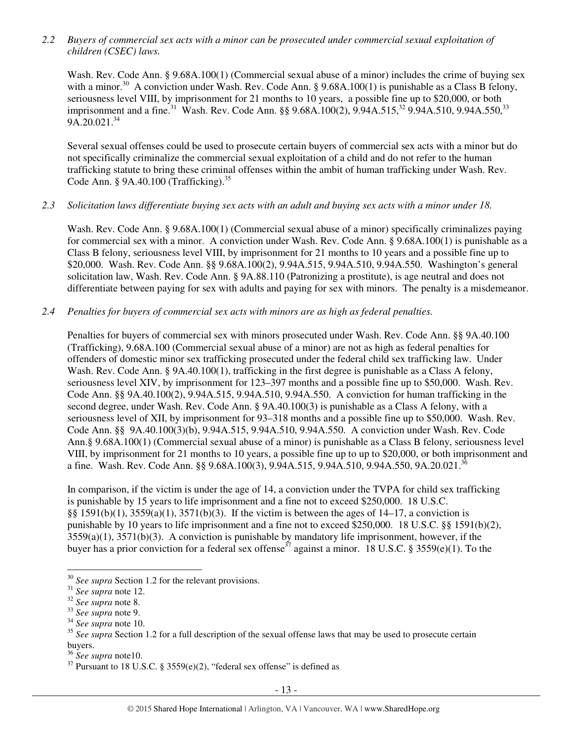*2.2 Buyers of commercial sex acts with a minor can be prosecuted under commercial sexual exploitation of children (CSEC) laws.*

Wash. Rev. Code Ann. § 9.68A.100(1) (Commercial sexual abuse of a minor) includes the crime of buying sex with a minor.[30] A conviction under Wash. Rev. Code Ann. § 9.68A.100(1) is punishable as a Class B felony, seriousness level VIII, by imprisonment for 21 months to 10 years, a possible fine up to $20,000, or both imprisonment and a fine.[31] Wash. Rev. Code Ann. §§ 9.68A.100(2), 9.94A.515,[32] 9.94A.510, 9.94A.550,[33] 9A.20.021.[34]

Several sexual offenses could be used to prosecute certain buyers of commercial sex acts with a minor but do not specifically criminalize the commercial sexual exploitation of a child and do not refer to the human trafficking statute to bring these criminal offenses within the ambit of human trafficking under Wash. Rev. Code Ann. § 9A.40.100 (Trafficking).[35]

*2.3 Solicitation laws differentiate buying sex acts with an adult and buying sex acts with a minor under 18.*

Wash. Rev. Code Ann. § 9.68A.100(1) (Commercial sexual abuse of a minor) specifically criminalizes paying for commercial sex with a minor. A conviction under Wash. Rev. Code Ann. § 9.68A.100(1) is punishable as a Class B felony, seriousness level VIII, by imprisonment for 21 months to 10 years and a possible fine up to $20,000. Wash. Rev. Code Ann. §§ 9.68A.100(2), 9.94A.515, 9.94A.510, 9.94A.550. Washington's general solicitation law, Wash. Rev. Code Ann. § 9A.88.110 (Patronizing a prostitute), is age neutral and does not differentiate between paying for sex with adults and paying for sex with minors. The penalty is a misdemeanor.

*2.4 Penalties for buyers of commercial sex acts with minors are as high as federal penalties.*

Penalties for buyers of commercial sex with minors prosecuted under Wash. Rev. Code Ann. §§ 9A.40.100 (Trafficking), 9.68A.100 (Commercial sexual abuse of a minor) are not as high as federal penalties for offenders of domestic minor sex trafficking prosecuted under the federal child sex trafficking law. Under Wash. Rev. Code Ann. § 9A.40.100(1), trafficking in the first degree is punishable as a Class A felony, seriousness level XIV, by imprisonment for 123–397 months and a possible fine up to $50,000. Wash. Rev. Code Ann. §§ 9A.40.100(2), 9.94A.515, 9.94A.510, 9.94A.550. A conviction for human trafficking in the second degree, under Wash. Rev. Code Ann. § 9A.40.100(3) is punishable as a Class A felony, with a seriousness level of XII, by imprisonment for 93–318 months and a possible fine up to $50,000. Wash. Rev. Code Ann. §§ 9A.40.100(3)(b), 9.94A.515, 9.94A.510, 9.94A.550. A conviction under Wash. Rev. Code Ann.§ 9.68A.100(1) (Commercial sexual abuse of a minor) is punishable as a Class B felony, seriousness level VIII, by imprisonment for 21 months to 10 years, a possible fine up to up to $20,000, or both imprisonment and a fine. Wash. Rev. Code Ann. §§ 9.68A.100(3), 9.94A.515, 9.94A.510, 9.94A.550, 9A.20.021.[36]

In comparison, if the victim is under the age of 14, a conviction under the TVPA for child sex trafficking is punishable by 15 years to life imprisonment and a fine not to exceed $250,000. 18 U.S.C. §§ 1591(b)(1), 3559(a)(1), 3571(b)(3). If the victim is between the ages of 14–17, a conviction is punishable by 10 years to life imprisonment and a fine not to exceed $250,000. 18 U.S.C. §§ 1591(b)(2), 3559(a)(1), 3571(b)(3). A conviction is punishable by mandatory life imprisonment, however, if the buyer has a prior conviction for a federal sex offense[37] against a minor. 18 U.S.C. § 3559(e)(1). To the

---

[30] *See supra* Section 1.2 for the relevant provisions.
[31] *See supra* note 12.
[32] *See supra* note 8.
[33] *See supra* note 9.
[34] *See supra* note 10.
[35] *See supra* Section 1.2 for a full description of the sexual offense laws that may be used to prosecute certain buyers.
[36] *See supra* note10.
[37] Pursuant to 18 U.S.C. § 3559(e)(2), "federal sex offense" is defined as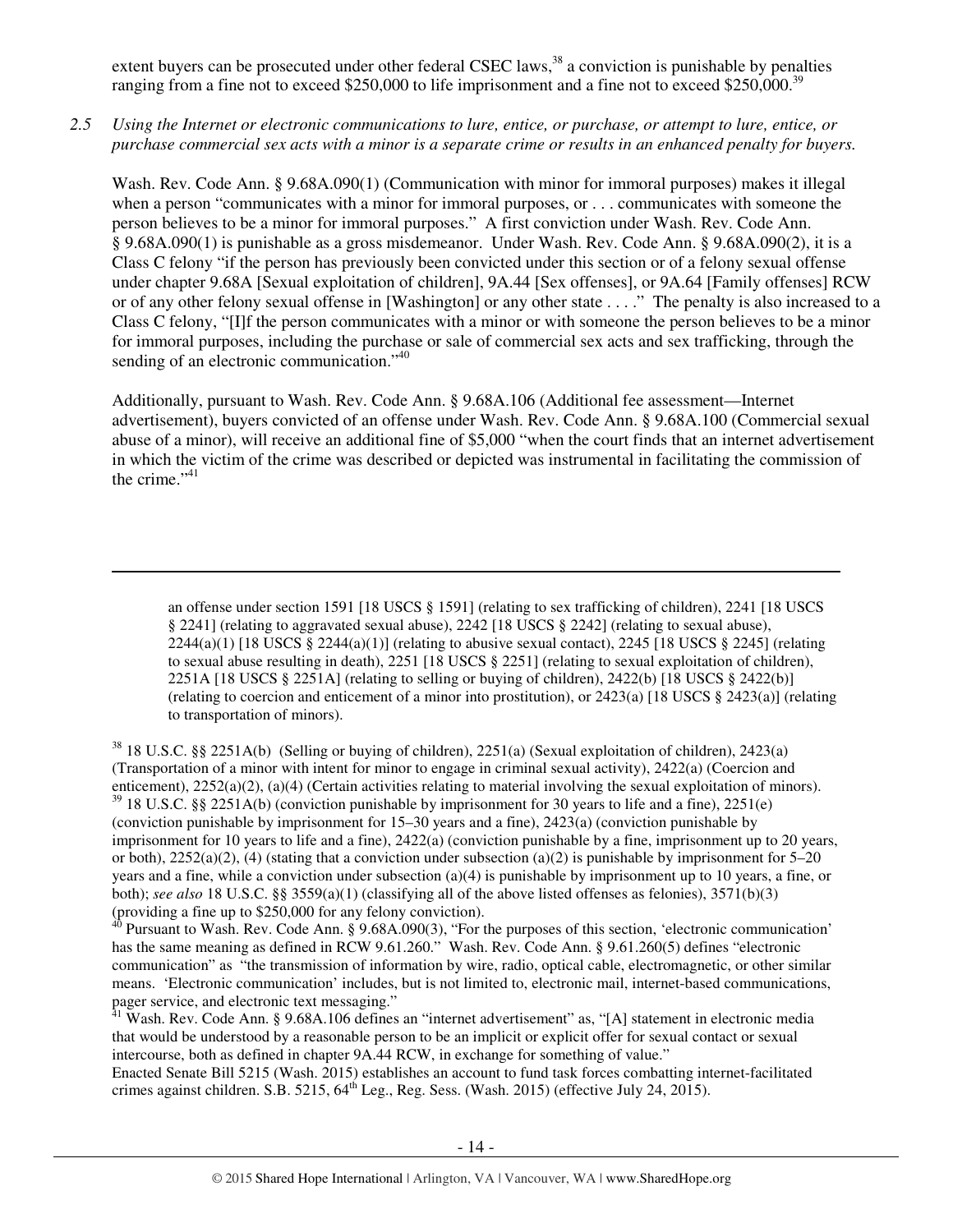extent buyers can be prosecuted under other federal CSEC laws,[38] a conviction is punishable by penalties ranging from a fine not to exceed $250,000 to life imprisonment and a fine not to exceed $250,000.[39]

*2.5 Using the Internet or electronic communications to lure, entice, or purchase, or attempt to lure, entice, or purchase commercial sex acts with a minor is a separate crime or results in an enhanced penalty for buyers.*

Wash. Rev. Code Ann. § 9.68A.090(1) (Communication with minor for immoral purposes) makes it illegal when a person "communicates with a minor for immoral purposes, or . . . communicates with someone the person believes to be a minor for immoral purposes." A first conviction under Wash. Rev. Code Ann. § 9.68A.090(1) is punishable as a gross misdemeanor. Under Wash. Rev. Code Ann. § 9.68A.090(2), it is a Class C felony "if the person has previously been convicted under this section or of a felony sexual offense under chapter 9.68A [Sexual exploitation of children], 9A.44 [Sex offenses], or 9A.64 [Family offenses] RCW or of any other felony sexual offense in [Washington] or any other state . . . ." The penalty is also increased to a Class C felony, "[I]f the person communicates with a minor or with someone the person believes to be a minor for immoral purposes, including the purchase or sale of commercial sex acts and sex trafficking, through the sending of an electronic communication."[40]

Additionally, pursuant to Wash. Rev. Code Ann. § 9.68A.106 (Additional fee assessment—Internet advertisement), buyers convicted of an offense under Wash. Rev. Code Ann. § 9.68A.100 (Commercial sexual abuse of a minor), will receive an additional fine of $5,000 "when the court finds that an internet advertisement in which the victim of the crime was described or depicted was instrumental in facilitating the commission of the crime."[41]

---

an offense under section 1591 [18 USCS § 1591] (relating to sex trafficking of children), 2241 [18 USCS § 2241] (relating to aggravated sexual abuse), 2242 [18 USCS § 2242] (relating to sexual abuse), 2244(a)(1) [18 USCS § 2244(a)(1)] (relating to abusive sexual contact), 2245 [18 USCS § 2245] (relating to sexual abuse resulting in death), 2251 [18 USCS § 2251] (relating to sexual exploitation of children), 2251A [18 USCS § 2251A] (relating to selling or buying of children), 2422(b) [18 USCS § 2422(b)] (relating to coercion and enticement of a minor into prostitution), or 2423(a) [18 USCS § 2423(a)] (relating to transportation of minors).

[38] 18 U.S.C. §§ 2251A(b) (Selling or buying of children), 2251(a) (Sexual exploitation of children), 2423(a) (Transportation of a minor with intent for minor to engage in criminal sexual activity), 2422(a) (Coercion and enticement), 2252(a)(2), (a)(4) (Certain activities relating to material involving the sexual exploitation of minors).

[39] 18 U.S.C. §§ 2251A(b) (conviction punishable by imprisonment for 30 years to life and a fine), 2251(e) (conviction punishable by imprisonment for 15–30 years and a fine), 2423(a) (conviction punishable by imprisonment for 10 years to life and a fine), 2422(a) (conviction punishable by a fine, imprisonment up to 20 years, or both), 2252(a)(2), (4) (stating that a conviction under subsection (a)(2) is punishable by imprisonment for 5–20 years and a fine, while a conviction under subsection (a)(4) is punishable by imprisonment up to 10 years, a fine, or both); *see also* 18 U.S.C. §§ 3559(a)(1) (classifying all of the above listed offenses as felonies), 3571(b)(3) (providing a fine up to $250,000 for any felony conviction).

[40] Pursuant to Wash. Rev. Code Ann. § 9.68A.090(3), "For the purposes of this section, 'electronic communication' has the same meaning as defined in RCW 9.61.260." Wash. Rev. Code Ann. § 9.61.260(5) defines "electronic communication" as "the transmission of information by wire, radio, optical cable, electromagnetic, or other similar means. 'Electronic communication' includes, but is not limited to, electronic mail, internet-based communications, pager service, and electronic text messaging."

[41] Wash. Rev. Code Ann. § 9.68A.106 defines an "internet advertisement" as, "[A] statement in electronic media that would be understood by a reasonable person to be an implicit or explicit offer for sexual contact or sexual intercourse, both as defined in chapter 9A.44 RCW, in exchange for something of value."
Enacted Senate Bill 5215 (Wash. 2015) establishes an account to fund task forces combatting internet-facilitated crimes against children. S.B. 5215, 64th Leg., Reg. Sess. (Wash. 2015) (effective July 24, 2015).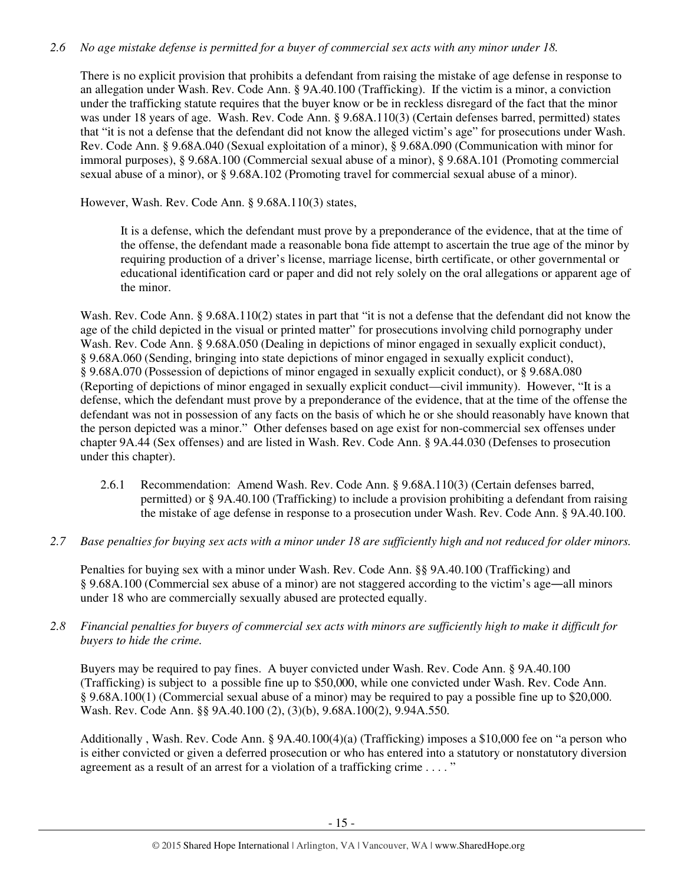*2.6 No age mistake defense is permitted for a buyer of commercial sex acts with any minor under 18.*

There is no explicit provision that prohibits a defendant from raising the mistake of age defense in response to an allegation under Wash. Rev. Code Ann. § 9A.40.100 (Trafficking). If the victim is a minor, a conviction under the trafficking statute requires that the buyer know or be in reckless disregard of the fact that the minor was under 18 years of age. Wash. Rev. Code Ann. § 9.68A.110(3) (Certain defenses barred, permitted) states that "it is not a defense that the defendant did not know the alleged victim's age" for prosecutions under Wash. Rev. Code Ann. § 9.68A.040 (Sexual exploitation of a minor), § 9.68A.090 (Communication with minor for immoral purposes), § 9.68A.100 (Commercial sexual abuse of a minor), § 9.68A.101 (Promoting commercial sexual abuse of a minor), or § 9.68A.102 (Promoting travel for commercial sexual abuse of a minor).

However, Wash. Rev. Code Ann. § 9.68A.110(3) states,

> It is a defense, which the defendant must prove by a preponderance of the evidence, that at the time of the offense, the defendant made a reasonable bona fide attempt to ascertain the true age of the minor by requiring production of a driver's license, marriage license, birth certificate, or other governmental or educational identification card or paper and did not rely solely on the oral allegations or apparent age of the minor.

Wash. Rev. Code Ann. § 9.68A.110(2) states in part that "it is not a defense that the defendant did not know the age of the child depicted in the visual or printed matter" for prosecutions involving child pornography under Wash. Rev. Code Ann. § 9.68A.050 (Dealing in depictions of minor engaged in sexually explicit conduct), § 9.68A.060 (Sending, bringing into state depictions of minor engaged in sexually explicit conduct), § 9.68A.070 (Possession of depictions of minor engaged in sexually explicit conduct), or § 9.68A.080 (Reporting of depictions of minor engaged in sexually explicit conduct—civil immunity). However, "It is a defense, which the defendant must prove by a preponderance of the evidence, that at the time of the offense the defendant was not in possession of any facts on the basis of which he or she should reasonably have known that the person depicted was a minor." Other defenses based on age exist for non-commercial sex offenses under chapter 9A.44 (Sex offenses) and are listed in Wash. Rev. Code Ann. § 9A.44.030 (Defenses to prosecution under this chapter).

2.6.1 Recommendation: Amend Wash. Rev. Code Ann. § 9.68A.110(3) (Certain defenses barred, permitted) or § 9A.40.100 (Trafficking) to include a provision prohibiting a defendant from raising the mistake of age defense in response to a prosecution under Wash. Rev. Code Ann. § 9A.40.100.

*2.7 Base penalties for buying sex acts with a minor under 18 are sufficiently high and not reduced for older minors.*

Penalties for buying sex with a minor under Wash. Rev. Code Ann. §§ 9A.40.100 (Trafficking) and § 9.68A.100 (Commercial sex abuse of a minor) are not staggered according to the victim's age—all minors under 18 who are commercially sexually abused are protected equally.

*2.8 Financial penalties for buyers of commercial sex acts with minors are sufficiently high to make it difficult for buyers to hide the crime.*

Buyers may be required to pay fines. A buyer convicted under Wash. Rev. Code Ann. § 9A.40.100 (Trafficking) is subject to a possible fine up to \$50,000, while one convicted under Wash. Rev. Code Ann. § 9.68A.100(1) (Commercial sexual abuse of a minor) may be required to pay a possible fine up to \$20,000. Wash. Rev. Code Ann. §§ 9A.40.100 (2), (3)(b), 9.68A.100(2), 9.94A.550.

Additionally , Wash. Rev. Code Ann. § 9A.40.100(4)(a) (Trafficking) imposes a \$10,000 fee on "a person who is either convicted or given a deferred prosecution or who has entered into a statutory or nonstatutory diversion agreement as a result of an arrest for a violation of a trafficking crime . . . . "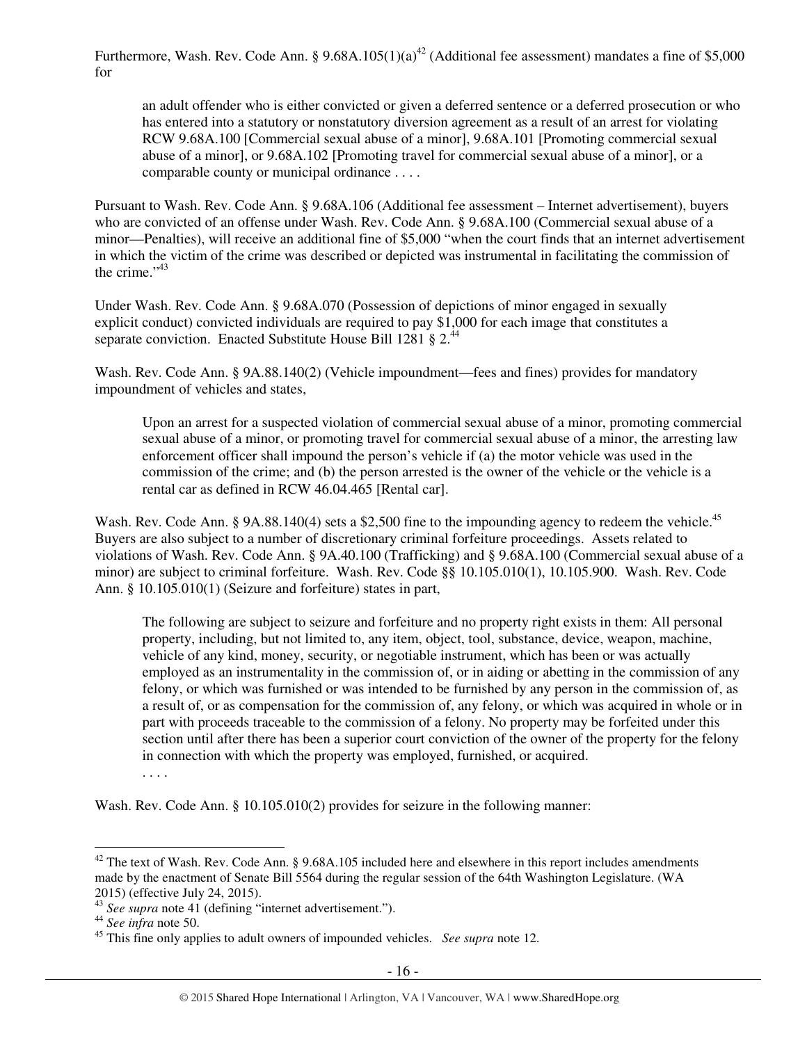Furthermore, Wash. Rev. Code Ann. § 9.68A.105(1)(a)[42] (Additional fee assessment) mandates a fine of $5,000 for

> an adult offender who is either convicted or given a deferred sentence or a deferred prosecution or who has entered into a statutory or nonstatutory diversion agreement as a result of an arrest for violating RCW 9.68A.100 [Commercial sexual abuse of a minor], 9.68A.101 [Promoting commercial sexual abuse of a minor], or 9.68A.102 [Promoting travel for commercial sexual abuse of a minor], or a comparable county or municipal ordinance . . . .

Pursuant to Wash. Rev. Code Ann. § 9.68A.106 (Additional fee assessment – Internet advertisement), buyers who are convicted of an offense under Wash. Rev. Code Ann. § 9.68A.100 (Commercial sexual abuse of a minor—Penalties), will receive an additional fine of $5,000 "when the court finds that an internet advertisement in which the victim of the crime was described or depicted was instrumental in facilitating the commission of the crime."[43]

Under Wash. Rev. Code Ann. § 9.68A.070 (Possession of depictions of minor engaged in sexually explicit conduct) convicted individuals are required to pay $1,000 for each image that constitutes a separate conviction. Enacted Substitute House Bill 1281 § 2.[44]

Wash. Rev. Code Ann. § 9A.88.140(2) (Vehicle impoundment—fees and fines) provides for mandatory impoundment of vehicles and states,

> Upon an arrest for a suspected violation of commercial sexual abuse of a minor, promoting commercial sexual abuse of a minor, or promoting travel for commercial sexual abuse of a minor, the arresting law enforcement officer shall impound the person's vehicle if (a) the motor vehicle was used in the commission of the crime; and (b) the person arrested is the owner of the vehicle or the vehicle is a rental car as defined in RCW 46.04.465 [Rental car].

Wash. Rev. Code Ann. § 9A.88.140(4) sets a $2,500 fine to the impounding agency to redeem the vehicle.[45] Buyers are also subject to a number of discretionary criminal forfeiture proceedings. Assets related to violations of Wash. Rev. Code Ann. § 9A.40.100 (Trafficking) and § 9.68A.100 (Commercial sexual abuse of a minor) are subject to criminal forfeiture. Wash. Rev. Code §§ 10.105.010(1), 10.105.900. Wash. Rev. Code Ann. § 10.105.010(1) (Seizure and forfeiture) states in part,

> The following are subject to seizure and forfeiture and no property right exists in them: All personal property, including, but not limited to, any item, object, tool, substance, device, weapon, machine, vehicle of any kind, money, security, or negotiable instrument, which has been or was actually employed as an instrumentality in the commission of, or in aiding or abetting in the commission of any felony, or which was furnished or was intended to be furnished by any person in the commission of, as a result of, or as compensation for the commission of, any felony, or which was acquired in whole or in part with proceeds traceable to the commission of a felony. No property may be forfeited under this section until after there has been a superior court conviction of the owner of the property for the felony in connection with which the property was employed, furnished, or acquired.
>
> . . . .

Wash. Rev. Code Ann. § 10.105.010(2) provides for seizure in the following manner:

---

[42] The text of Wash. Rev. Code Ann. § 9.68A.105 included here and elsewhere in this report includes amendments made by the enactment of Senate Bill 5564 during the regular session of the 64th Washington Legislature. (WA 2015) (effective July 24, 2015).

[43] *See supra* note 41 (defining "internet advertisement.").

[44] *See infra* note 50.

[45] This fine only applies to adult owners of impounded vehicles. *See supra* note 12.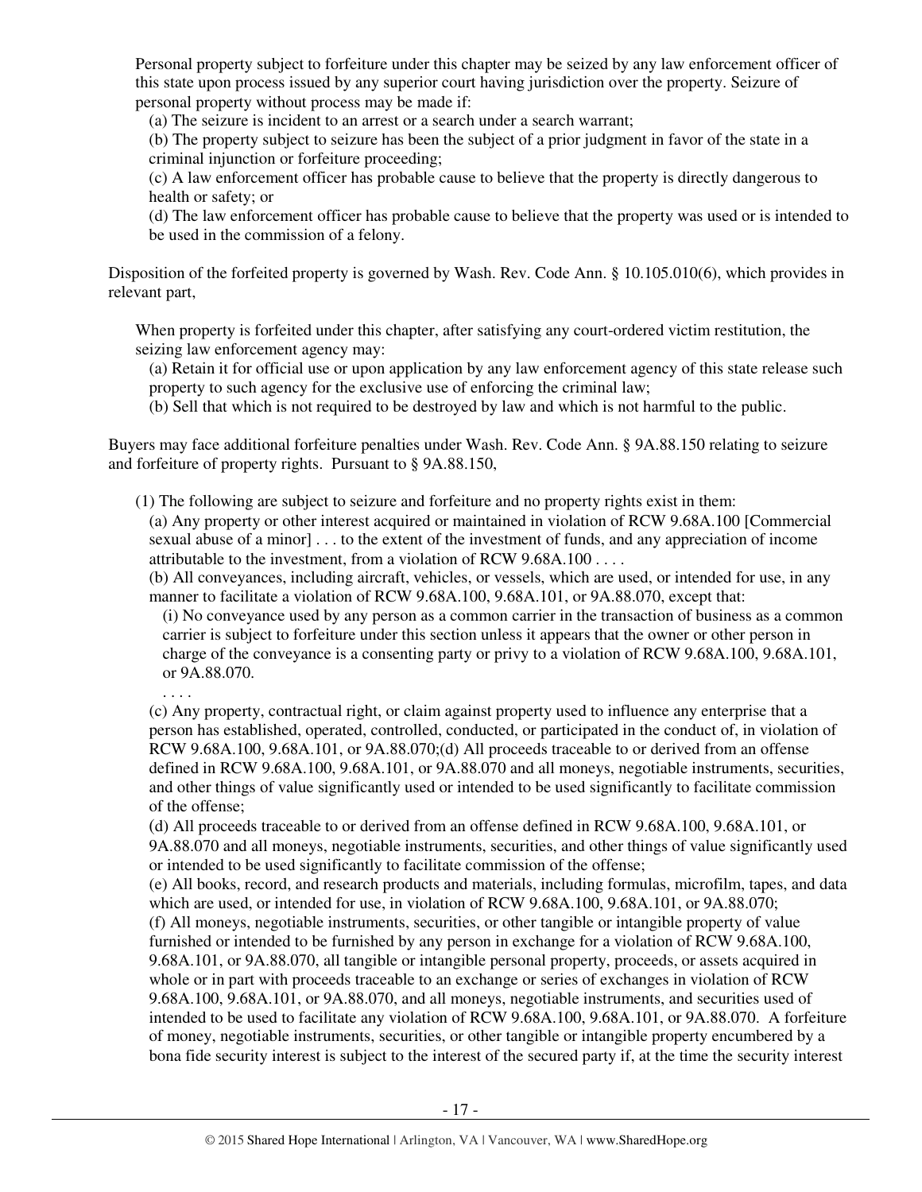Personal property subject to forfeiture under this chapter may be seized by any law enforcement officer of this state upon process issued by any superior court having jurisdiction over the property. Seizure of personal property without process may be made if:

> (a) The seizure is incident to an arrest or a search under a search warrant;
>
> (b) The property subject to seizure has been the subject of a prior judgment in favor of the state in a criminal injunction or forfeiture proceeding;
>
> (c) A law enforcement officer has probable cause to believe that the property is directly dangerous to health or safety; or
>
> (d) The law enforcement officer has probable cause to believe that the property was used or is intended to be used in the commission of a felony.

Disposition of the forfeited property is governed by Wash. Rev. Code Ann. § 10.105.010(6), which provides in relevant part,

> When property is forfeited under this chapter, after satisfying any court-ordered victim restitution, the seizing law enforcement agency may:
>
> (a) Retain it for official use or upon application by any law enforcement agency of this state release such property to such agency for the exclusive use of enforcing the criminal law;
>
> (b) Sell that which is not required to be destroyed by law and which is not harmful to the public.

Buyers may face additional forfeiture penalties under Wash. Rev. Code Ann. § 9A.88.150 relating to seizure and forfeiture of property rights. Pursuant to § 9A.88.150,

> (1) The following are subject to seizure and forfeiture and no property rights exist in them:
>
> (a) Any property or other interest acquired or maintained in violation of RCW 9.68A.100 [Commercial sexual abuse of a minor] . . . to the extent of the investment of funds, and any appreciation of income attributable to the investment, from a violation of RCW 9.68A.100 . . . .
>
> (b) All conveyances, including aircraft, vehicles, or vessels, which are used, or intended for use, in any manner to facilitate a violation of RCW 9.68A.100, 9.68A.101, or 9A.88.070, except that:
>
> (i) No conveyance used by any person as a common carrier in the transaction of business as a common carrier is subject to forfeiture under this section unless it appears that the owner or other person in charge of the conveyance is a consenting party or privy to a violation of RCW 9.68A.100, 9.68A.101, or 9A.88.070.
>
> . . . .
>
> (c) Any property, contractual right, or claim against property used to influence any enterprise that a person has established, operated, controlled, conducted, or participated in the conduct of, in violation of RCW 9.68A.100, 9.68A.101, or 9A.88.070;(d) All proceeds traceable to or derived from an offense defined in RCW 9.68A.100, 9.68A.101, or 9A.88.070 and all moneys, negotiable instruments, securities, and other things of value significantly used or intended to be used significantly to facilitate commission of the offense;
>
> (d) All proceeds traceable to or derived from an offense defined in RCW 9.68A.100, 9.68A.101, or 9A.88.070 and all moneys, negotiable instruments, securities, and other things of value significantly used or intended to be used significantly to facilitate commission of the offense;
>
> (e) All books, record, and research products and materials, including formulas, microfilm, tapes, and data which are used, or intended for use, in violation of RCW 9.68A.100, 9.68A.101, or 9A.88.070;
>
> (f) All moneys, negotiable instruments, securities, or other tangible or intangible property of value furnished or intended to be furnished by any person in exchange for a violation of RCW 9.68A.100, 9.68A.101, or 9A.88.070, all tangible or intangible personal property, proceeds, or assets acquired in whole or in part with proceeds traceable to an exchange or series of exchanges in violation of RCW 9.68A.100, 9.68A.101, or 9A.88.070, and all moneys, negotiable instruments, and securities used of intended to be used to facilitate any violation of RCW 9.68A.100, 9.68A.101, or 9A.88.070. A forfeiture of money, negotiable instruments, securities, or other tangible or intangible property encumbered by a bona fide security interest is subject to the interest of the secured party if, at the time the security interest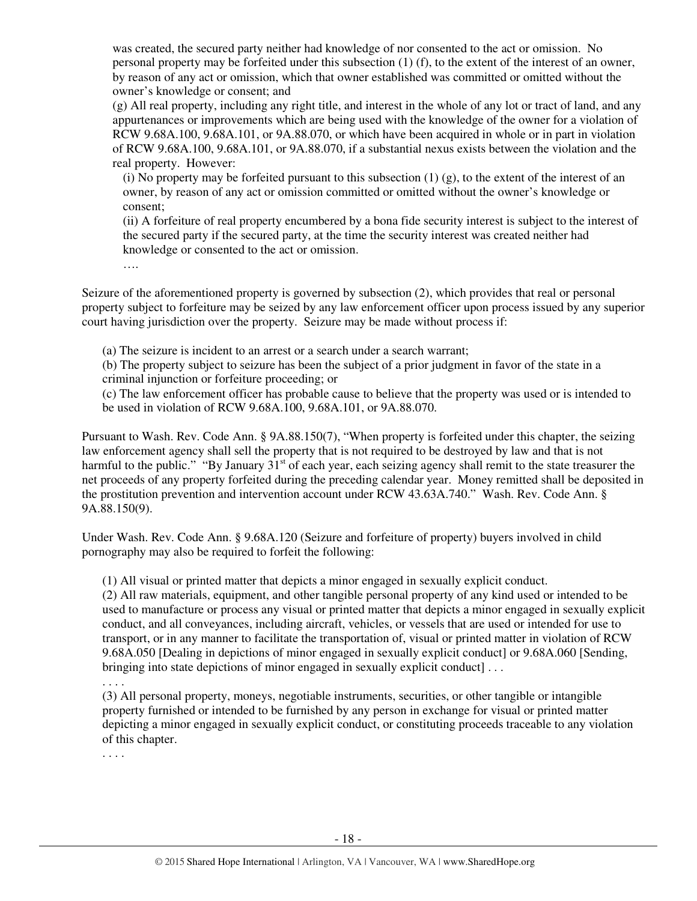was created, the secured party neither had knowledge of nor consented to the act or omission. No personal property may be forfeited under this subsection (1) (f), to the extent of the interest of an owner, by reason of any act or omission, which that owner established was committed or omitted without the owner's knowledge or consent; and

(g) All real property, including any right title, and interest in the whole of any lot or tract of land, and any appurtenances or improvements which are being used with the knowledge of the owner for a violation of RCW 9.68A.100, 9.68A.101, or 9A.88.070, or which have been acquired in whole or in part in violation of RCW 9.68A.100, 9.68A.101, or 9A.88.070, if a substantial nexus exists between the violation and the real property. However:

(i) No property may be forfeited pursuant to this subsection (1) (g), to the extent of the interest of an owner, by reason of any act or omission committed or omitted without the owner's knowledge or consent;

(ii) A forfeiture of real property encumbered by a bona fide security interest is subject to the interest of the secured party if the secured party, at the time the security interest was created neither had knowledge or consented to the act or omission.

….

Seizure of the aforementioned property is governed by subsection (2), which provides that real or personal property subject to forfeiture may be seized by any law enforcement officer upon process issued by any superior court having jurisdiction over the property. Seizure may be made without process if:

(a) The seizure is incident to an arrest or a search under a search warrant;
(b) The property subject to seizure has been the subject of a prior judgment in favor of the state in a criminal injunction or forfeiture proceeding; or
(c) The law enforcement officer has probable cause to believe that the property was used or is intended to be used in violation of RCW 9.68A.100, 9.68A.101, or 9A.88.070.

Pursuant to Wash. Rev. Code Ann. § 9A.88.150(7), "When property is forfeited under this chapter, the seizing law enforcement agency shall sell the property that is not required to be destroyed by law and that is not harmful to the public." "By January 31st of each year, each seizing agency shall remit to the state treasurer the net proceeds of any property forfeited during the preceding calendar year. Money remitted shall be deposited in the prostitution prevention and intervention account under RCW 43.63A.740." Wash. Rev. Code Ann. § 9A.88.150(9).

Under Wash. Rev. Code Ann. § 9.68A.120 (Seizure and forfeiture of property) buyers involved in child pornography may also be required to forfeit the following:

(1) All visual or printed matter that depicts a minor engaged in sexually explicit conduct.
(2) All raw materials, equipment, and other tangible personal property of any kind used or intended to be used to manufacture or process any visual or printed matter that depicts a minor engaged in sexually explicit conduct, and all conveyances, including aircraft, vehicles, or vessels that are used or intended for use to transport, or in any manner to facilitate the transportation of, visual or printed matter in violation of RCW 9.68A.050 [Dealing in depictions of minor engaged in sexually explicit conduct] or 9.68A.060 [Sending, bringing into state depictions of minor engaged in sexually explicit conduct] . . .

. . . .

(3) All personal property, moneys, negotiable instruments, securities, or other tangible or intangible property furnished or intended to be furnished by any person in exchange for visual or printed matter depicting a minor engaged in sexually explicit conduct, or constituting proceeds traceable to any violation of this chapter.

. . . .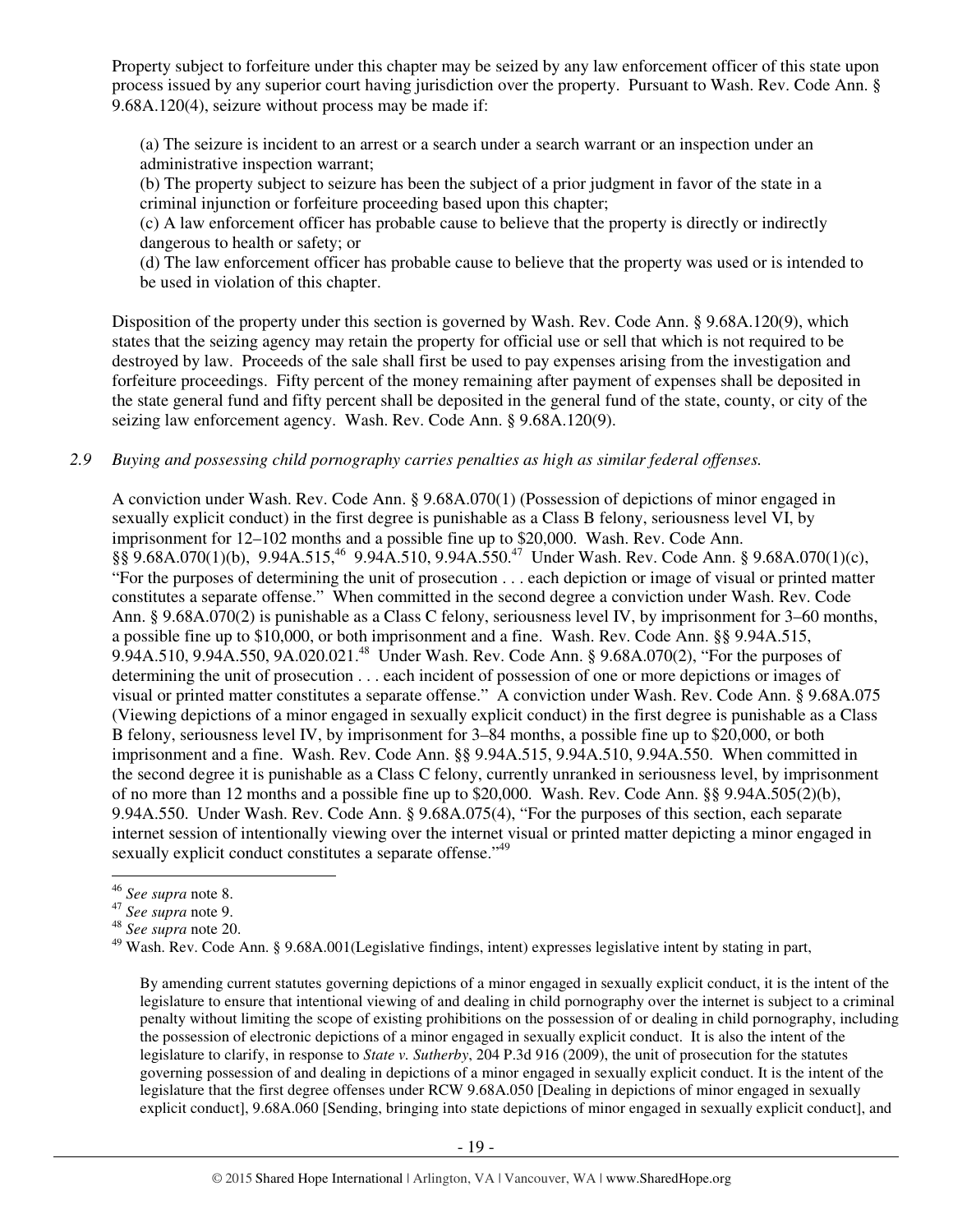Property subject to forfeiture under this chapter may be seized by any law enforcement officer of this state upon process issued by any superior court having jurisdiction over the property. Pursuant to Wash. Rev. Code Ann. § 9.68A.120(4), seizure without process may be made if:

> (a) The seizure is incident to an arrest or a search under a search warrant or an inspection under an administrative inspection warrant;
> (b) The property subject to seizure has been the subject of a prior judgment in favor of the state in a criminal injunction or forfeiture proceeding based upon this chapter;
> (c) A law enforcement officer has probable cause to believe that the property is directly or indirectly dangerous to health or safety; or
> (d) The law enforcement officer has probable cause to believe that the property was used or is intended to be used in violation of this chapter.

Disposition of the property under this section is governed by Wash. Rev. Code Ann. § 9.68A.120(9), which states that the seizing agency may retain the property for official use or sell that which is not required to be destroyed by law. Proceeds of the sale shall first be used to pay expenses arising from the investigation and forfeiture proceedings. Fifty percent of the money remaining after payment of expenses shall be deposited in the state general fund and fifty percent shall be deposited in the general fund of the state, county, or city of the seizing law enforcement agency. Wash. Rev. Code Ann. § 9.68A.120(9).

*2.9 Buying and possessing child pornography carries penalties as high as similar federal offenses.*

A conviction under Wash. Rev. Code Ann. § 9.68A.070(1) (Possession of depictions of minor engaged in sexually explicit conduct) in the first degree is punishable as a Class B felony, seriousness level VI, by imprisonment for 12–102 months and a possible fine up to $20,000. Wash. Rev. Code Ann. §§ 9.68A.070(1)(b), 9.94A.515,[46] 9.94A.510, 9.94A.550.[47] Under Wash. Rev. Code Ann. § 9.68A.070(1)(c), "For the purposes of determining the unit of prosecution . . . each depiction or image of visual or printed matter constitutes a separate offense." When committed in the second degree a conviction under Wash. Rev. Code Ann. § 9.68A.070(2) is punishable as a Class C felony, seriousness level IV, by imprisonment for 3–60 months, a possible fine up to $10,000, or both imprisonment and a fine. Wash. Rev. Code Ann. §§ 9.94A.515, 9.94A.510, 9.94A.550, 9A.020.021.[48] Under Wash. Rev. Code Ann. § 9.68A.070(2), "For the purposes of determining the unit of prosecution . . . each incident of possession of one or more depictions or images of visual or printed matter constitutes a separate offense." A conviction under Wash. Rev. Code Ann. § 9.68A.075 (Viewing depictions of a minor engaged in sexually explicit conduct) in the first degree is punishable as a Class B felony, seriousness level IV, by imprisonment for 3–84 months, a possible fine up to $20,000, or both imprisonment and a fine. Wash. Rev. Code Ann. §§ 9.94A.515, 9.94A.510, 9.94A.550. When committed in the second degree it is punishable as a Class C felony, currently unranked in seriousness level, by imprisonment of no more than 12 months and a possible fine up to $20,000. Wash. Rev. Code Ann. §§ 9.94A.505(2)(b), 9.94A.550. Under Wash. Rev. Code Ann. § 9.68A.075(4), "For the purposes of this section, each separate internet session of intentionally viewing over the internet visual or printed matter depicting a minor engaged in sexually explicit conduct constitutes a separate offense."[49]

---

[46] *See supra* note 8.
[47] *See supra* note 9.
[48] *See supra* note 20.
[49] Wash. Rev. Code Ann. § 9.68A.001(Legislative findings, intent) expresses legislative intent by stating in part,

> By amending current statutes governing depictions of a minor engaged in sexually explicit conduct, it is the intent of the legislature to ensure that intentional viewing of and dealing in child pornography over the internet is subject to a criminal penalty without limiting the scope of existing prohibitions on the possession of or dealing in child pornography, including the possession of electronic depictions of a minor engaged in sexually explicit conduct. It is also the intent of the legislature to clarify, in response to *State v. Sutherby*, 204 P.3d 916 (2009), the unit of prosecution for the statutes governing possession of and dealing in depictions of a minor engaged in sexually explicit conduct. It is the intent of the legislature that the first degree offenses under RCW 9.68A.050 [Dealing in depictions of minor engaged in sexually explicit conduct], 9.68A.060 [Sending, bringing into state depictions of minor engaged in sexually explicit conduct], and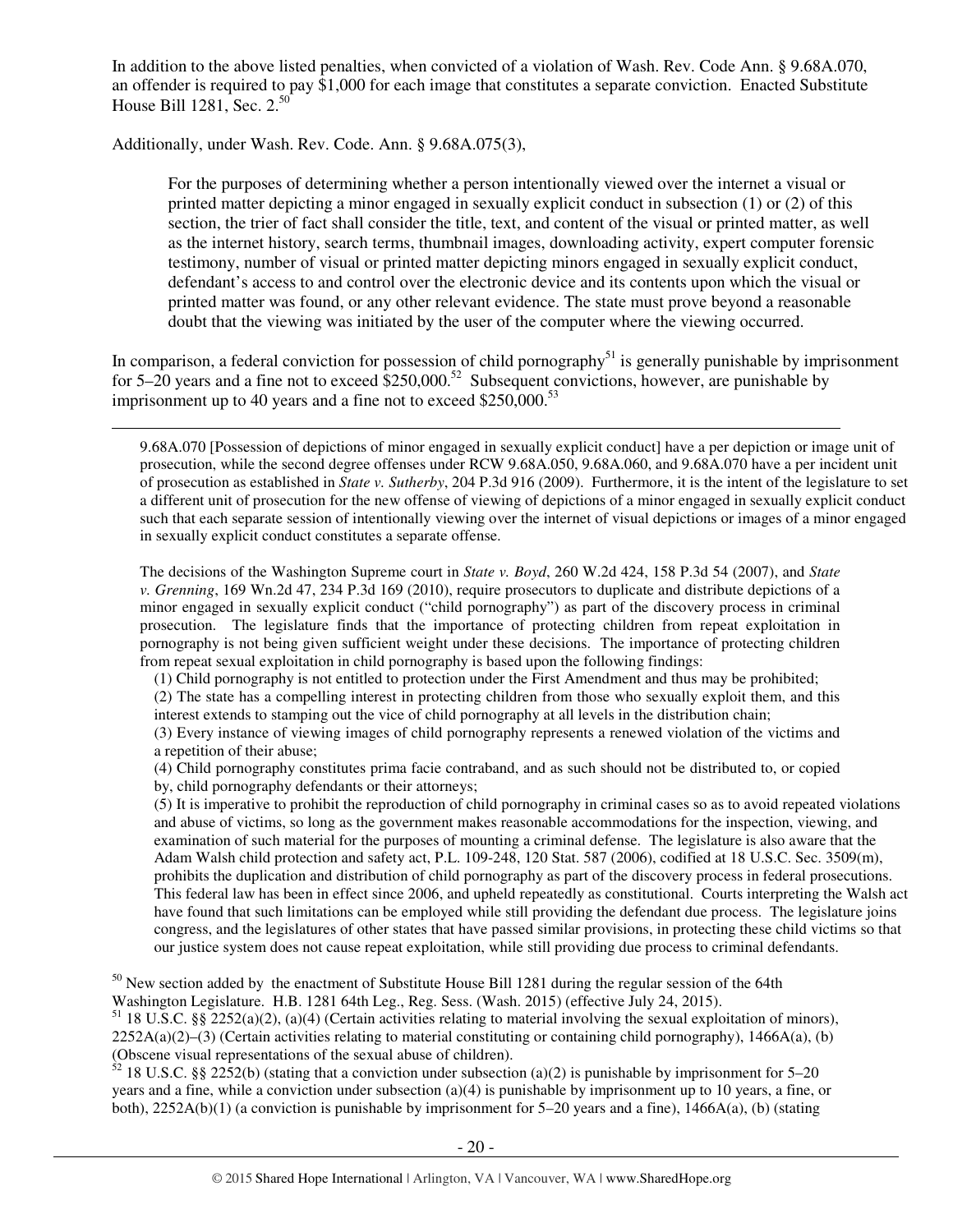In addition to the above listed penalties, when convicted of a violation of Wash. Rev. Code Ann. § 9.68A.070, an offender is required to pay $1,000 for each image that constitutes a separate conviction. Enacted Substitute House Bill 1281, Sec. 2.[50]

Additionally, under Wash. Rev. Code. Ann. § 9.68A.075(3),

> For the purposes of determining whether a person intentionally viewed over the internet a visual or printed matter depicting a minor engaged in sexually explicit conduct in subsection (1) or (2) of this section, the trier of fact shall consider the title, text, and content of the visual or printed matter, as well as the internet history, search terms, thumbnail images, downloading activity, expert computer forensic testimony, number of visual or printed matter depicting minors engaged in sexually explicit conduct, defendant's access to and control over the electronic device and its contents upon which the visual or printed matter was found, or any other relevant evidence. The state must prove beyond a reasonable doubt that the viewing was initiated by the user of the computer where the viewing occurred.

In comparison, a federal conviction for possession of child pornography[51] is generally punishable by imprisonment for 5–20 years and a fine not to exceed $250,000.[52] Subsequent convictions, however, are punishable by imprisonment up to 40 years and a fine not to exceed $250,000.[53]

---

9.68A.070 [Possession of depictions of minor engaged in sexually explicit conduct] have a per depiction or image unit of prosecution, while the second degree offenses under RCW 9.68A.050, 9.68A.060, and 9.68A.070 have a per incident unit of prosecution as established in *State v. Sutherby*, 204 P.3d 916 (2009). Furthermore, it is the intent of the legislature to set a different unit of prosecution for the new offense of viewing of depictions of a minor engaged in sexually explicit conduct such that each separate session of intentionally viewing over the internet of visual depictions or images of a minor engaged in sexually explicit conduct constitutes a separate offense.

The decisions of the Washington Supreme court in *State v. Boyd*, 260 W.2d 424, 158 P.3d 54 (2007), and *State v. Grenning*, 169 Wn.2d 47, 234 P.3d 169 (2010), require prosecutors to duplicate and distribute depictions of a minor engaged in sexually explicit conduct ("child pornography") as part of the discovery process in criminal prosecution. The legislature finds that the importance of protecting children from repeat exploitation in pornography is not being given sufficient weight under these decisions. The importance of protecting children from repeat sexual exploitation in child pornography is based upon the following findings:

(1) Child pornography is not entitled to protection under the First Amendment and thus may be prohibited;
(2) The state has a compelling interest in protecting children from those who sexually exploit them, and this interest extends to stamping out the vice of child pornography at all levels in the distribution chain;
(3) Every instance of viewing images of child pornography represents a renewed violation of the victims and a repetition of their abuse;
(4) Child pornography constitutes prima facie contraband, and as such should not be distributed to, or copied by, child pornography defendants or their attorneys;
(5) It is imperative to prohibit the reproduction of child pornography in criminal cases so as to avoid repeated violations and abuse of victims, so long as the government makes reasonable accommodations for the inspection, viewing, and examination of such material for the purposes of mounting a criminal defense. The legislature is also aware that the Adam Walsh child protection and safety act, P.L. 109-248, 120 Stat. 587 (2006), codified at 18 U.S.C. Sec. 3509(m), prohibits the duplication and distribution of child pornography as part of the discovery process in federal prosecutions. This federal law has been in effect since 2006, and upheld repeatedly as constitutional. Courts interpreting the Walsh act have found that such limitations can be employed while still providing the defendant due process. The legislature joins congress, and the legislatures of other states that have passed similar provisions, in protecting these child victims so that our justice system does not cause repeat exploitation, while still providing due process to criminal defendants.

[50] New section added by the enactment of Substitute House Bill 1281 during the regular session of the 64th Washington Legislature. H.B. 1281 64th Leg., Reg. Sess. (Wash. 2015) (effective July 24, 2015).

[51] 18 U.S.C. §§ 2252(a)(2), (a)(4) (Certain activities relating to material involving the sexual exploitation of minors), 2252A(a)(2)–(3) (Certain activities relating to material constituting or containing child pornography), 1466A(a), (b) (Obscene visual representations of the sexual abuse of children).

[52] 18 U.S.C. §§ 2252(b) (stating that a conviction under subsection (a)(2) is punishable by imprisonment for 5–20 years and a fine, while a conviction under subsection (a)(4) is punishable by imprisonment up to 10 years, a fine, or both), 2252A(b)(1) (a conviction is punishable by imprisonment for 5–20 years and a fine), 1466A(a), (b) (stating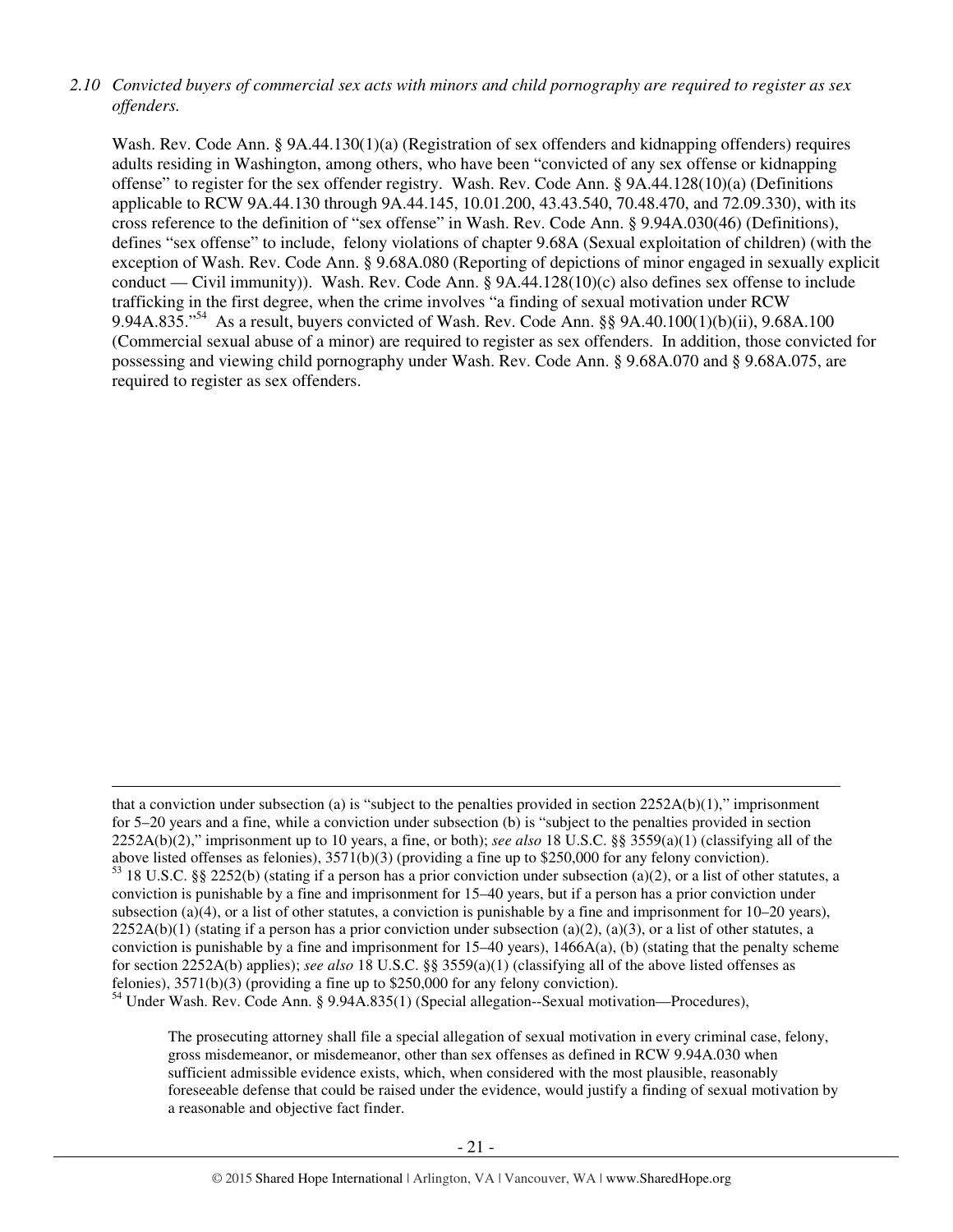*2.10 Convicted buyers of commercial sex acts with minors and child pornography are required to register as sex offenders.*

Wash. Rev. Code Ann. § 9A.44.130(1)(a) (Registration of sex offenders and kidnapping offenders) requires adults residing in Washington, among others, who have been "convicted of any sex offense or kidnapping offense" to register for the sex offender registry. Wash. Rev. Code Ann. § 9A.44.128(10)(a) (Definitions applicable to RCW 9A.44.130 through 9A.44.145, 10.01.200, 43.43.540, 70.48.470, and 72.09.330), with its cross reference to the definition of "sex offense" in Wash. Rev. Code Ann. § 9.94A.030(46) (Definitions), defines "sex offense" to include, felony violations of chapter 9.68A (Sexual exploitation of children) (with the exception of Wash. Rev. Code Ann. § 9.68A.080 (Reporting of depictions of minor engaged in sexually explicit conduct — Civil immunity)). Wash. Rev. Code Ann. § 9A.44.128(10)(c) also defines sex offense to include trafficking in the first degree, when the crime involves "a finding of sexual motivation under RCW 9.94A.835."[54] As a result, buyers convicted of Wash. Rev. Code Ann. §§ 9A.40.100(1)(b)(ii), 9.68A.100 (Commercial sexual abuse of a minor) are required to register as sex offenders. In addition, those convicted for possessing and viewing child pornography under Wash. Rev. Code Ann. § 9.68A.070 and § 9.68A.075, are required to register as sex offenders.

---

that a conviction under subsection (a) is "subject to the penalties provided in section 2252A(b)(1)," imprisonment for 5–20 years and a fine, while a conviction under subsection (b) is "subject to the penalties provided in section 2252A(b)(2)," imprisonment up to 10 years, a fine, or both); *see also* 18 U.S.C. §§ 3559(a)(1) (classifying all of the above listed offenses as felonies), 3571(b)(3) (providing a fine up to $250,000 for any felony conviction).

[53] 18 U.S.C. §§ 2252(b) (stating if a person has a prior conviction under subsection (a)(2), or a list of other statutes, a conviction is punishable by a fine and imprisonment for 15–40 years, but if a person has a prior conviction under subsection (a)(4), or a list of other statutes, a conviction is punishable by a fine and imprisonment for 10–20 years), 2252A(b)(1) (stating if a person has a prior conviction under subsection (a)(2), (a)(3), or a list of other statutes, a conviction is punishable by a fine and imprisonment for 15–40 years), 1466A(a), (b) (stating that the penalty scheme for section 2252A(b) applies); *see also* 18 U.S.C. §§ 3559(a)(1) (classifying all of the above listed offenses as felonies), 3571(b)(3) (providing a fine up to $250,000 for any felony conviction).

[54] Under Wash. Rev. Code Ann. § 9.94A.835(1) (Special allegation--Sexual motivation—Procedures),

> The prosecuting attorney shall file a special allegation of sexual motivation in every criminal case, felony, gross misdemeanor, or misdemeanor, other than sex offenses as defined in RCW 9.94A.030 when sufficient admissible evidence exists, which, when considered with the most plausible, reasonably foreseeable defense that could be raised under the evidence, would justify a finding of sexual motivation by a reasonable and objective fact finder.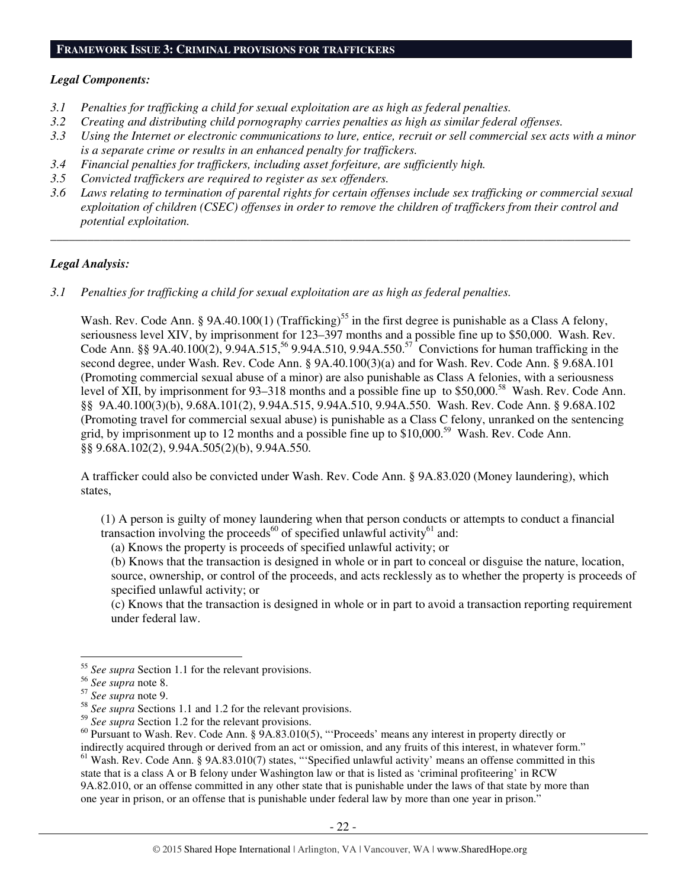## FRAMEWORK ISSUE 3: CRIMINAL PROVISIONS FOR TRAFFICKERS

***Legal Components:***

*3.1 Penalties for trafficking a child for sexual exploitation are as high as federal penalties.*
*3.2 Creating and distributing child pornography carries penalties as high as similar federal offenses.*
*3.3 Using the Internet or electronic communications to lure, entice, recruit or sell commercial sex acts with a minor is a separate crime or results in an enhanced penalty for traffickers.*
*3.4 Financial penalties for traffickers, including asset forfeiture, are sufficiently high.*
*3.5 Convicted traffickers are required to register as sex offenders.*
*3.6 Laws relating to termination of parental rights for certain offenses include sex trafficking or commercial sexual exploitation of children (CSEC) offenses in order to remove the children of traffickers from their control and potential exploitation.*

---

***Legal Analysis:***

*3.1 Penalties for trafficking a child for sexual exploitation are as high as federal penalties.*

Wash. Rev. Code Ann. § 9A.40.100(1) (Trafficking)[55] in the first degree is punishable as a Class A felony, seriousness level XIV, by imprisonment for 123–397 months and a possible fine up to $50,000. Wash. Rev. Code Ann. §§ 9A.40.100(2), 9.94A.515,[56] 9.94A.510, 9.94A.550.[57] Convictions for human trafficking in the second degree, under Wash. Rev. Code Ann. § 9A.40.100(3)(a) and for Wash. Rev. Code Ann. § 9.68A.101 (Promoting commercial sexual abuse of a minor) are also punishable as Class A felonies, with a seriousness level of XII, by imprisonment for 93–318 months and a possible fine up to $50,000.[58] Wash. Rev. Code Ann. §§ 9A.40.100(3)(b), 9.68A.101(2), 9.94A.515, 9.94A.510, 9.94A.550. Wash. Rev. Code Ann. § 9.68A.102 (Promoting travel for commercial sexual abuse) is punishable as a Class C felony, unranked on the sentencing grid, by imprisonment up to 12 months and a possible fine up to $10,000.[59] Wash. Rev. Code Ann. §§ 9.68A.102(2), 9.94A.505(2)(b), 9.94A.550.

A trafficker could also be convicted under Wash. Rev. Code Ann. § 9A.83.020 (Money laundering), which states,

> (1) A person is guilty of money laundering when that person conducts or attempts to conduct a financial transaction involving the proceeds[60] of specified unlawful activity[61] and:
> (a) Knows the property is proceeds of specified unlawful activity; or
> (b) Knows that the transaction is designed in whole or in part to conceal or disguise the nature, location, source, ownership, or control of the proceeds, and acts recklessly as to whether the property is proceeds of specified unlawful activity; or
> (c) Knows that the transaction is designed in whole or in part to avoid a transaction reporting requirement under federal law.

---

[55] *See supra* Section 1.1 for the relevant provisions.
[56] *See supra* note 8.
[57] *See supra* note 9.
[58] *See supra* Sections 1.1 and 1.2 for the relevant provisions.
[59] *See supra* Section 1.2 for the relevant provisions.
[60] Pursuant to Wash. Rev. Code Ann. § 9A.83.010(5), "'Proceeds' means any interest in property directly or indirectly acquired through or derived from an act or omission, and any fruits of this interest, in whatever form."
[61] Wash. Rev. Code Ann. § 9A.83.010(7) states, "'Specified unlawful activity' means an offense committed in this state that is a class A or B felony under Washington law or that is listed as 'criminal profiteering' in RCW 9A.82.010, or an offense committed in any other state that is punishable under the laws of that state by more than one year in prison, or an offense that is punishable under federal law by more than one year in prison."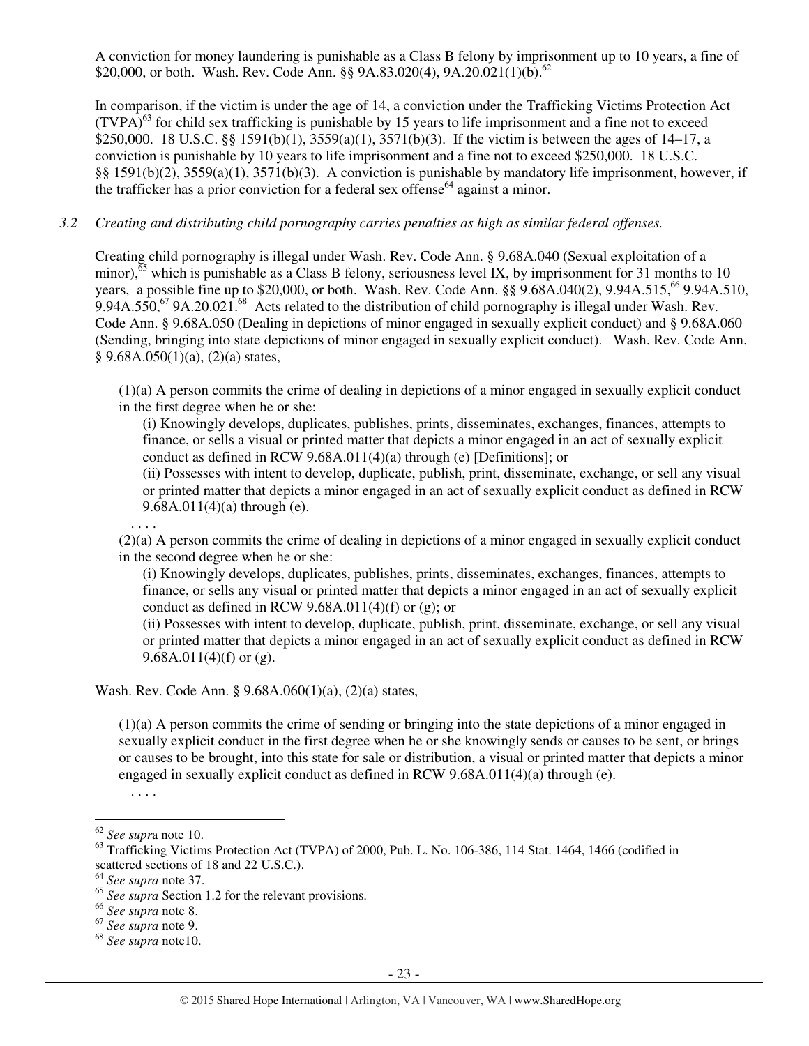A conviction for money laundering is punishable as a Class B felony by imprisonment up to 10 years, a fine of $20,000, or both. Wash. Rev. Code Ann. §§ 9A.83.020(4), 9A.20.021(1)(b).[62]

In comparison, if the victim is under the age of 14, a conviction under the Trafficking Victims Protection Act (TVPA)[63] for child sex trafficking is punishable by 15 years to life imprisonment and a fine not to exceed $250,000. 18 U.S.C. §§ 1591(b)(1), 3559(a)(1), 3571(b)(3). If the victim is between the ages of 14–17, a conviction is punishable by 10 years to life imprisonment and a fine not to exceed $250,000. 18 U.S.C. §§ 1591(b)(2), 3559(a)(1), 3571(b)(3). A conviction is punishable by mandatory life imprisonment, however, if the trafficker has a prior conviction for a federal sex offense[64] against a minor.

### *3.2 Creating and distributing child pornography carries penalties as high as similar federal offenses.*

Creating child pornography is illegal under Wash. Rev. Code Ann. § 9.68A.040 (Sexual exploitation of a minor),[65] which is punishable as a Class B felony, seriousness level IX, by imprisonment for 31 months to 10 years, a possible fine up to $20,000, or both. Wash. Rev. Code Ann. §§ 9.68A.040(2), 9.94A.515,[66] 9.94A.510, 9.94A.550,[67] 9A.20.021.[68] Acts related to the distribution of child pornography is illegal under Wash. Rev. Code Ann. § 9.68A.050 (Dealing in depictions of minor engaged in sexually explicit conduct) and § 9.68A.060 (Sending, bringing into state depictions of minor engaged in sexually explicit conduct). Wash. Rev. Code Ann. § 9.68A.050(1)(a), (2)(a) states,

> (1)(a) A person commits the crime of dealing in depictions of a minor engaged in sexually explicit conduct in the first degree when he or she:
>
> (i) Knowingly develops, duplicates, publishes, prints, disseminates, exchanges, finances, attempts to finance, or sells a visual or printed matter that depicts a minor engaged in an act of sexually explicit conduct as defined in RCW 9.68A.011(4)(a) through (e) [Definitions]; or
>
> (ii) Possesses with intent to develop, duplicate, publish, print, disseminate, exchange, or sell any visual or printed matter that depicts a minor engaged in an act of sexually explicit conduct as defined in RCW 9.68A.011(4)(a) through (e).
>
> . . . .
>
> (2)(a) A person commits the crime of dealing in depictions of a minor engaged in sexually explicit conduct in the second degree when he or she:
>
> (i) Knowingly develops, duplicates, publishes, prints, disseminates, exchanges, finances, attempts to finance, or sells any visual or printed matter that depicts a minor engaged in an act of sexually explicit conduct as defined in RCW 9.68A.011(4)(f) or (g); or
>
> (ii) Possesses with intent to develop, duplicate, publish, print, disseminate, exchange, or sell any visual or printed matter that depicts a minor engaged in an act of sexually explicit conduct as defined in RCW 9.68A.011(4)(f) or (g).

Wash. Rev. Code Ann. § 9.68A.060(1)(a), (2)(a) states,

> (1)(a) A person commits the crime of sending or bringing into the state depictions of a minor engaged in sexually explicit conduct in the first degree when he or she knowingly sends or causes to be sent, or brings or causes to be brought, into this state for sale or distribution, a visual or printed matter that depicts a minor engaged in sexually explicit conduct as defined in RCW 9.68A.011(4)(a) through (e).
>
> . . . .

---

[62] *See supr*a note 10.

[63] Trafficking Victims Protection Act (TVPA) of 2000, Pub. L. No. 106-386, 114 Stat. 1464, 1466 (codified in scattered sections of 18 and 22 U.S.C.).

[64] *See supra* note 37.

[65] *See supra* Section 1.2 for the relevant provisions.

[66] *See supra* note 8.

[67] *See supra* note 9.

[68] *See supra* note10.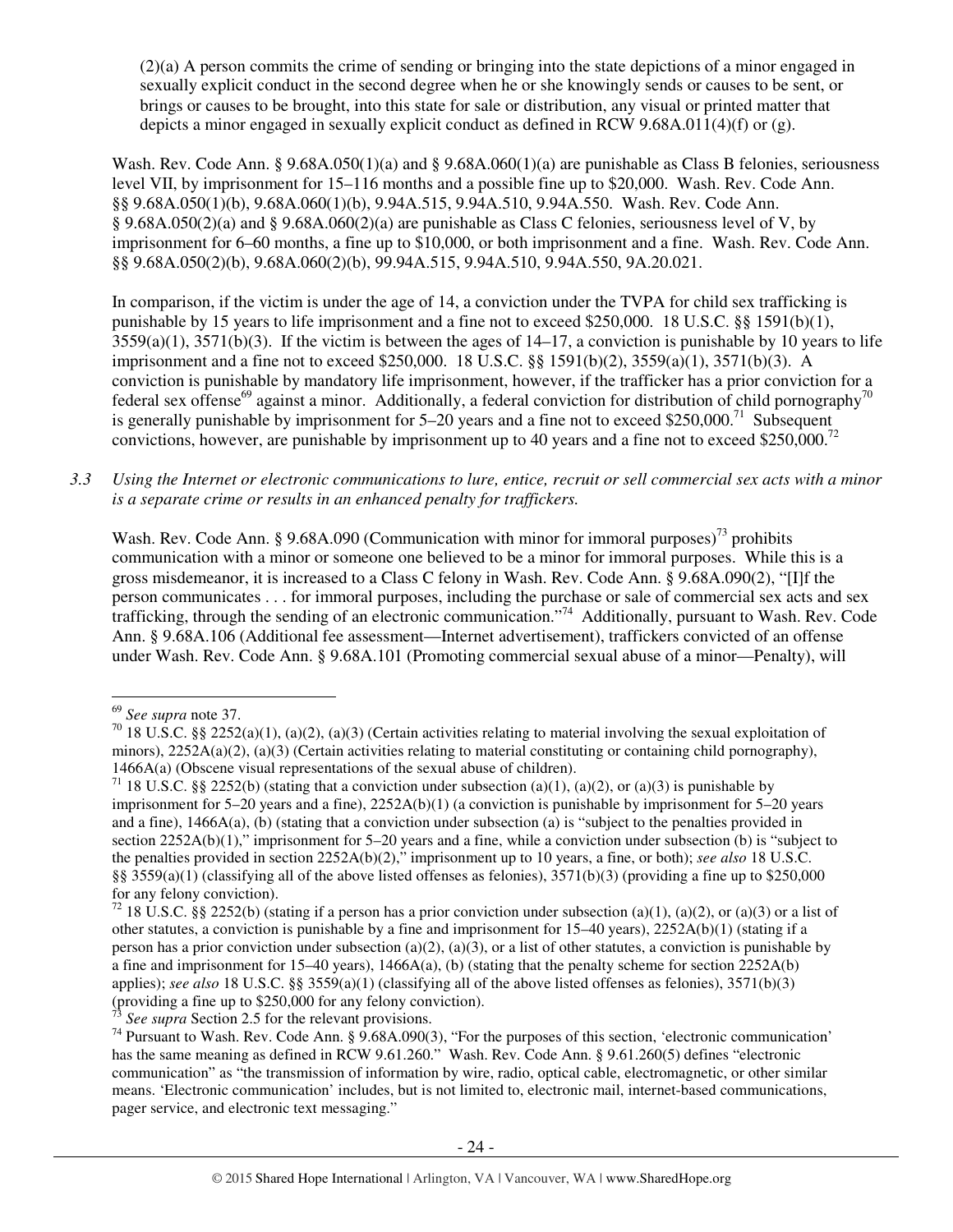(2)(a) A person commits the crime of sending or bringing into the state depictions of a minor engaged in sexually explicit conduct in the second degree when he or she knowingly sends or causes to be sent, or brings or causes to be brought, into this state for sale or distribution, any visual or printed matter that depicts a minor engaged in sexually explicit conduct as defined in RCW 9.68A.011(4)(f) or (g).

Wash. Rev. Code Ann. § 9.68A.050(1)(a) and § 9.68A.060(1)(a) are punishable as Class B felonies, seriousness level VII, by imprisonment for 15–116 months and a possible fine up to $20,000. Wash. Rev. Code Ann. §§ 9.68A.050(1)(b), 9.68A.060(1)(b), 9.94A.515, 9.94A.510, 9.94A.550. Wash. Rev. Code Ann. § 9.68A.050(2)(a) and § 9.68A.060(2)(a) are punishable as Class C felonies, seriousness level of V, by imprisonment for 6–60 months, a fine up to $10,000, or both imprisonment and a fine. Wash. Rev. Code Ann. §§ 9.68A.050(2)(b), 9.68A.060(2)(b), 99.94A.515, 9.94A.510, 9.94A.550, 9A.20.021.

In comparison, if the victim is under the age of 14, a conviction under the TVPA for child sex trafficking is punishable by 15 years to life imprisonment and a fine not to exceed $250,000. 18 U.S.C. §§ 1591(b)(1), 3559(a)(1), 3571(b)(3). If the victim is between the ages of 14–17, a conviction is punishable by 10 years to life imprisonment and a fine not to exceed $250,000. 18 U.S.C. §§ 1591(b)(2), 3559(a)(1), 3571(b)(3). A conviction is punishable by mandatory life imprisonment, however, if the trafficker has a prior conviction for a federal sex offense[69] against a minor. Additionally, a federal conviction for distribution of child pornography[70] is generally punishable by imprisonment for 5–20 years and a fine not to exceed $250,000.[71] Subsequent convictions, however, are punishable by imprisonment up to 40 years and a fine not to exceed $250,000.[72]

*3.3 Using the Internet or electronic communications to lure, entice, recruit or sell commercial sex acts with a minor is a separate crime or results in an enhanced penalty for traffickers.*

Wash. Rev. Code Ann. § 9.68A.090 (Communication with minor for immoral purposes)[73] prohibits communication with a minor or someone one believed to be a minor for immoral purposes. While this is a gross misdemeanor, it is increased to a Class C felony in Wash. Rev. Code Ann. § 9.68A.090(2), "[I]f the person communicates . . . for immoral purposes, including the purchase or sale of commercial sex acts and sex trafficking, through the sending of an electronic communication."[74] Additionally, pursuant to Wash. Rev. Code Ann. § 9.68A.106 (Additional fee assessment—Internet advertisement), traffickers convicted of an offense under Wash. Rev. Code Ann. § 9.68A.101 (Promoting commercial sexual abuse of a minor—Penalty), will

---

[69] *See supra* note 37.

[70] 18 U.S.C. §§ 2252(a)(1), (a)(2), (a)(3) (Certain activities relating to material involving the sexual exploitation of minors), 2252A(a)(2), (a)(3) (Certain activities relating to material constituting or containing child pornography), 1466A(a) (Obscene visual representations of the sexual abuse of children).

[71] 18 U.S.C. §§ 2252(b) (stating that a conviction under subsection (a)(1), (a)(2), or (a)(3) is punishable by imprisonment for 5–20 years and a fine), 2252A(b)(1) (a conviction is punishable by imprisonment for 5–20 years and a fine), 1466A(a), (b) (stating that a conviction under subsection (a) is "subject to the penalties provided in section 2252A(b)(1)," imprisonment for 5–20 years and a fine, while a conviction under subsection (b) is "subject to the penalties provided in section 2252A(b)(2)," imprisonment up to 10 years, a fine, or both); *see also* 18 U.S.C. §§ 3559(a)(1) (classifying all of the above listed offenses as felonies), 3571(b)(3) (providing a fine up to $250,000 for any felony conviction).

[72] 18 U.S.C. §§ 2252(b) (stating if a person has a prior conviction under subsection (a)(1), (a)(2), or (a)(3) or a list of other statutes, a conviction is punishable by a fine and imprisonment for 15–40 years), 2252A(b)(1) (stating if a person has a prior conviction under subsection (a)(2), (a)(3), or a list of other statutes, a conviction is punishable by a fine and imprisonment for 15–40 years), 1466A(a), (b) (stating that the penalty scheme for section 2252A(b) applies); *see also* 18 U.S.C. §§ 3559(a)(1) (classifying all of the above listed offenses as felonies), 3571(b)(3) (providing a fine up to $250,000 for any felony conviction).

[73] *See supra* Section 2.5 for the relevant provisions.

[74] Pursuant to Wash. Rev. Code Ann. § 9.68A.090(3), "For the purposes of this section, 'electronic communication' has the same meaning as defined in RCW 9.61.260." Wash. Rev. Code Ann. § 9.61.260(5) defines "electronic communication" as "the transmission of information by wire, radio, optical cable, electromagnetic, or other similar means. 'Electronic communication' includes, but is not limited to, electronic mail, internet-based communications, pager service, and electronic text messaging."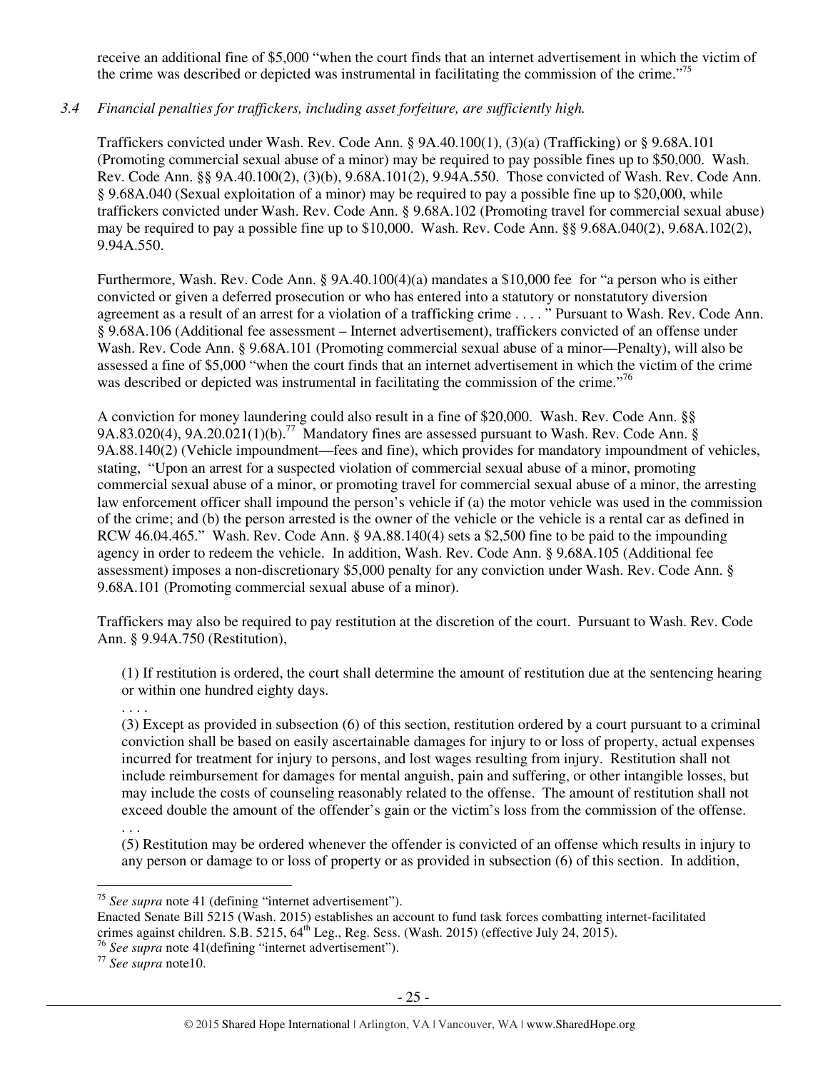receive an additional fine of $5,000 "when the court finds that an internet advertisement in which the victim of the crime was described or depicted was instrumental in facilitating the commission of the crime."[75]

*3.4 Financial penalties for traffickers, including asset forfeiture, are sufficiently high.*

Traffickers convicted under Wash. Rev. Code Ann. § 9A.40.100(1), (3)(a) (Trafficking) or § 9.68A.101 (Promoting commercial sexual abuse of a minor) may be required to pay possible fines up to $50,000. Wash. Rev. Code Ann. §§ 9A.40.100(2), (3)(b), 9.68A.101(2), 9.94A.550. Those convicted of Wash. Rev. Code Ann. § 9.68A.040 (Sexual exploitation of a minor) may be required to pay a possible fine up to $20,000, while traffickers convicted under Wash. Rev. Code Ann. § 9.68A.102 (Promoting travel for commercial sexual abuse) may be required to pay a possible fine up to $10,000. Wash. Rev. Code Ann. §§ 9.68A.040(2), 9.68A.102(2), 9.94A.550.

Furthermore, Wash. Rev. Code Ann. § 9A.40.100(4)(a) mandates a $10,000 fee for "a person who is either convicted or given a deferred prosecution or who has entered into a statutory or nonstatutory diversion agreement as a result of an arrest for a violation of a trafficking crime . . . . " Pursuant to Wash. Rev. Code Ann. § 9.68A.106 (Additional fee assessment – Internet advertisement), traffickers convicted of an offense under Wash. Rev. Code Ann. § 9.68A.101 (Promoting commercial sexual abuse of a minor—Penalty), will also be assessed a fine of $5,000 "when the court finds that an internet advertisement in which the victim of the crime was described or depicted was instrumental in facilitating the commission of the crime."[76]

A conviction for money laundering could also result in a fine of $20,000. Wash. Rev. Code Ann. §§ 9A.83.020(4), 9A.20.021(1)(b).[77] Mandatory fines are assessed pursuant to Wash. Rev. Code Ann. § 9A.88.140(2) (Vehicle impoundment—fees and fine), which provides for mandatory impoundment of vehicles, stating, "Upon an arrest for a suspected violation of commercial sexual abuse of a minor, promoting commercial sexual abuse of a minor, or promoting travel for commercial sexual abuse of a minor, the arresting law enforcement officer shall impound the person's vehicle if (a) the motor vehicle was used in the commission of the crime; and (b) the person arrested is the owner of the vehicle or the vehicle is a rental car as defined in RCW 46.04.465." Wash. Rev. Code Ann. § 9A.88.140(4) sets a $2,500 fine to be paid to the impounding agency in order to redeem the vehicle. In addition, Wash. Rev. Code Ann. § 9.68A.105 (Additional fee assessment) imposes a non-discretionary $5,000 penalty for any conviction under Wash. Rev. Code Ann. § 9.68A.101 (Promoting commercial sexual abuse of a minor).

Traffickers may also be required to pay restitution at the discretion of the court. Pursuant to Wash. Rev. Code Ann. § 9.94A.750 (Restitution),

> (1) If restitution is ordered, the court shall determine the amount of restitution due at the sentencing hearing or within one hundred eighty days.
>
> . . . .
>
> (3) Except as provided in subsection (6) of this section, restitution ordered by a court pursuant to a criminal conviction shall be based on easily ascertainable damages for injury to or loss of property, actual expenses incurred for treatment for injury to persons, and lost wages resulting from injury. Restitution shall not include reimbursement for damages for mental anguish, pain and suffering, or other intangible losses, but may include the costs of counseling reasonably related to the offense. The amount of restitution shall not exceed double the amount of the offender's gain or the victim's loss from the commission of the offense.
>
> . . .
>
> (5) Restitution may be ordered whenever the offender is convicted of an offense which results in injury to any person or damage to or loss of property or as provided in subsection (6) of this section. In addition,

---

[75] *See supra* note 41 (defining "internet advertisement").
Enacted Senate Bill 5215 (Wash. 2015) establishes an account to fund task forces combatting internet-facilitated crimes against children. S.B. 5215, 64th Leg., Reg. Sess. (Wash. 2015) (effective July 24, 2015).

[76] *See supra* note 41(defining "internet advertisement").

[77] *See supra* note10.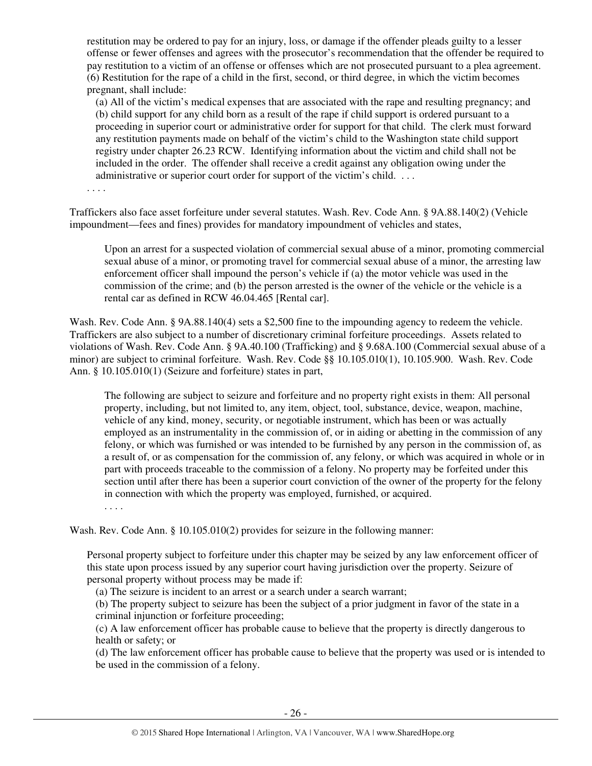restitution may be ordered to pay for an injury, loss, or damage if the offender pleads guilty to a lesser offense or fewer offenses and agrees with the prosecutor's recommendation that the offender be required to pay restitution to a victim of an offense or offenses which are not prosecuted pursuant to a plea agreement.
(6) Restitution for the rape of a child in the first, second, or third degree, in which the victim becomes pregnant, shall include:

> (a) All of the victim's medical expenses that are associated with the rape and resulting pregnancy; and
> (b) child support for any child born as a result of the rape if child support is ordered pursuant to a proceeding in superior court or administrative order for support for that child. The clerk must forward any restitution payments made on behalf of the victim's child to the Washington state child support registry under chapter 26.23 RCW. Identifying information about the victim and child shall not be included in the order. The offender shall receive a credit against any obligation owing under the administrative or superior court order for support of the victim's child. . . .

. . . .

Traffickers also face asset forfeiture under several statutes. Wash. Rev. Code Ann. § 9A.88.140(2) (Vehicle impoundment—fees and fines) provides for mandatory impoundment of vehicles and states,

> Upon an arrest for a suspected violation of commercial sexual abuse of a minor, promoting commercial sexual abuse of a minor, or promoting travel for commercial sexual abuse of a minor, the arresting law enforcement officer shall impound the person's vehicle if (a) the motor vehicle was used in the commission of the crime; and (b) the person arrested is the owner of the vehicle or the vehicle is a rental car as defined in RCW 46.04.465 [Rental car].

Wash. Rev. Code Ann. § 9A.88.140(4) sets a $2,500 fine to the impounding agency to redeem the vehicle. Traffickers are also subject to a number of discretionary criminal forfeiture proceedings. Assets related to violations of Wash. Rev. Code Ann. § 9A.40.100 (Trafficking) and § 9.68A.100 (Commercial sexual abuse of a minor) are subject to criminal forfeiture. Wash. Rev. Code §§ 10.105.010(1), 10.105.900. Wash. Rev. Code Ann. § 10.105.010(1) (Seizure and forfeiture) states in part,

> The following are subject to seizure and forfeiture and no property right exists in them: All personal property, including, but not limited to, any item, object, tool, substance, device, weapon, machine, vehicle of any kind, money, security, or negotiable instrument, which has been or was actually employed as an instrumentality in the commission of, or in aiding or abetting in the commission of any felony, or which was furnished or was intended to be furnished by any person in the commission of, as a result of, or as compensation for the commission of, any felony, or which was acquired in whole or in part with proceeds traceable to the commission of a felony. No property may be forfeited under this section until after there has been a superior court conviction of the owner of the property for the felony in connection with which the property was employed, furnished, or acquired.
> . . . .

Wash. Rev. Code Ann. § 10.105.010(2) provides for seizure in the following manner:

> Personal property subject to forfeiture under this chapter may be seized by any law enforcement officer of this state upon process issued by any superior court having jurisdiction over the property. Seizure of personal property without process may be made if:
> (a) The seizure is incident to an arrest or a search under a search warrant;
> (b) The property subject to seizure has been the subject of a prior judgment in favor of the state in a criminal injunction or forfeiture proceeding;
> (c) A law enforcement officer has probable cause to believe that the property is directly dangerous to health or safety; or
> (d) The law enforcement officer has probable cause to believe that the property was used or is intended to be used in the commission of a felony.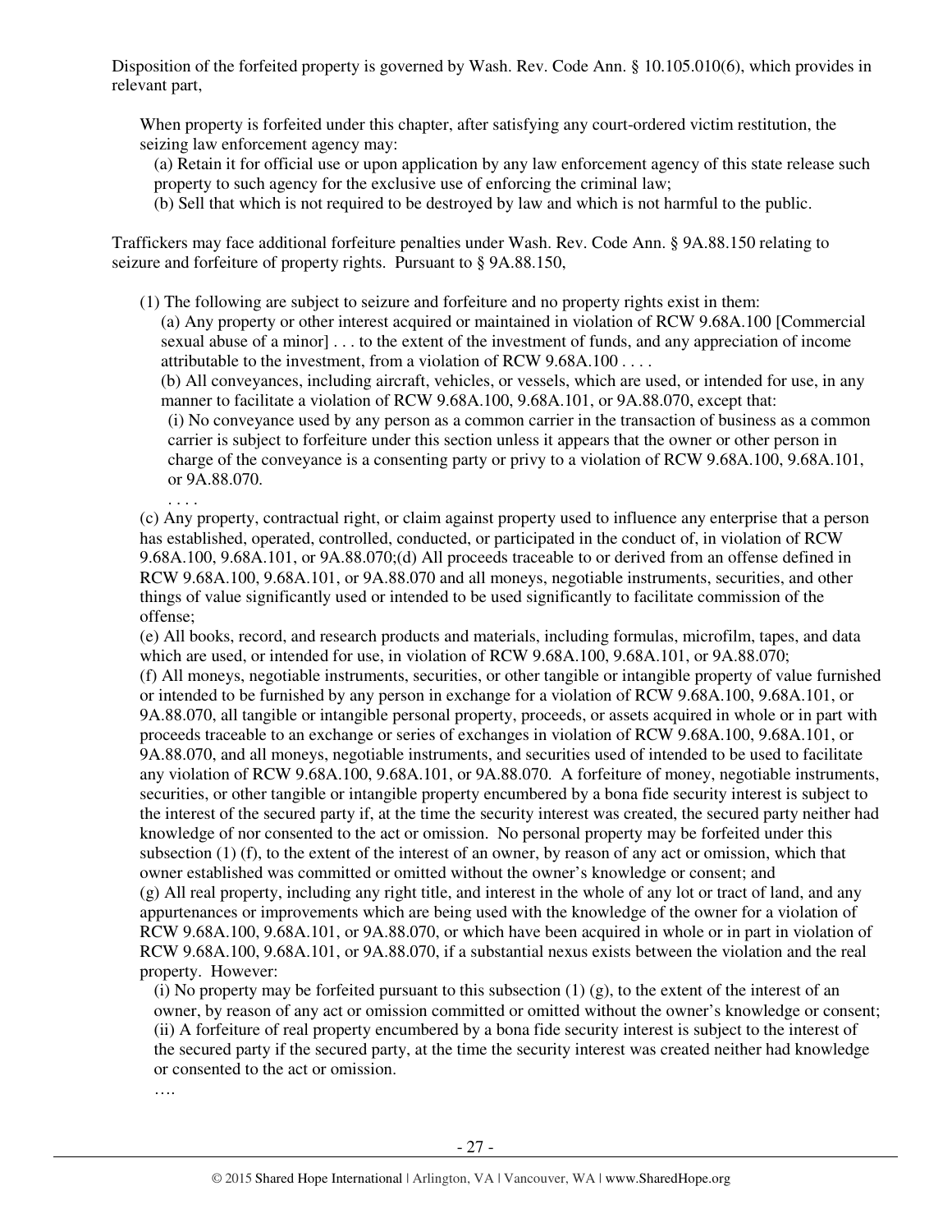Disposition of the forfeited property is governed by Wash. Rev. Code Ann. § 10.105.010(6), which provides in relevant part,

> When property is forfeited under this chapter, after satisfying any court-ordered victim restitution, the seizing law enforcement agency may:
>
> (a) Retain it for official use or upon application by any law enforcement agency of this state release such property to such agency for the exclusive use of enforcing the criminal law;
>
> (b) Sell that which is not required to be destroyed by law and which is not harmful to the public.

Traffickers may face additional forfeiture penalties under Wash. Rev. Code Ann. § 9A.88.150 relating to seizure and forfeiture of property rights. Pursuant to § 9A.88.150,

> (1) The following are subject to seizure and forfeiture and no property rights exist in them:
>
> (a) Any property or other interest acquired or maintained in violation of RCW 9.68A.100 [Commercial sexual abuse of a minor] . . . to the extent of the investment of funds, and any appreciation of income attributable to the investment, from a violation of RCW 9.68A.100 . . . .
>
> (b) All conveyances, including aircraft, vehicles, or vessels, which are used, or intended for use, in any manner to facilitate a violation of RCW 9.68A.100, 9.68A.101, or 9A.88.070, except that:
>
> (i) No conveyance used by any person as a common carrier in the transaction of business as a common carrier is subject to forfeiture under this section unless it appears that the owner or other person in charge of the conveyance is a consenting party or privy to a violation of RCW 9.68A.100, 9.68A.101, or 9A.88.070.
>
> . . . .
>
> (c) Any property, contractual right, or claim against property used to influence any enterprise that a person has established, operated, controlled, conducted, or participated in the conduct of, in violation of RCW 9.68A.100, 9.68A.101, or 9A.88.070;(d) All proceeds traceable to or derived from an offense defined in RCW 9.68A.100, 9.68A.101, or 9A.88.070 and all moneys, negotiable instruments, securities, and other things of value significantly used or intended to be used significantly to facilitate commission of the offense;
>
> (e) All books, record, and research products and materials, including formulas, microfilm, tapes, and data which are used, or intended for use, in violation of RCW 9.68A.100, 9.68A.101, or 9A.88.070;
>
> (f) All moneys, negotiable instruments, securities, or other tangible or intangible property of value furnished or intended to be furnished by any person in exchange for a violation of RCW 9.68A.100, 9.68A.101, or 9A.88.070, all tangible or intangible personal property, proceeds, or assets acquired in whole or in part with proceeds traceable to an exchange or series of exchanges in violation of RCW 9.68A.100, 9.68A.101, or 9A.88.070, and all moneys, negotiable instruments, and securities used of intended to be used to facilitate any violation of RCW 9.68A.100, 9.68A.101, or 9A.88.070. A forfeiture of money, negotiable instruments, securities, or other tangible or intangible property encumbered by a bona fide security interest is subject to the interest of the secured party if, at the time the security interest was created, the secured party neither had knowledge of nor consented to the act or omission. No personal property may be forfeited under this subsection (1) (f), to the extent of the interest of an owner, by reason of any act or omission, which that owner established was committed or omitted without the owner's knowledge or consent; and
>
> (g) All real property, including any right title, and interest in the whole of any lot or tract of land, and any appurtenances or improvements which are being used with the knowledge of the owner for a violation of RCW 9.68A.100, 9.68A.101, or 9A.88.070, or which have been acquired in whole or in part in violation of RCW 9.68A.100, 9.68A.101, or 9A.88.070, if a substantial nexus exists between the violation and the real property. However:
>
> (i) No property may be forfeited pursuant to this subsection (1) (g), to the extent of the interest of an owner, by reason of any act or omission committed or omitted without the owner's knowledge or consent;
>
> (ii) A forfeiture of real property encumbered by a bona fide security interest is subject to the interest of the secured party if the secured party, at the time the security interest was created neither had knowledge or consented to the act or omission.
>
> ….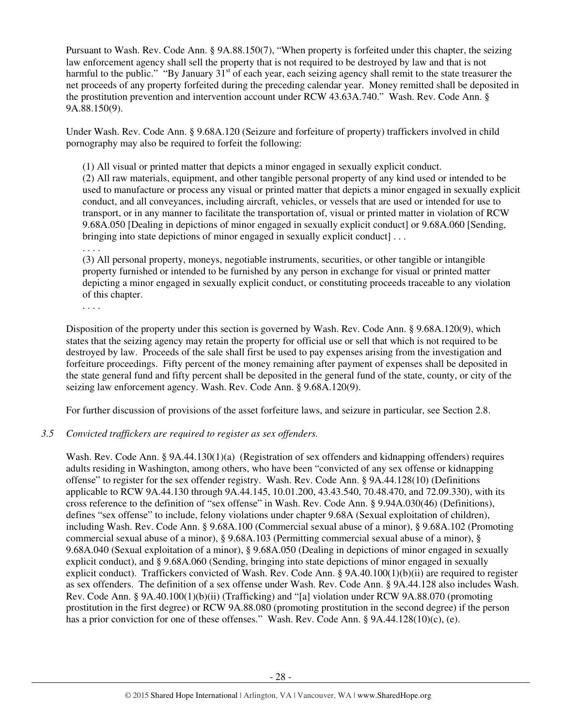Pursuant to Wash. Rev. Code Ann. § 9A.88.150(7), "When property is forfeited under this chapter, the seizing law enforcement agency shall sell the property that is not required to be destroyed by law and that is not harmful to the public." "By January 31st of each year, each seizing agency shall remit to the state treasurer the net proceeds of any property forfeited during the preceding calendar year. Money remitted shall be deposited in the prostitution prevention and intervention account under RCW 43.63A.740." Wash. Rev. Code Ann. § 9A.88.150(9).

Under Wash. Rev. Code Ann. § 9.68A.120 (Seizure and forfeiture of property) traffickers involved in child pornography may also be required to forfeit the following:

> (1) All visual or printed matter that depicts a minor engaged in sexually explicit conduct.
> (2) All raw materials, equipment, and other tangible personal property of any kind used or intended to be used to manufacture or process any visual or printed matter that depicts a minor engaged in sexually explicit conduct, and all conveyances, including aircraft, vehicles, or vessels that are used or intended for use to transport, or in any manner to facilitate the transportation of, visual or printed matter in violation of RCW 9.68A.050 [Dealing in depictions of minor engaged in sexually explicit conduct] or 9.68A.060 [Sending, bringing into state depictions of minor engaged in sexually explicit conduct] . . .
> . . . .
> (3) All personal property, moneys, negotiable instruments, securities, or other tangible or intangible property furnished or intended to be furnished by any person in exchange for visual or printed matter depicting a minor engaged in sexually explicit conduct, or constituting proceeds traceable to any violation of this chapter.
> . . . .

Disposition of the property under this section is governed by Wash. Rev. Code Ann. § 9.68A.120(9), which states that the seizing agency may retain the property for official use or sell that which is not required to be destroyed by law. Proceeds of the sale shall first be used to pay expenses arising from the investigation and forfeiture proceedings. Fifty percent of the money remaining after payment of expenses shall be deposited in the state general fund and fifty percent shall be deposited in the general fund of the state, county, or city of the seizing law enforcement agency. Wash. Rev. Code Ann. § 9.68A.120(9).

For further discussion of provisions of the asset forfeiture laws, and seizure in particular, see Section 2.8.

*3.5 Convicted traffickers are required to register as sex offenders.*

Wash. Rev. Code Ann. § 9A.44.130(1)(a) (Registration of sex offenders and kidnapping offenders) requires adults residing in Washington, among others, who have been "convicted of any sex offense or kidnapping offense" to register for the sex offender registry. Wash. Rev. Code Ann. § 9A.44.128(10) (Definitions applicable to RCW 9A.44.130 through 9A.44.145, 10.01.200, 43.43.540, 70.48.470, and 72.09.330), with its cross reference to the definition of "sex offense" in Wash. Rev. Code Ann. § 9.94A.030(46) (Definitions), defines "sex offense" to include, felony violations under chapter 9.68A (Sexual exploitation of children), including Wash. Rev. Code Ann. § 9.68A.100 (Commercial sexual abuse of a minor), § 9.68A.102 (Promoting commercial sexual abuse of a minor), § 9.68A.103 (Permitting commercial sexual abuse of a minor), § 9.68A.040 (Sexual exploitation of a minor), § 9.68A.050 (Dealing in depictions of minor engaged in sexually explicit conduct), and § 9.68A.060 (Sending, bringing into state depictions of minor engaged in sexually explicit conduct). Traffickers convicted of Wash. Rev. Code Ann. § 9A.40.100(1)(b)(ii) are required to register as sex offenders. The definition of a sex offense under Wash. Rev. Code Ann. § 9A.44.128 also includes Wash. Rev. Code Ann. § 9A.40.100(1)(b)(ii) (Trafficking) and "[a] violation under RCW 9A.88.070 (promoting prostitution in the first degree) or RCW 9A.88.080 (promoting prostitution in the second degree) if the person has a prior conviction for one of these offenses." Wash. Rev. Code Ann. § 9A.44.128(10)(c), (e).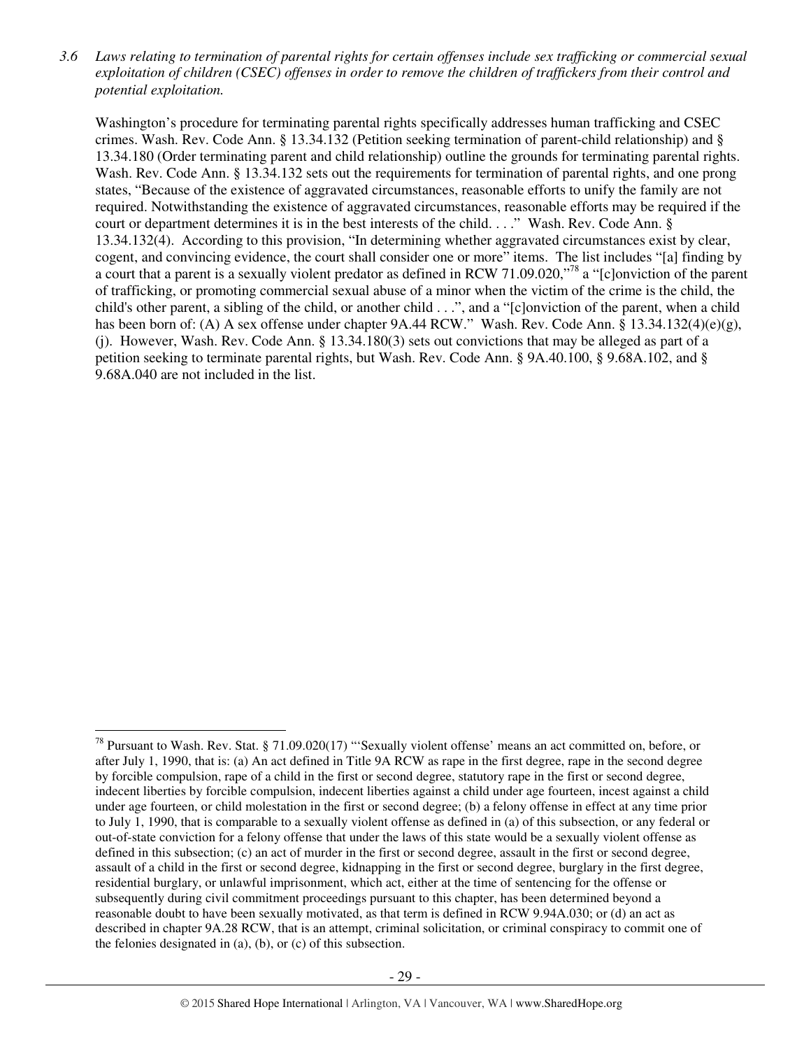*3.6 Laws relating to termination of parental rights for certain offenses include sex trafficking or commercial sexual exploitation of children (CSEC) offenses in order to remove the children of traffickers from their control and potential exploitation.*

Washington's procedure for terminating parental rights specifically addresses human trafficking and CSEC crimes. Wash. Rev. Code Ann. § 13.34.132 (Petition seeking termination of parent-child relationship) and § 13.34.180 (Order terminating parent and child relationship) outline the grounds for terminating parental rights. Wash. Rev. Code Ann. § 13.34.132 sets out the requirements for termination of parental rights, and one prong states, "Because of the existence of aggravated circumstances, reasonable efforts to unify the family are not required. Notwithstanding the existence of aggravated circumstances, reasonable efforts may be required if the court or department determines it is in the best interests of the child. . . ." Wash. Rev. Code Ann. § 13.34.132(4). According to this provision, "In determining whether aggravated circumstances exist by clear, cogent, and convincing evidence, the court shall consider one or more" items. The list includes "[a] finding by a court that a parent is a sexually violent predator as defined in RCW 71.09.020,"[78] a "[c]onviction of the parent of trafficking, or promoting commercial sexual abuse of a minor when the victim of the crime is the child, the child's other parent, a sibling of the child, or another child . . .", and a "[c]onviction of the parent, when a child has been born of: (A) A sex offense under chapter 9A.44 RCW." Wash. Rev. Code Ann. § 13.34.132(4)(e)(g), (j). However, Wash. Rev. Code Ann. § 13.34.180(3) sets out convictions that may be alleged as part of a petition seeking to terminate parental rights, but Wash. Rev. Code Ann. § 9A.40.100, § 9.68A.102, and § 9.68A.040 are not included in the list.

---

[78] Pursuant to Wash. Rev. Stat. § 71.09.020(17) "'Sexually violent offense' means an act committed on, before, or after July 1, 1990, that is: (a) An act defined in Title 9A RCW as rape in the first degree, rape in the second degree by forcible compulsion, rape of a child in the first or second degree, statutory rape in the first or second degree, indecent liberties by forcible compulsion, indecent liberties against a child under age fourteen, incest against a child under age fourteen, or child molestation in the first or second degree; (b) a felony offense in effect at any time prior to July 1, 1990, that is comparable to a sexually violent offense as defined in (a) of this subsection, or any federal or out-of-state conviction for a felony offense that under the laws of this state would be a sexually violent offense as defined in this subsection; (c) an act of murder in the first or second degree, assault in the first or second degree, assault of a child in the first or second degree, kidnapping in the first or second degree, burglary in the first degree, residential burglary, or unlawful imprisonment, which act, either at the time of sentencing for the offense or subsequently during civil commitment proceedings pursuant to this chapter, has been determined beyond a reasonable doubt to have been sexually motivated, as that term is defined in RCW 9.94A.030; or (d) an act as described in chapter 9A.28 RCW, that is an attempt, criminal solicitation, or criminal conspiracy to commit one of the felonies designated in (a), (b), or (c) of this subsection.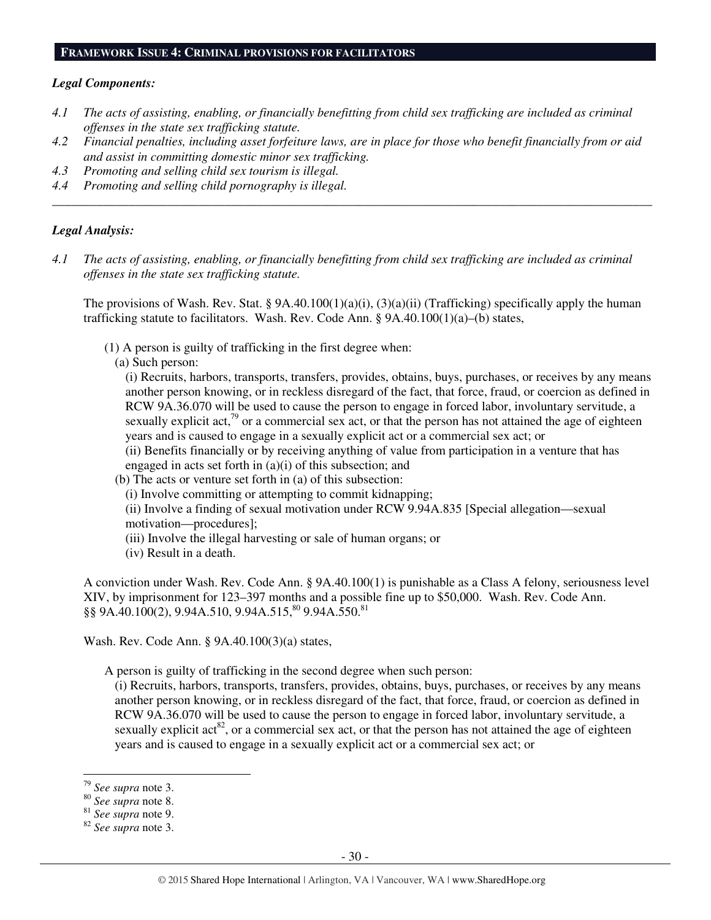## FRAMEWORK ISSUE 4: CRIMINAL PROVISIONS FOR FACILITATORS

***Legal Components:***

*4.1 The acts of assisting, enabling, or financially benefitting from child sex trafficking are included as criminal offenses in the state sex trafficking statute.*

*4.2 Financial penalties, including asset forfeiture laws, are in place for those who benefit financially from or aid and assist in committing domestic minor sex trafficking.*

*4.3 Promoting and selling child sex tourism is illegal.*

*4.4 Promoting and selling child pornography is illegal.*

---

***Legal Analysis:***

*4.1 The acts of assisting, enabling, or financially benefitting from child sex trafficking are included as criminal offenses in the state sex trafficking statute.*

The provisions of Wash. Rev. Stat. § 9A.40.100(1)(a)(i), (3)(a)(ii) (Trafficking) specifically apply the human trafficking statute to facilitators. Wash. Rev. Code Ann. § 9A.40.100(1)(a)–(b) states,

> (1) A person is guilty of trafficking in the first degree when:
> 
> (a) Such person:
> 
> (i) Recruits, harbors, transports, transfers, provides, obtains, buys, purchases, or receives by any means another person knowing, or in reckless disregard of the fact, that force, fraud, or coercion as defined in RCW 9A.36.070 will be used to cause the person to engage in forced labor, involuntary servitude, a sexually explicit act,[79] or a commercial sex act, or that the person has not attained the age of eighteen years and is caused to engage in a sexually explicit act or a commercial sex act; or
> 
> (ii) Benefits financially or by receiving anything of value from participation in a venture that has engaged in acts set forth in (a)(i) of this subsection; and
> 
> (b) The acts or venture set forth in (a) of this subsection:
> 
> (i) Involve committing or attempting to commit kidnapping;
> 
> (ii) Involve a finding of sexual motivation under RCW 9.94A.835 [Special allegation—sexual motivation—procedures];
> 
> (iii) Involve the illegal harvesting or sale of human organs; or
> 
> (iv) Result in a death.

A conviction under Wash. Rev. Code Ann. § 9A.40.100(1) is punishable as a Class A felony, seriousness level XIV, by imprisonment for 123–397 months and a possible fine up to $50,000. Wash. Rev. Code Ann. §§ 9A.40.100(2), 9.94A.510, 9.94A.515,[80] 9.94A.550.[81]

Wash. Rev. Code Ann. § 9A.40.100(3)(a) states,

> A person is guilty of trafficking in the second degree when such person:
> 
> (i) Recruits, harbors, transports, transfers, provides, obtains, buys, purchases, or receives by any means another person knowing, or in reckless disregard of the fact, that force, fraud, or coercion as defined in RCW 9A.36.070 will be used to cause the person to engage in forced labor, involuntary servitude, a sexually explicit act[82], or a commercial sex act, or that the person has not attained the age of eighteen years and is caused to engage in a sexually explicit act or a commercial sex act; or

---

[79] *See supra* note 3.

[80] *See supra* note 8.

[81] *See supra* note 9.

[82] *See supra* note 3.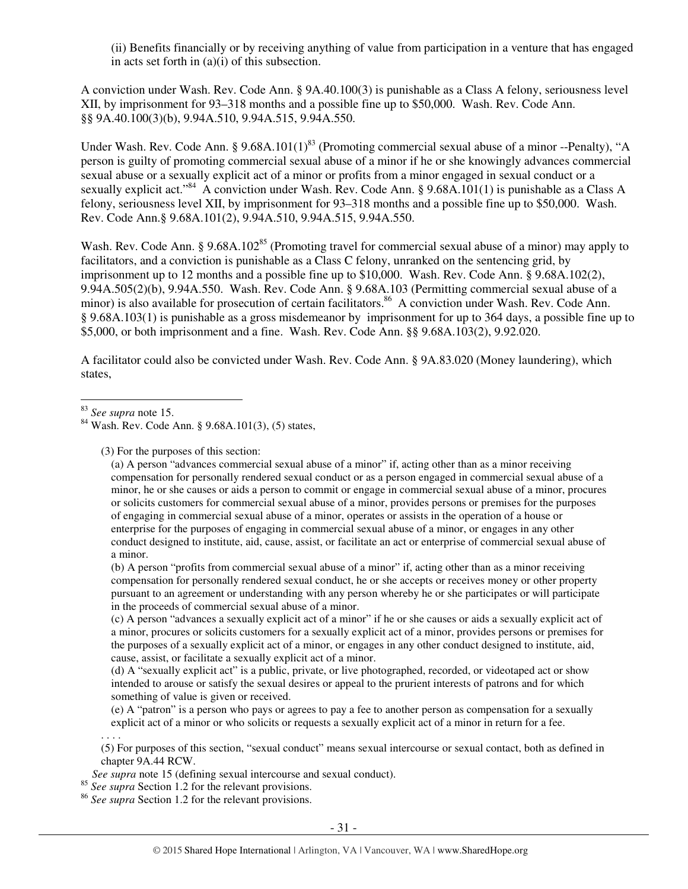(ii) Benefits financially or by receiving anything of value from participation in a venture that has engaged in acts set forth in (a)(i) of this subsection.

A conviction under Wash. Rev. Code Ann. § 9A.40.100(3) is punishable as a Class A felony, seriousness level XII, by imprisonment for 93–318 months and a possible fine up to $50,000. Wash. Rev. Code Ann. §§ 9A.40.100(3)(b), 9.94A.510, 9.94A.515, 9.94A.550.

Under Wash. Rev. Code Ann. § 9.68A.101(1)[83] (Promoting commercial sexual abuse of a minor --Penalty), "A person is guilty of promoting commercial sexual abuse of a minor if he or she knowingly advances commercial sexual abuse or a sexually explicit act of a minor or profits from a minor engaged in sexual conduct or a sexually explicit act."[84] A conviction under Wash. Rev. Code Ann. § 9.68A.101(1) is punishable as a Class A felony, seriousness level XII, by imprisonment for 93–318 months and a possible fine up to $50,000. Wash. Rev. Code Ann.§ 9.68A.101(2), 9.94A.510, 9.94A.515, 9.94A.550.

Wash. Rev. Code Ann. § 9.68A.102[85] (Promoting travel for commercial sexual abuse of a minor) may apply to facilitators, and a conviction is punishable as a Class C felony, unranked on the sentencing grid, by imprisonment up to 12 months and a possible fine up to $10,000. Wash. Rev. Code Ann. § 9.68A.102(2), 9.94A.505(2)(b), 9.94A.550. Wash. Rev. Code Ann. § 9.68A.103 (Permitting commercial sexual abuse of a minor) is also available for prosecution of certain facilitators.[86] A conviction under Wash. Rev. Code Ann. § 9.68A.103(1) is punishable as a gross misdemeanor by imprisonment for up to 364 days, a possible fine up to $5,000, or both imprisonment and a fine. Wash. Rev. Code Ann. §§ 9.68A.103(2), 9.92.020.

A facilitator could also be convicted under Wash. Rev. Code Ann. § 9A.83.020 (Money laundering), which states,

---

[83] *See supra* note 15.

[84] Wash. Rev. Code Ann. § 9.68A.101(3), (5) states,

> (3) For the purposes of this section:
>
> (a) A person "advances commercial sexual abuse of a minor" if, acting other than as a minor receiving compensation for personally rendered sexual conduct or as a person engaged in commercial sexual abuse of a minor, he or she causes or aids a person to commit or engage in commercial sexual abuse of a minor, procures or solicits customers for commercial sexual abuse of a minor, provides persons or premises for the purposes of engaging in commercial sexual abuse of a minor, operates or assists in the operation of a house or enterprise for the purposes of engaging in commercial sexual abuse of a minor, or engages in any other conduct designed to institute, aid, cause, assist, or facilitate an act or enterprise of commercial sexual abuse of a minor.
>
> (b) A person "profits from commercial sexual abuse of a minor" if, acting other than as a minor receiving compensation for personally rendered sexual conduct, he or she accepts or receives money or other property pursuant to an agreement or understanding with any person whereby he or she participates or will participate in the proceeds of commercial sexual abuse of a minor.
>
> (c) A person "advances a sexually explicit act of a minor" if he or she causes or aids a sexually explicit act of a minor, procures or solicits customers for a sexually explicit act of a minor, provides persons or premises for the purposes of a sexually explicit act of a minor, or engages in any other conduct designed to institute, aid, cause, assist, or facilitate a sexually explicit act of a minor.
>
> (d) A "sexually explicit act" is a public, private, or live photographed, recorded, or videotaped act or show intended to arouse or satisfy the sexual desires or appeal to the prurient interests of patrons and for which something of value is given or received.
>
> (e) A "patron" is a person who pays or agrees to pay a fee to another person as compensation for a sexually explicit act of a minor or who solicits or requests a sexually explicit act of a minor in return for a fee.
>
> . . . .
>
> (5) For purposes of this section, "sexual conduct" means sexual intercourse or sexual contact, both as defined in chapter 9A.44 RCW.

*See supra* note 15 (defining sexual intercourse and sexual conduct).

[85] *See supra* Section 1.2 for the relevant provisions.

[86] *See supra* Section 1.2 for the relevant provisions.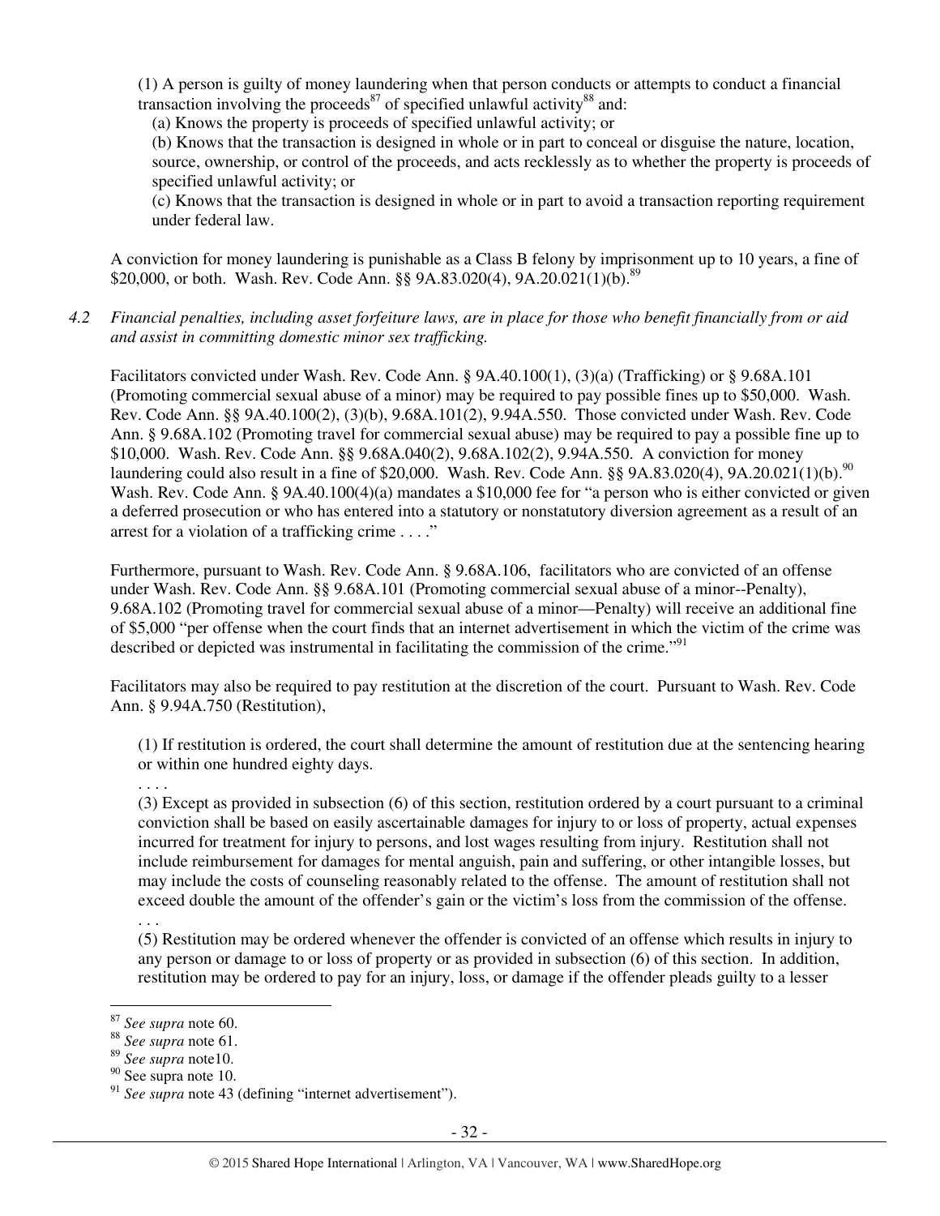(1) A person is guilty of money laundering when that person conducts or attempts to conduct a financial transaction involving the proceeds[87] of specified unlawful activity[88] and:

(a) Knows the property is proceeds of specified unlawful activity; or

(b) Knows that the transaction is designed in whole or in part to conceal or disguise the nature, location, source, ownership, or control of the proceeds, and acts recklessly as to whether the property is proceeds of specified unlawful activity; or

(c) Knows that the transaction is designed in whole or in part to avoid a transaction reporting requirement under federal law.

A conviction for money laundering is punishable as a Class B felony by imprisonment up to 10 years, a fine of $20,000, or both. Wash. Rev. Code Ann. §§ 9A.83.020(4), 9A.20.021(1)(b).[89]

*4.2 Financial penalties, including asset forfeiture laws, are in place for those who benefit financially from or aid and assist in committing domestic minor sex trafficking.*

Facilitators convicted under Wash. Rev. Code Ann. § 9A.40.100(1), (3)(a) (Trafficking) or § 9.68A.101 (Promoting commercial sexual abuse of a minor) may be required to pay possible fines up to $50,000. Wash. Rev. Code Ann. §§ 9A.40.100(2), (3)(b), 9.68A.101(2), 9.94A.550. Those convicted under Wash. Rev. Code Ann. § 9.68A.102 (Promoting travel for commercial sexual abuse) may be required to pay a possible fine up to $10,000. Wash. Rev. Code Ann. §§ 9.68A.040(2), 9.68A.102(2), 9.94A.550. A conviction for money laundering could also result in a fine of $20,000. Wash. Rev. Code Ann. §§ 9A.83.020(4), 9A.20.021(1)(b).[90] Wash. Rev. Code Ann. § 9A.40.100(4)(a) mandates a $10,000 fee for "a person who is either convicted or given a deferred prosecution or who has entered into a statutory or nonstatutory diversion agreement as a result of an arrest for a violation of a trafficking crime . . . ."

Furthermore, pursuant to Wash. Rev. Code Ann. § 9.68A.106, facilitators who are convicted of an offense under Wash. Rev. Code Ann. §§ 9.68A.101 (Promoting commercial sexual abuse of a minor--Penalty), 9.68A.102 (Promoting travel for commercial sexual abuse of a minor—Penalty) will receive an additional fine of $5,000 "per offense when the court finds that an internet advertisement in which the victim of the crime was described or depicted was instrumental in facilitating the commission of the crime."[91]

Facilitators may also be required to pay restitution at the discretion of the court. Pursuant to Wash. Rev. Code Ann. § 9.94A.750 (Restitution),

(1) If restitution is ordered, the court shall determine the amount of restitution due at the sentencing hearing or within one hundred eighty days.

. . . .

(3) Except as provided in subsection (6) of this section, restitution ordered by a court pursuant to a criminal conviction shall be based on easily ascertainable damages for injury to or loss of property, actual expenses incurred for treatment for injury to persons, and lost wages resulting from injury. Restitution shall not include reimbursement for damages for mental anguish, pain and suffering, or other intangible losses, but may include the costs of counseling reasonably related to the offense. The amount of restitution shall not exceed double the amount of the offender's gain or the victim's loss from the commission of the offense.

. . .

(5) Restitution may be ordered whenever the offender is convicted of an offense which results in injury to any person or damage to or loss of property or as provided in subsection (6) of this section. In addition, restitution may be ordered to pay for an injury, loss, or damage if the offender pleads guilty to a lesser

---

[87] *See supra* note 60.

[88] *See supra* note 61.

[89] *See supra* note10.

[90] See supra note 10.

[91] *See supra* note 43 (defining "internet advertisement").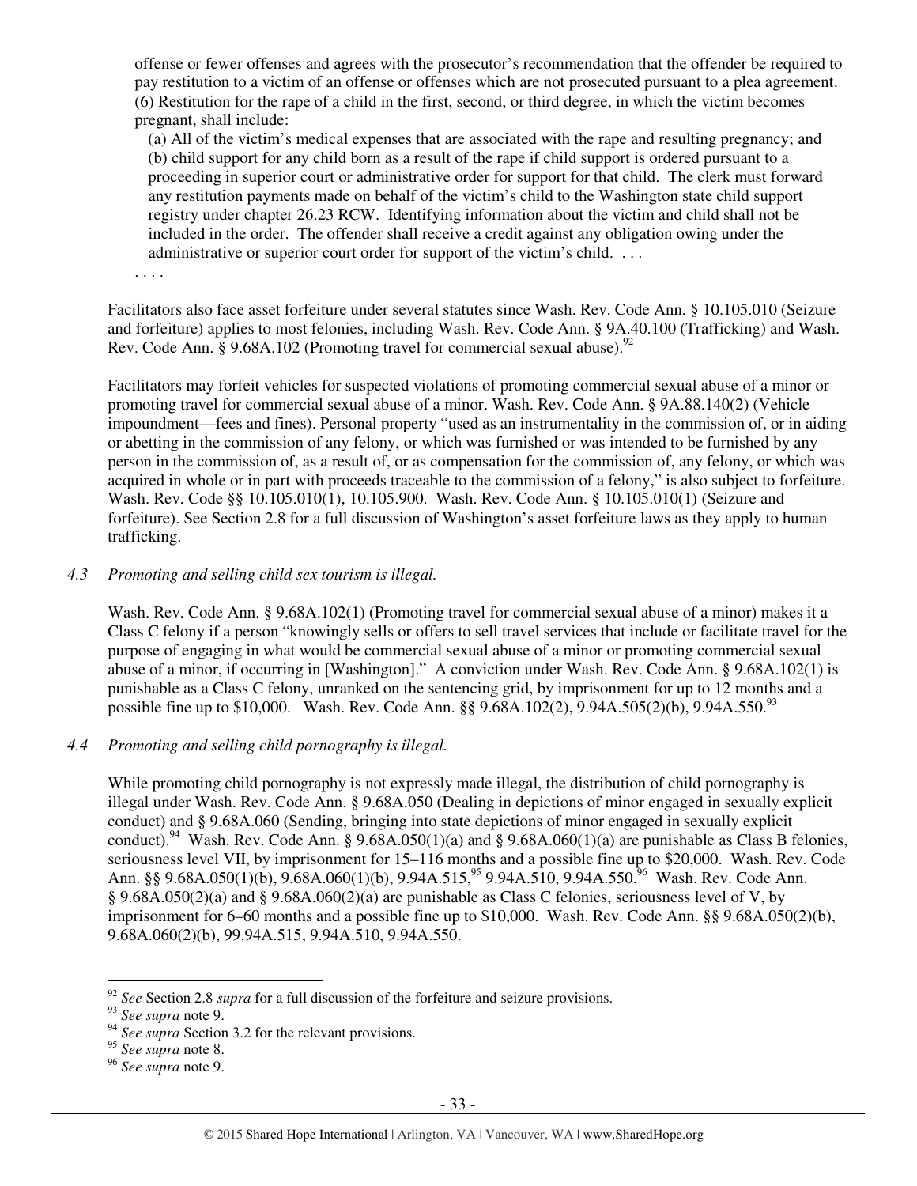offense or fewer offenses and agrees with the prosecutor's recommendation that the offender be required to pay restitution to a victim of an offense or offenses which are not prosecuted pursuant to a plea agreement.
(6) Restitution for the rape of a child in the first, second, or third degree, in which the victim becomes pregnant, shall include:

(a) All of the victim's medical expenses that are associated with the rape and resulting pregnancy; and
(b) child support for any child born as a result of the rape if child support is ordered pursuant to a proceeding in superior court or administrative order for support for that child. The clerk must forward any restitution payments made on behalf of the victim's child to the Washington state child support registry under chapter 26.23 RCW. Identifying information about the victim and child shall not be included in the order. The offender shall receive a credit against any obligation owing under the administrative or superior court order for support of the victim's child. . . .

. . . .

Facilitators also face asset forfeiture under several statutes since Wash. Rev. Code Ann. § 10.105.010 (Seizure and forfeiture) applies to most felonies, including Wash. Rev. Code Ann. § 9A.40.100 (Trafficking) and Wash. Rev. Code Ann. § 9.68A.102 (Promoting travel for commercial sexual abuse).[92]

Facilitators may forfeit vehicles for suspected violations of promoting commercial sexual abuse of a minor or promoting travel for commercial sexual abuse of a minor. Wash. Rev. Code Ann. § 9A.88.140(2) (Vehicle impoundment—fees and fines). Personal property "used as an instrumentality in the commission of, or in aiding or abetting in the commission of any felony, or which was furnished or was intended to be furnished by any person in the commission of, as a result of, or as compensation for the commission of, any felony, or which was acquired in whole or in part with proceeds traceable to the commission of a felony," is also subject to forfeiture. Wash. Rev. Code §§ 10.105.010(1), 10.105.900. Wash. Rev. Code Ann. § 10.105.010(1) (Seizure and forfeiture). See Section 2.8 for a full discussion of Washington's asset forfeiture laws as they apply to human trafficking.

*4.3 Promoting and selling child sex tourism is illegal.*

Wash. Rev. Code Ann. § 9.68A.102(1) (Promoting travel for commercial sexual abuse of a minor) makes it a Class C felony if a person "knowingly sells or offers to sell travel services that include or facilitate travel for the purpose of engaging in what would be commercial sexual abuse of a minor or promoting commercial sexual abuse of a minor, if occurring in [Washington]." A conviction under Wash. Rev. Code Ann. § 9.68A.102(1) is punishable as a Class C felony, unranked on the sentencing grid, by imprisonment for up to 12 months and a possible fine up to $10,000. Wash. Rev. Code Ann. §§ 9.68A.102(2), 9.94A.505(2)(b), 9.94A.550.[93]

*4.4 Promoting and selling child pornography is illegal.*

While promoting child pornography is not expressly made illegal, the distribution of child pornography is illegal under Wash. Rev. Code Ann. § 9.68A.050 (Dealing in depictions of minor engaged in sexually explicit conduct) and § 9.68A.060 (Sending, bringing into state depictions of minor engaged in sexually explicit conduct).[94] Wash. Rev. Code Ann. § 9.68A.050(1)(a) and § 9.68A.060(1)(a) are punishable as Class B felonies, seriousness level VII, by imprisonment for 15–116 months and a possible fine up to $20,000. Wash. Rev. Code Ann. §§ 9.68A.050(1)(b), 9.68A.060(1)(b), 9.94A.515,[95] 9.94A.510, 9.94A.550.[96] Wash. Rev. Code Ann. § 9.68A.050(2)(a) and § 9.68A.060(2)(a) are punishable as Class C felonies, seriousness level of V, by imprisonment for 6–60 months and a possible fine up to $10,000. Wash. Rev. Code Ann. §§ 9.68A.050(2)(b), 9.68A.060(2)(b), 99.94A.515, 9.94A.510, 9.94A.550.

---

[92] *See* Section 2.8 *supra* for a full discussion of the forfeiture and seizure provisions.
[93] *See supra* note 9.
[94] *See supra* Section 3.2 for the relevant provisions.
[95] *See supra* note 8.
[96] *See supra* note 9.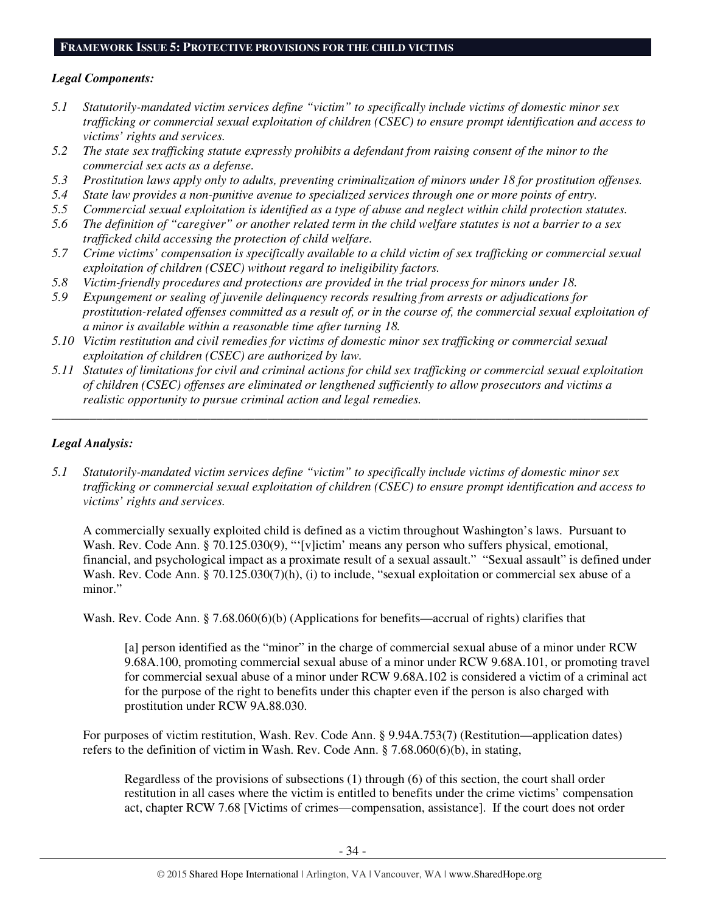## FRAMEWORK ISSUE 5: PROTECTIVE PROVISIONS FOR THE CHILD VICTIMS

***Legal Components:***

*5.1 Statutorily-mandated victim services define "victim" to specifically include victims of domestic minor sex trafficking or commercial sexual exploitation of children (CSEC) to ensure prompt identification and access to victims' rights and services.*

*5.2 The state sex trafficking statute expressly prohibits a defendant from raising consent of the minor to the commercial sex acts as a defense.*

*5.3 Prostitution laws apply only to adults, preventing criminalization of minors under 18 for prostitution offenses.*

*5.4 State law provides a non-punitive avenue to specialized services through one or more points of entry.*

*5.5 Commercial sexual exploitation is identified as a type of abuse and neglect within child protection statutes.*

*5.6 The definition of "caregiver" or another related term in the child welfare statutes is not a barrier to a sex trafficked child accessing the protection of child welfare.*

*5.7 Crime victims' compensation is specifically available to a child victim of sex trafficking or commercial sexual exploitation of children (CSEC) without regard to ineligibility factors.*

*5.8 Victim-friendly procedures and protections are provided in the trial process for minors under 18.*

*5.9 Expungement or sealing of juvenile delinquency records resulting from arrests or adjudications for prostitution-related offenses committed as a result of, or in the course of, the commercial sexual exploitation of a minor is available within a reasonable time after turning 18.*

*5.10 Victim restitution and civil remedies for victims of domestic minor sex trafficking or commercial sexual exploitation of children (CSEC) are authorized by law.*

*5.11 Statutes of limitations for civil and criminal actions for child sex trafficking or commercial sexual exploitation of children (CSEC) offenses are eliminated or lengthened sufficiently to allow prosecutors and victims a realistic opportunity to pursue criminal action and legal remedies.*

---

***Legal Analysis:***

*5.1 Statutorily-mandated victim services define "victim" to specifically include victims of domestic minor sex trafficking or commercial sexual exploitation of children (CSEC) to ensure prompt identification and access to victims' rights and services.*

A commercially sexually exploited child is defined as a victim throughout Washington's laws. Pursuant to Wash. Rev. Code Ann. § 70.125.030(9), "'[v]ictim' means any person who suffers physical, emotional, financial, and psychological impact as a proximate result of a sexual assault." "Sexual assault" is defined under Wash. Rev. Code Ann. § 70.125.030(7)(h), (i) to include, "sexual exploitation or commercial sex abuse of a minor."

Wash. Rev. Code Ann. § 7.68.060(6)(b) (Applications for benefits—accrual of rights) clarifies that

> [a] person identified as the "minor" in the charge of commercial sexual abuse of a minor under RCW 9.68A.100, promoting commercial sexual abuse of a minor under RCW 9.68A.101, or promoting travel for commercial sexual abuse of a minor under RCW 9.68A.102 is considered a victim of a criminal act for the purpose of the right to benefits under this chapter even if the person is also charged with prostitution under RCW 9A.88.030.

For purposes of victim restitution, Wash. Rev. Code Ann. § 9.94A.753(7) (Restitution—application dates) refers to the definition of victim in Wash. Rev. Code Ann. § 7.68.060(6)(b), in stating,

> Regardless of the provisions of subsections (1) through (6) of this section, the court shall order restitution in all cases where the victim is entitled to benefits under the crime victims' compensation act, chapter RCW 7.68 [Victims of crimes—compensation, assistance]. If the court does not order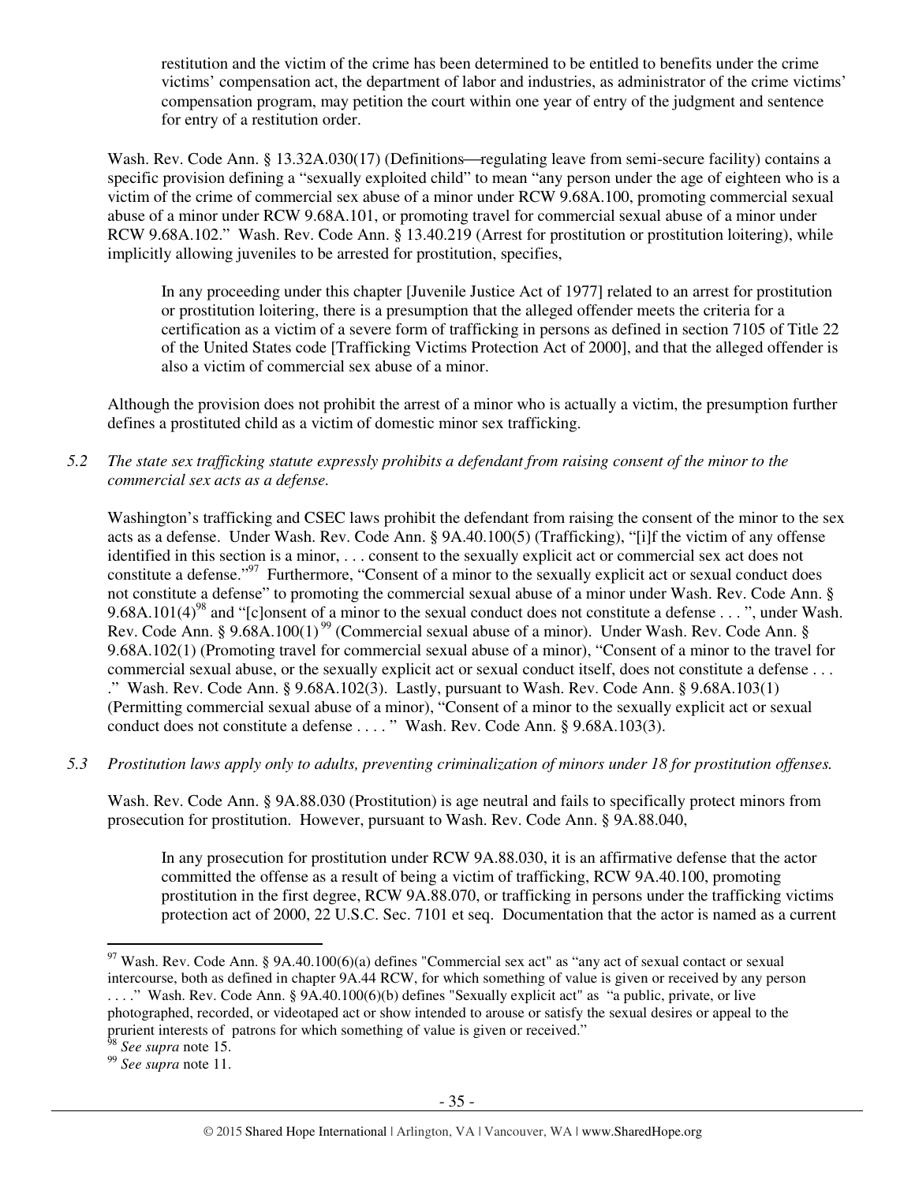restitution and the victim of the crime has been determined to be entitled to benefits under the crime victims' compensation act, the department of labor and industries, as administrator of the crime victims' compensation program, may petition the court within one year of entry of the judgment and sentence for entry of a restitution order.

Wash. Rev. Code Ann. § 13.32A.030(17) (Definitions—regulating leave from semi-secure facility) contains a specific provision defining a "sexually exploited child" to mean "any person under the age of eighteen who is a victim of the crime of commercial sex abuse of a minor under RCW 9.68A.100, promoting commercial sexual abuse of a minor under RCW 9.68A.101, or promoting travel for commercial sexual abuse of a minor under RCW 9.68A.102." Wash. Rev. Code Ann. § 13.40.219 (Arrest for prostitution or prostitution loitering), while implicitly allowing juveniles to be arrested for prostitution, specifies,

> In any proceeding under this chapter [Juvenile Justice Act of 1977] related to an arrest for prostitution or prostitution loitering, there is a presumption that the alleged offender meets the criteria for a certification as a victim of a severe form of trafficking in persons as defined in section 7105 of Title 22 of the United States code [Trafficking Victims Protection Act of 2000], and that the alleged offender is also a victim of commercial sex abuse of a minor.

Although the provision does not prohibit the arrest of a minor who is actually a victim, the presumption further defines a prostituted child as a victim of domestic minor sex trafficking.

*5.2 The state sex trafficking statute expressly prohibits a defendant from raising consent of the minor to the commercial sex acts as a defense.*

Washington's trafficking and CSEC laws prohibit the defendant from raising the consent of the minor to the sex acts as a defense. Under Wash. Rev. Code Ann. § 9A.40.100(5) (Trafficking), "[i]f the victim of any offense identified in this section is a minor, . . . consent to the sexually explicit act or commercial sex act does not constitute a defense."[97] Furthermore, "Consent of a minor to the sexually explicit act or sexual conduct does not constitute a defense" to promoting the commercial sexual abuse of a minor under Wash. Rev. Code Ann. § 9.68A.101(4)[98] and "[c]onsent of a minor to the sexual conduct does not constitute a defense . . . ", under Wash. Rev. Code Ann. § 9.68A.100(1)[99] (Commercial sexual abuse of a minor). Under Wash. Rev. Code Ann. § 9.68A.102(1) (Promoting travel for commercial sexual abuse of a minor), "Consent of a minor to the travel for commercial sexual abuse, or the sexually explicit act or sexual conduct itself, does not constitute a defense . . . ." Wash. Rev. Code Ann. § 9.68A.102(3). Lastly, pursuant to Wash. Rev. Code Ann. § 9.68A.103(1) (Permitting commercial sexual abuse of a minor), "Consent of a minor to the sexually explicit act or sexual conduct does not constitute a defense . . . . " Wash. Rev. Code Ann. § 9.68A.103(3).

*5.3 Prostitution laws apply only to adults, preventing criminalization of minors under 18 for prostitution offenses.*

Wash. Rev. Code Ann. § 9A.88.030 (Prostitution) is age neutral and fails to specifically protect minors from prosecution for prostitution. However, pursuant to Wash. Rev. Code Ann. § 9A.88.040,

> In any prosecution for prostitution under RCW 9A.88.030, it is an affirmative defense that the actor committed the offense as a result of being a victim of trafficking, RCW 9A.40.100, promoting prostitution in the first degree, RCW 9A.88.070, or trafficking in persons under the trafficking victims protection act of 2000, 22 U.S.C. Sec. 7101 et seq. Documentation that the actor is named as a current

---

[97] Wash. Rev. Code Ann. § 9A.40.100(6)(a) defines "Commercial sex act" as "any act of sexual contact or sexual intercourse, both as defined in chapter 9A.44 RCW, for which something of value is given or received by any person . . . ." Wash. Rev. Code Ann. § 9A.40.100(6)(b) defines "Sexually explicit act" as "a public, private, or live photographed, recorded, or videotaped act or show intended to arouse or satisfy the sexual desires or appeal to the prurient interests of patrons for which something of value is given or received."

[98] *See supra* note 15.

[99] *See supra* note 11.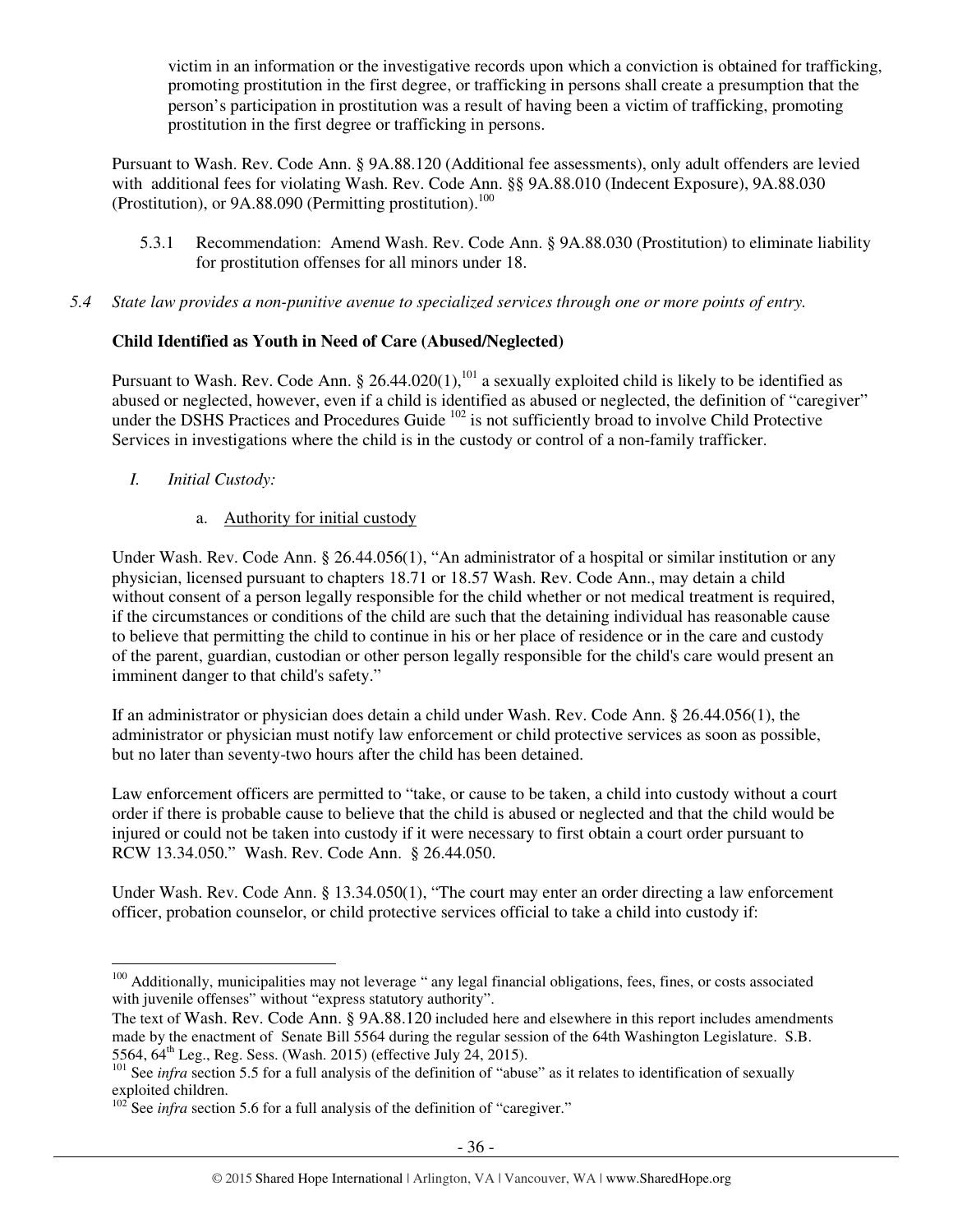victim in an information or the investigative records upon which a conviction is obtained for trafficking, promoting prostitution in the first degree, or trafficking in persons shall create a presumption that the person's participation in prostitution was a result of having been a victim of trafficking, promoting prostitution in the first degree or trafficking in persons.

Pursuant to Wash. Rev. Code Ann. § 9A.88.120 (Additional fee assessments), only adult offenders are levied with additional fees for violating Wash. Rev. Code Ann. §§ 9A.88.010 (Indecent Exposure), 9A.88.030 (Prostitution), or 9A.88.090 (Permitting prostitution).[100]

5.3.1 Recommendation: Amend Wash. Rev. Code Ann. § 9A.88.030 (Prostitution) to eliminate liability for prostitution offenses for all minors under 18.

*5.4 State law provides a non-punitive avenue to specialized services through one or more points of entry.*

**Child Identified as Youth in Need of Care (Abused/Neglected)**

Pursuant to Wash. Rev. Code Ann. § 26.44.020(1),[101] a sexually exploited child is likely to be identified as abused or neglected, however, even if a child is identified as abused or neglected, the definition of "caregiver" under the DSHS Practices and Procedures Guide [102] is not sufficiently broad to involve Child Protective Services in investigations where the child is in the custody or control of a non-family trafficker.

*I. Initial Custody:*

a. Authority for initial custody

Under Wash. Rev. Code Ann. § 26.44.056(1), "An administrator of a hospital or similar institution or any physician, licensed pursuant to chapters 18.71 or 18.57 Wash. Rev. Code Ann., may detain a child without consent of a person legally responsible for the child whether or not medical treatment is required, if the circumstances or conditions of the child are such that the detaining individual has reasonable cause to believe that permitting the child to continue in his or her place of residence or in the care and custody of the parent, guardian, custodian or other person legally responsible for the child's care would present an imminent danger to that child's safety."

If an administrator or physician does detain a child under Wash. Rev. Code Ann. § 26.44.056(1), the administrator or physician must notify law enforcement or child protective services as soon as possible, but no later than seventy-two hours after the child has been detained.

Law enforcement officers are permitted to "take, or cause to be taken, a child into custody without a court order if there is probable cause to believe that the child is abused or neglected and that the child would be injured or could not be taken into custody if it were necessary to first obtain a court order pursuant to RCW 13.34.050." Wash. Rev. Code Ann. § 26.44.050.

Under Wash. Rev. Code Ann. § 13.34.050(1), "The court may enter an order directing a law enforcement officer, probation counselor, or child protective services official to take a child into custody if:

---

[100] Additionally, municipalities may not leverage " any legal financial obligations, fees, fines, or costs associated with juvenile offenses" without "express statutory authority".
The text of Wash. Rev. Code Ann. § 9A.88.120 included here and elsewhere in this report includes amendments made by the enactment of Senate Bill 5564 during the regular session of the 64th Washington Legislature. S.B. 5564, 64th Leg., Reg. Sess. (Wash. 2015) (effective July 24, 2015).

[101] See *infra* section 5.5 for a full analysis of the definition of "abuse" as it relates to identification of sexually exploited children.

[102] See *infra* section 5.6 for a full analysis of the definition of "caregiver."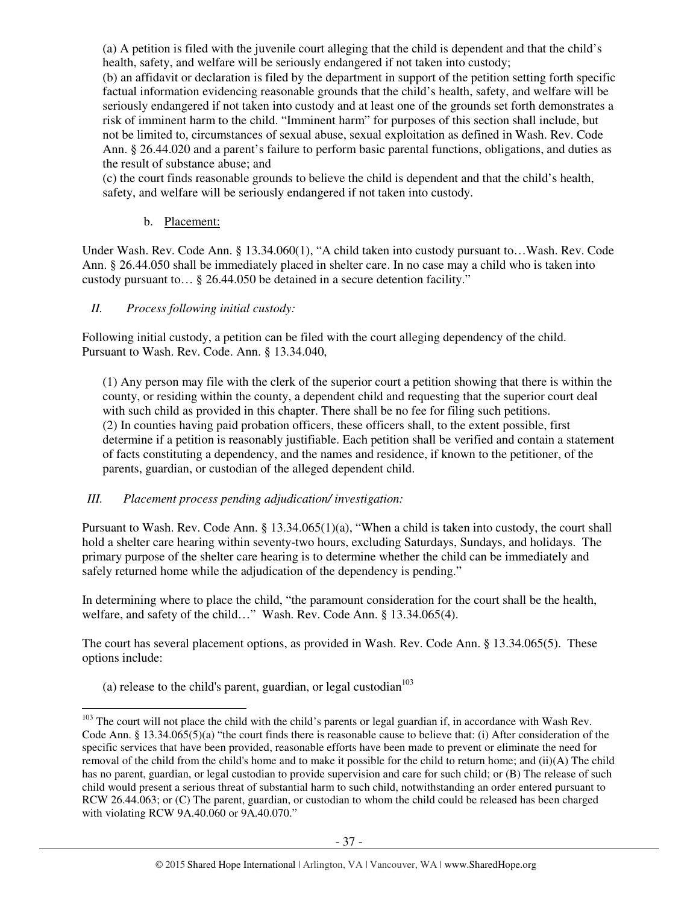(a) A petition is filed with the juvenile court alleging that the child is dependent and that the child's health, safety, and welfare will be seriously endangered if not taken into custody;
(b) an affidavit or declaration is filed by the department in support of the petition setting forth specific factual information evidencing reasonable grounds that the child's health, safety, and welfare will be seriously endangered if not taken into custody and at least one of the grounds set forth demonstrates a risk of imminent harm to the child. "Imminent harm" for purposes of this section shall include, but not be limited to, circumstances of sexual abuse, sexual exploitation as defined in Wash. Rev. Code Ann. § 26.44.020 and a parent's failure to perform basic parental functions, obligations, and duties as the result of substance abuse; and
(c) the court finds reasonable grounds to believe the child is dependent and that the child's health, safety, and welfare will be seriously endangered if not taken into custody.

b. Placement:

Under Wash. Rev. Code Ann. § 13.34.060(1), "A child taken into custody pursuant to…Wash. Rev. Code Ann. § 26.44.050 shall be immediately placed in shelter care. In no case may a child who is taken into custody pursuant to… § 26.44.050 be detained in a secure detention facility."

*II. Process following initial custody:*

Following initial custody, a petition can be filed with the court alleging dependency of the child. Pursuant to Wash. Rev. Code. Ann. § 13.34.040,

> (1) Any person may file with the clerk of the superior court a petition showing that there is within the county, or residing within the county, a dependent child and requesting that the superior court deal with such child as provided in this chapter. There shall be no fee for filing such petitions.
> (2) In counties having paid probation officers, these officers shall, to the extent possible, first determine if a petition is reasonably justifiable. Each petition shall be verified and contain a statement of facts constituting a dependency, and the names and residence, if known to the petitioner, of the parents, guardian, or custodian of the alleged dependent child.

*III. Placement process pending adjudication/ investigation:*

Pursuant to Wash. Rev. Code Ann. § 13.34.065(1)(a), "When a child is taken into custody, the court shall hold a shelter care hearing within seventy-two hours, excluding Saturdays, Sundays, and holidays. The primary purpose of the shelter care hearing is to determine whether the child can be immediately and safely returned home while the adjudication of the dependency is pending."

In determining where to place the child, "the paramount consideration for the court shall be the health, welfare, and safety of the child…" Wash. Rev. Code Ann. § 13.34.065(4).

The court has several placement options, as provided in Wash. Rev. Code Ann. § 13.34.065(5). These options include:

> (a) release to the child's parent, guardian, or legal custodian[103]

---

[103] The court will not place the child with the child's parents or legal guardian if, in accordance with Wash Rev. Code Ann. § 13.34.065(5)(a) "the court finds there is reasonable cause to believe that: (i) After consideration of the specific services that have been provided, reasonable efforts have been made to prevent or eliminate the need for removal of the child from the child's home and to make it possible for the child to return home; and (ii)(A) The child has no parent, guardian, or legal custodian to provide supervision and care for such child; or (B) The release of such child would present a serious threat of substantial harm to such child, notwithstanding an order entered pursuant to RCW 26.44.063; or (C) The parent, guardian, or custodian to whom the child could be released has been charged with violating RCW 9A.40.060 or 9A.40.070."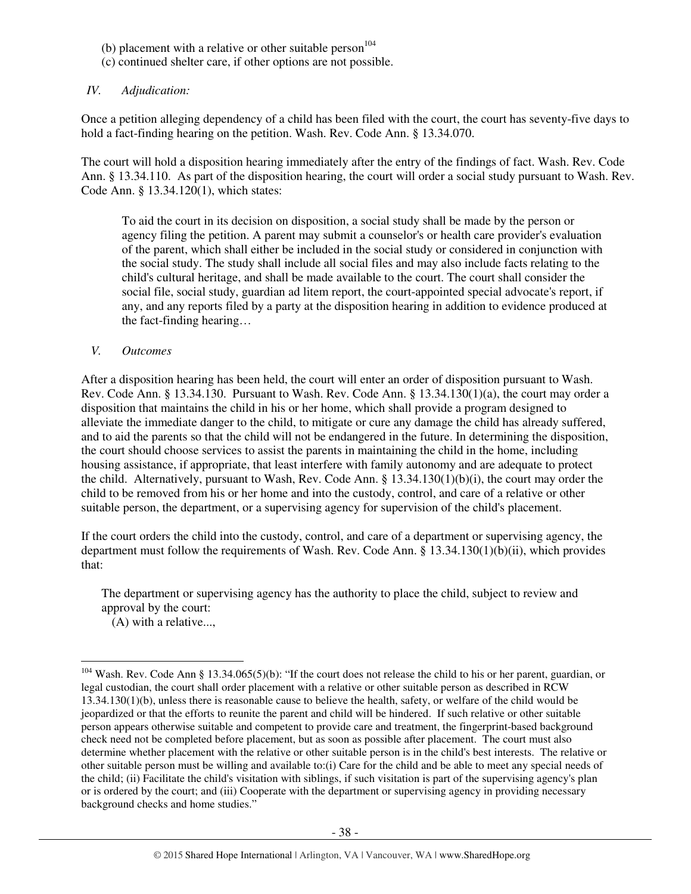(b) placement with a relative or other suitable person[104]
(c) continued shelter care, if other options are not possible.

*IV. Adjudication:*

Once a petition alleging dependency of a child has been filed with the court, the court has seventy-five days to hold a fact-finding hearing on the petition. Wash. Rev. Code Ann. § 13.34.070.

The court will hold a disposition hearing immediately after the entry of the findings of fact. Wash. Rev. Code Ann. § 13.34.110. As part of the disposition hearing, the court will order a social study pursuant to Wash. Rev. Code Ann. § 13.34.120(1), which states:

> To aid the court in its decision on disposition, a social study shall be made by the person or agency filing the petition. A parent may submit a counselor's or health care provider's evaluation of the parent, which shall either be included in the social study or considered in conjunction with the social study. The study shall include all social files and may also include facts relating to the child's cultural heritage, and shall be made available to the court. The court shall consider the social file, social study, guardian ad litem report, the court-appointed special advocate's report, if any, and any reports filed by a party at the disposition hearing in addition to evidence produced at the fact-finding hearing…

*V. Outcomes*

After a disposition hearing has been held, the court will enter an order of disposition pursuant to Wash. Rev. Code Ann. § 13.34.130. Pursuant to Wash. Rev. Code Ann. § 13.34.130(1)(a), the court may order a disposition that maintains the child in his or her home, which shall provide a program designed to alleviate the immediate danger to the child, to mitigate or cure any damage the child has already suffered, and to aid the parents so that the child will not be endangered in the future. In determining the disposition, the court should choose services to assist the parents in maintaining the child in the home, including housing assistance, if appropriate, that least interfere with family autonomy and are adequate to protect the child. Alternatively, pursuant to Wash, Rev. Code Ann. § 13.34.130(1)(b)(i), the court may order the child to be removed from his or her home and into the custody, control, and care of a relative or other suitable person, the department, or a supervising agency for supervision of the child's placement.

If the court orders the child into the custody, control, and care of a department or supervising agency, the department must follow the requirements of Wash. Rev. Code Ann. § 13.34.130(1)(b)(ii), which provides that:

> The department or supervising agency has the authority to place the child, subject to review and approval by the court:
> (A) with a relative...,

[104] Wash. Rev. Code Ann § 13.34.065(5)(b): "If the court does not release the child to his or her parent, guardian, or legal custodian, the court shall order placement with a relative or other suitable person as described in RCW 13.34.130(1)(b), unless there is reasonable cause to believe the health, safety, or welfare of the child would be jeopardized or that the efforts to reunite the parent and child will be hindered. If such relative or other suitable person appears otherwise suitable and competent to provide care and treatment, the fingerprint-based background check need not be completed before placement, but as soon as possible after placement. The court must also determine whether placement with the relative or other suitable person is in the child's best interests. The relative or other suitable person must be willing and available to:(i) Care for the child and be able to meet any special needs of the child; (ii) Facilitate the child's visitation with siblings, if such visitation is part of the supervising agency's plan or is ordered by the court; and (iii) Cooperate with the department or supervising agency in providing necessary background checks and home studies."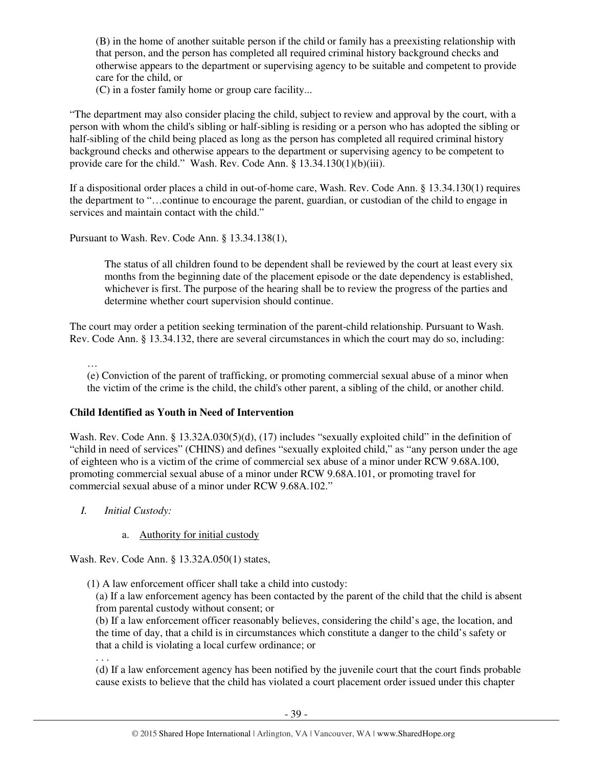> (B) in the home of another suitable person if the child or family has a preexisting relationship with that person, and the person has completed all required criminal history background checks and otherwise appears to the department or supervising agency to be suitable and competent to provide care for the child, or
>
> (C) in a foster family home or group care facility...

"The department may also consider placing the child, subject to review and approval by the court, with a person with whom the child's sibling or half-sibling is residing or a person who has adopted the sibling or half-sibling of the child being placed as long as the person has completed all required criminal history background checks and otherwise appears to the department or supervising agency to be competent to provide care for the child." Wash. Rev. Code Ann. § 13.34.130(1)(b)(iii).

If a dispositional order places a child in out-of-home care, Wash. Rev. Code Ann. § 13.34.130(1) requires the department to "…continue to encourage the parent, guardian, or custodian of the child to engage in services and maintain contact with the child."

Pursuant to Wash. Rev. Code Ann. § 13.34.138(1),

> The status of all children found to be dependent shall be reviewed by the court at least every six months from the beginning date of the placement episode or the date dependency is established, whichever is first. The purpose of the hearing shall be to review the progress of the parties and determine whether court supervision should continue.

The court may order a petition seeking termination of the parent-child relationship. Pursuant to Wash. Rev. Code Ann. § 13.34.132, there are several circumstances in which the court may do so, including:

> …
>
> (e) Conviction of the parent of trafficking, or promoting commercial sexual abuse of a minor when the victim of the crime is the child, the child's other parent, a sibling of the child, or another child.

**Child Identified as Youth in Need of Intervention**

Wash. Rev. Code Ann. § 13.32A.030(5)(d), (17) includes "sexually exploited child" in the definition of "child in need of services" (CHINS) and defines "sexually exploited child," as "any person under the age of eighteen who is a victim of the crime of commercial sex abuse of a minor under RCW 9.68A.100, promoting commercial sexual abuse of a minor under RCW 9.68A.101, or promoting travel for commercial sexual abuse of a minor under RCW 9.68A.102."

*I. Initial Custody:*

a. Authority for initial custody

Wash. Rev. Code Ann. § 13.32A.050(1) states,

> (1) A law enforcement officer shall take a child into custody:
>
> (a) If a law enforcement agency has been contacted by the parent of the child that the child is absent from parental custody without consent; or
>
> (b) If a law enforcement officer reasonably believes, considering the child's age, the location, and the time of day, that a child is in circumstances which constitute a danger to the child's safety or that a child is violating a local curfew ordinance; or
>
> . . .
>
> (d) If a law enforcement agency has been notified by the juvenile court that the court finds probable cause exists to believe that the child has violated a court placement order issued under this chapter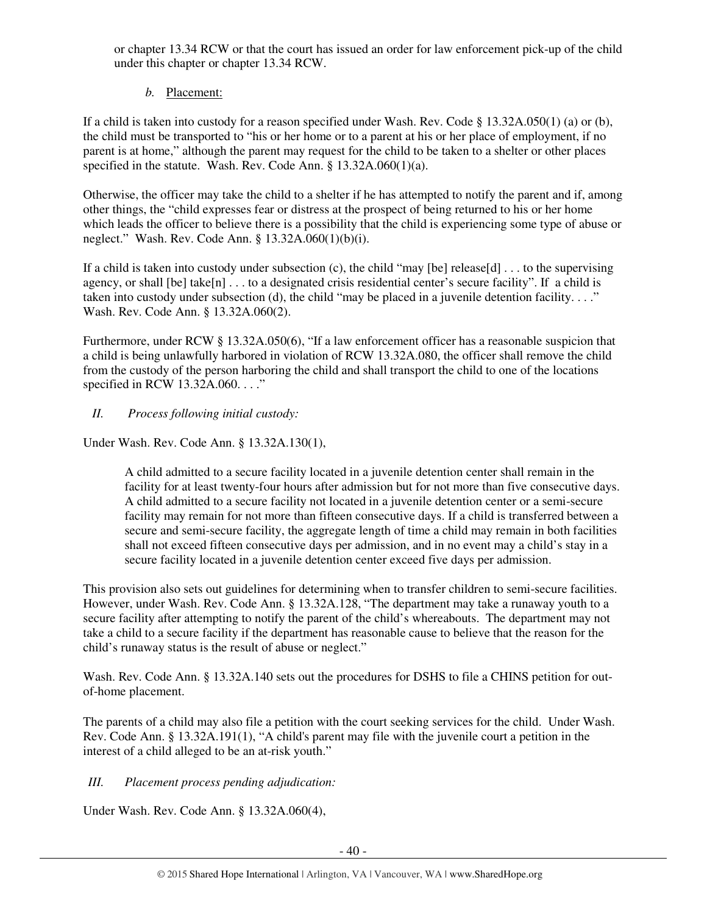or chapter 13.34 RCW or that the court has issued an order for law enforcement pick-up of the child under this chapter or chapter 13.34 RCW.

*b.* Placement:

If a child is taken into custody for a reason specified under Wash. Rev. Code § 13.32A.050(1) (a) or (b), the child must be transported to "his or her home or to a parent at his or her place of employment, if no parent is at home," although the parent may request for the child to be taken to a shelter or other places specified in the statute. Wash. Rev. Code Ann. § 13.32A.060(1)(a).

Otherwise, the officer may take the child to a shelter if he has attempted to notify the parent and if, among other things, the "child expresses fear or distress at the prospect of being returned to his or her home which leads the officer to believe there is a possibility that the child is experiencing some type of abuse or neglect." Wash. Rev. Code Ann. § 13.32A.060(1)(b)(i).

If a child is taken into custody under subsection (c), the child "may [be] release[d] . . . to the supervising agency, or shall [be] take[n] . . . to a designated crisis residential center's secure facility". If a child is taken into custody under subsection (d), the child "may be placed in a juvenile detention facility. . . ." Wash. Rev. Code Ann. § 13.32A.060(2).

Furthermore, under RCW § 13.32A.050(6), "If a law enforcement officer has a reasonable suspicion that a child is being unlawfully harbored in violation of RCW 13.32A.080, the officer shall remove the child from the custody of the person harboring the child and shall transport the child to one of the locations specified in RCW 13.32A.060. . . ."

*II. Process following initial custody:*

Under Wash. Rev. Code Ann. § 13.32A.130(1),

> A child admitted to a secure facility located in a juvenile detention center shall remain in the facility for at least twenty-four hours after admission but for not more than five consecutive days. A child admitted to a secure facility not located in a juvenile detention center or a semi-secure facility may remain for not more than fifteen consecutive days. If a child is transferred between a secure and semi-secure facility, the aggregate length of time a child may remain in both facilities shall not exceed fifteen consecutive days per admission, and in no event may a child's stay in a secure facility located in a juvenile detention center exceed five days per admission.

This provision also sets out guidelines for determining when to transfer children to semi-secure facilities. However, under Wash. Rev. Code Ann. § 13.32A.128, "The department may take a runaway youth to a secure facility after attempting to notify the parent of the child's whereabouts. The department may not take a child to a secure facility if the department has reasonable cause to believe that the reason for the child's runaway status is the result of abuse or neglect."

Wash. Rev. Code Ann. § 13.32A.140 sets out the procedures for DSHS to file a CHINS petition for out-of-home placement.

The parents of a child may also file a petition with the court seeking services for the child. Under Wash. Rev. Code Ann. § 13.32A.191(1), "A child's parent may file with the juvenile court a petition in the interest of a child alleged to be an at-risk youth."

*III. Placement process pending adjudication:*

Under Wash. Rev. Code Ann. § 13.32A.060(4),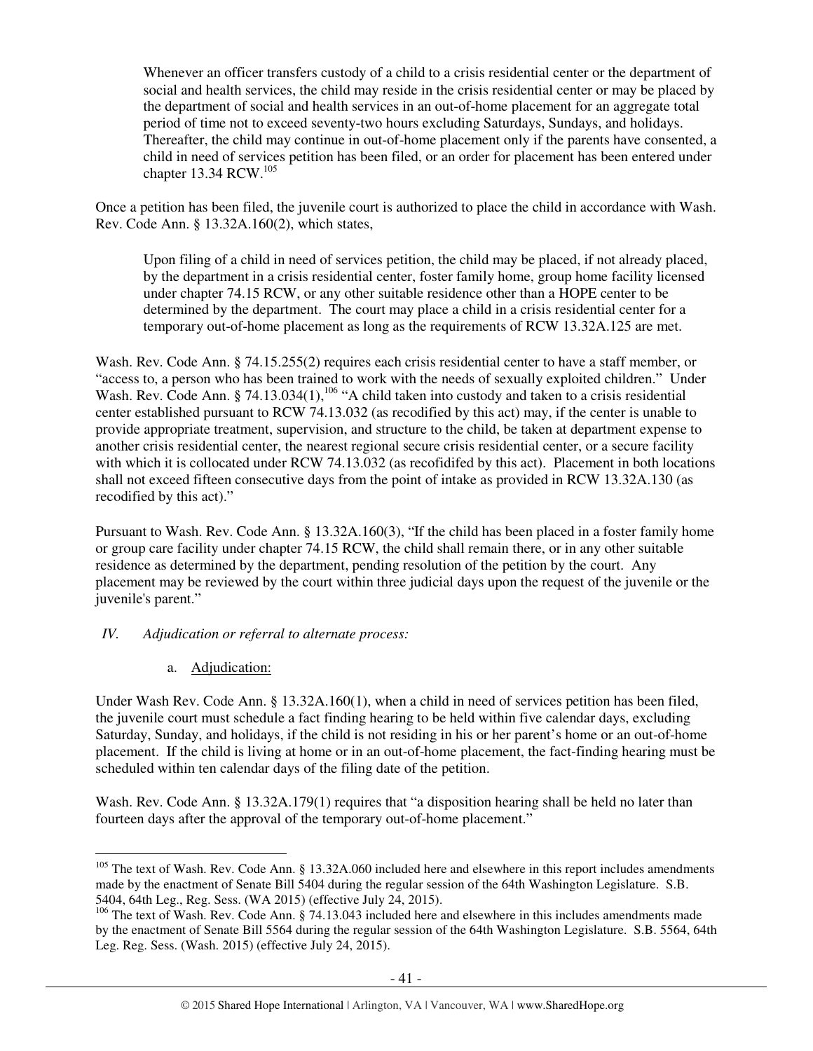> Whenever an officer transfers custody of a child to a crisis residential center or the department of social and health services, the child may reside in the crisis residential center or may be placed by the department of social and health services in an out-of-home placement for an aggregate total period of time not to exceed seventy-two hours excluding Saturdays, Sundays, and holidays. Thereafter, the child may continue in out-of-home placement only if the parents have consented, a child in need of services petition has been filed, or an order for placement has been entered under chapter 13.34 RCW.[105]

Once a petition has been filed, the juvenile court is authorized to place the child in accordance with Wash. Rev. Code Ann. § 13.32A.160(2), which states,

> Upon filing of a child in need of services petition, the child may be placed, if not already placed, by the department in a crisis residential center, foster family home, group home facility licensed under chapter 74.15 RCW, or any other suitable residence other than a HOPE center to be determined by the department. The court may place a child in a crisis residential center for a temporary out-of-home placement as long as the requirements of RCW 13.32A.125 are met.

Wash. Rev. Code Ann. § 74.15.255(2) requires each crisis residential center to have a staff member, or "access to, a person who has been trained to work with the needs of sexually exploited children." Under Wash. Rev. Code Ann. § 74.13.034(1),[106] "A child taken into custody and taken to a crisis residential center established pursuant to RCW 74.13.032 (as recodified by this act) may, if the center is unable to provide appropriate treatment, supervision, and structure to the child, be taken at department expense to another crisis residential center, the nearest regional secure crisis residential center, or a secure facility with which it is collocated under RCW 74.13.032 (as recofidifed by this act). Placement in both locations shall not exceed fifteen consecutive days from the point of intake as provided in RCW 13.32A.130 (as recodified by this act)."

Pursuant to Wash. Rev. Code Ann. § 13.32A.160(3), "If the child has been placed in a foster family home or group care facility under chapter 74.15 RCW, the child shall remain there, or in any other suitable residence as determined by the department, pending resolution of the petition by the court. Any placement may be reviewed by the court within three judicial days upon the request of the juvenile or the juvenile's parent."

*IV. Adjudication or referral to alternate process:*

a. Adjudication:

Under Wash Rev. Code Ann. § 13.32A.160(1), when a child in need of services petition has been filed, the juvenile court must schedule a fact finding hearing to be held within five calendar days, excluding Saturday, Sunday, and holidays, if the child is not residing in his or her parent's home or an out-of-home placement. If the child is living at home or in an out-of-home placement, the fact-finding hearing must be scheduled within ten calendar days of the filing date of the petition.

Wash. Rev. Code Ann. § 13.32A.179(1) requires that "a disposition hearing shall be held no later than fourteen days after the approval of the temporary out-of-home placement."

---

[105] The text of Wash. Rev. Code Ann. § 13.32A.060 included here and elsewhere in this report includes amendments made by the enactment of Senate Bill 5404 during the regular session of the 64th Washington Legislature. S.B. 5404, 64th Leg., Reg. Sess. (WA 2015) (effective July 24, 2015).

[106] The text of Wash. Rev. Code Ann. § 74.13.043 included here and elsewhere in this includes amendments made by the enactment of Senate Bill 5564 during the regular session of the 64th Washington Legislature. S.B. 5564, 64th Leg. Reg. Sess. (Wash. 2015) (effective July 24, 2015).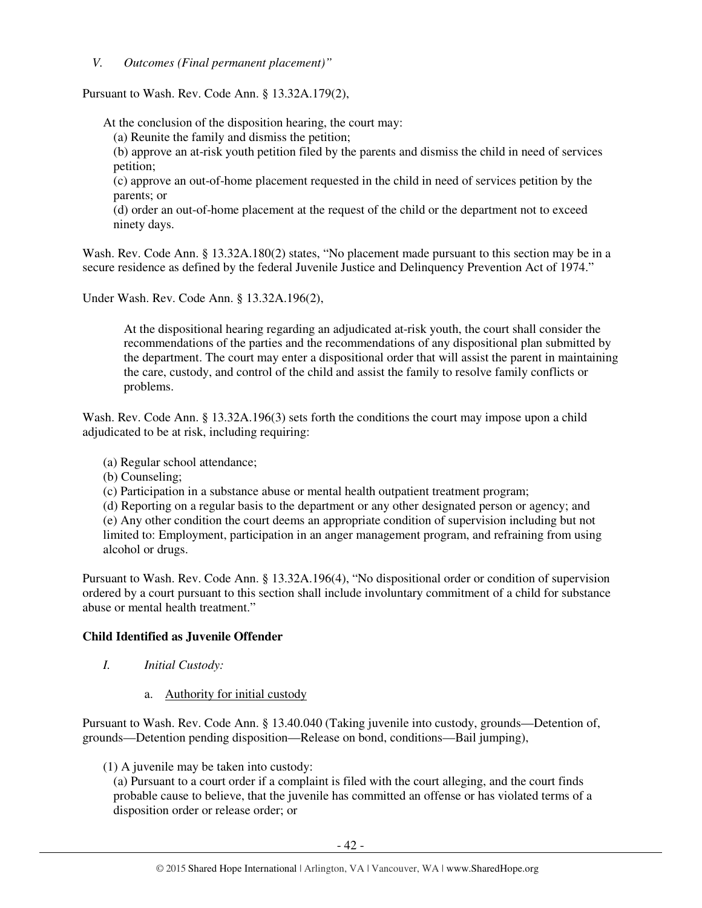*V. Outcomes (Final permanent placement)"*

Pursuant to Wash. Rev. Code Ann. § 13.32A.179(2),

> At the conclusion of the disposition hearing, the court may:
> (a) Reunite the family and dismiss the petition;
> (b) approve an at-risk youth petition filed by the parents and dismiss the child in need of services petition;
> (c) approve an out-of-home placement requested in the child in need of services petition by the parents; or
> (d) order an out-of-home placement at the request of the child or the department not to exceed ninety days.

Wash. Rev. Code Ann. § 13.32A.180(2) states, "No placement made pursuant to this section may be in a secure residence as defined by the federal Juvenile Justice and Delinquency Prevention Act of 1974."

Under Wash. Rev. Code Ann. § 13.32A.196(2),

> At the dispositional hearing regarding an adjudicated at-risk youth, the court shall consider the recommendations of the parties and the recommendations of any dispositional plan submitted by the department. The court may enter a dispositional order that will assist the parent in maintaining the care, custody, and control of the child and assist the family to resolve family conflicts or problems.

Wash. Rev. Code Ann. § 13.32A.196(3) sets forth the conditions the court may impose upon a child adjudicated to be at risk, including requiring:

> (a) Regular school attendance;
> (b) Counseling;
> (c) Participation in a substance abuse or mental health outpatient treatment program;
> (d) Reporting on a regular basis to the department or any other designated person or agency; and
> (e) Any other condition the court deems an appropriate condition of supervision including but not limited to: Employment, participation in an anger management program, and refraining from using alcohol or drugs.

Pursuant to Wash. Rev. Code Ann. § 13.32A.196(4), "No dispositional order or condition of supervision ordered by a court pursuant to this section shall include involuntary commitment of a child for substance abuse or mental health treatment."

**Child Identified as Juvenile Offender**

*I. Initial Custody:*

a. Authority for initial custody

Pursuant to Wash. Rev. Code Ann. § 13.40.040 (Taking juvenile into custody, grounds—Detention of, grounds—Detention pending disposition—Release on bond, conditions—Bail jumping),

> (1) A juvenile may be taken into custody:
> (a) Pursuant to a court order if a complaint is filed with the court alleging, and the court finds probable cause to believe, that the juvenile has committed an offense or has violated terms of a disposition order or release order; or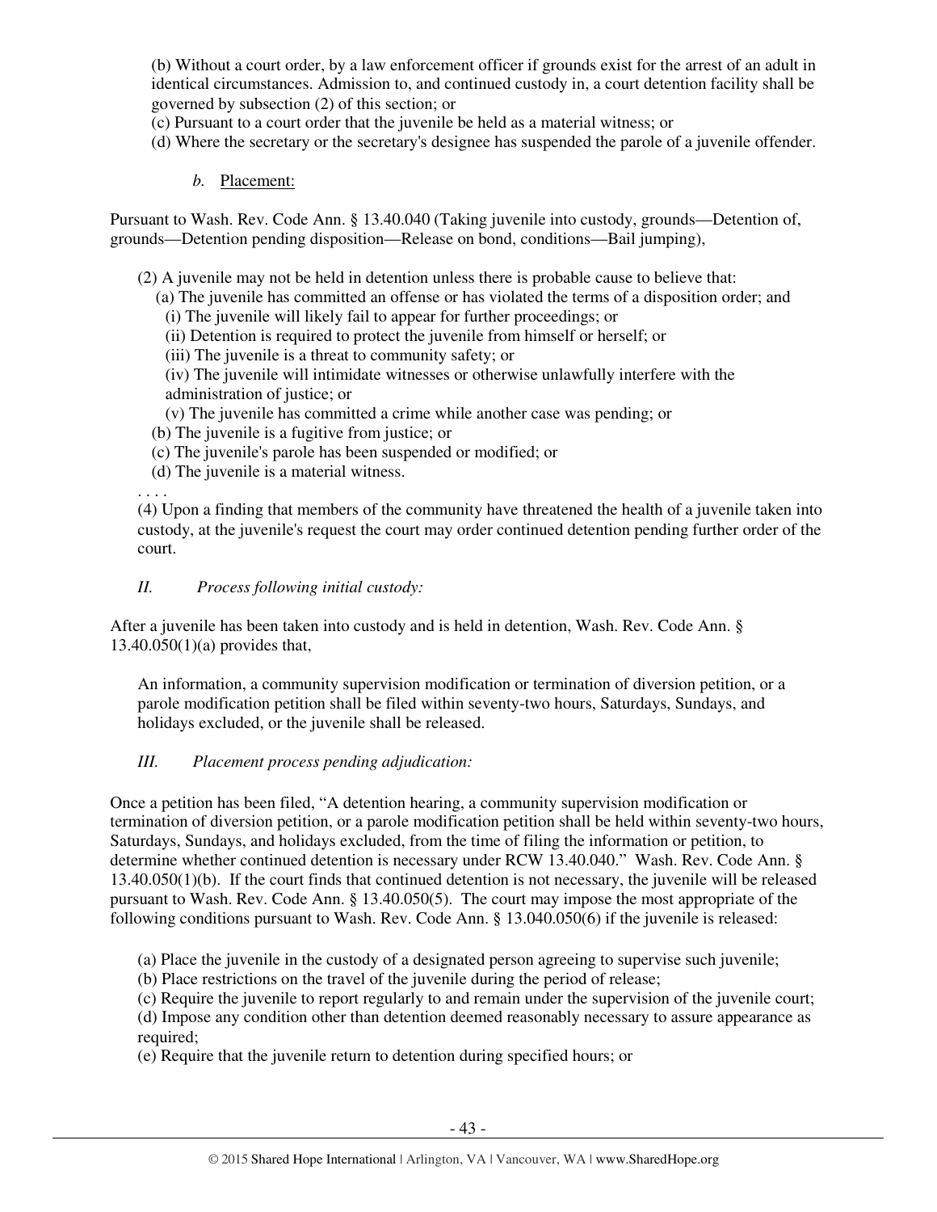(b) Without a court order, by a law enforcement officer if grounds exist for the arrest of an adult in identical circumstances. Admission to, and continued custody in, a court detention facility shall be governed by subsection (2) of this section; or

(c) Pursuant to a court order that the juvenile be held as a material witness; or

(d) Where the secretary or the secretary's designee has suspended the parole of a juvenile offender.

*b.* Placement:

Pursuant to Wash. Rev. Code Ann. § 13.40.040 (Taking juvenile into custody, grounds—Detention of, grounds—Detention pending disposition—Release on bond, conditions—Bail jumping),

> (2) A juvenile may not be held in detention unless there is probable cause to believe that:
>
> (a) The juvenile has committed an offense or has violated the terms of a disposition order; and
>
> (i) The juvenile will likely fail to appear for further proceedings; or
>
> (ii) Detention is required to protect the juvenile from himself or herself; or
>
> (iii) The juvenile is a threat to community safety; or
>
> (iv) The juvenile will intimidate witnesses or otherwise unlawfully interfere with the administration of justice; or
>
> (v) The juvenile has committed a crime while another case was pending; or
>
> (b) The juvenile is a fugitive from justice; or
>
> (c) The juvenile's parole has been suspended or modified; or
>
> (d) The juvenile is a material witness.
>
> . . . .
>
> (4) Upon a finding that members of the community have threatened the health of a juvenile taken into custody, at the juvenile's request the court may order continued detention pending further order of the court.

*II. Process following initial custody:*

After a juvenile has been taken into custody and is held in detention, Wash. Rev. Code Ann. § 13.40.050(1)(a) provides that,

> An information, a community supervision modification or termination of diversion petition, or a parole modification petition shall be filed within seventy-two hours, Saturdays, Sundays, and holidays excluded, or the juvenile shall be released.

*III. Placement process pending adjudication:*

Once a petition has been filed, "A detention hearing, a community supervision modification or termination of diversion petition, or a parole modification petition shall be held within seventy-two hours, Saturdays, Sundays, and holidays excluded, from the time of filing the information or petition, to determine whether continued detention is necessary under RCW 13.40.040." Wash. Rev. Code Ann. § 13.40.050(1)(b). If the court finds that continued detention is not necessary, the juvenile will be released pursuant to Wash. Rev. Code Ann. § 13.40.050(5). The court may impose the most appropriate of the following conditions pursuant to Wash. Rev. Code Ann. § 13.040.050(6) if the juvenile is released:

> (a) Place the juvenile in the custody of a designated person agreeing to supervise such juvenile;
>
> (b) Place restrictions on the travel of the juvenile during the period of release;
>
> (c) Require the juvenile to report regularly to and remain under the supervision of the juvenile court;
>
> (d) Impose any condition other than detention deemed reasonably necessary to assure appearance as required;
>
> (e) Require that the juvenile return to detention during specified hours; or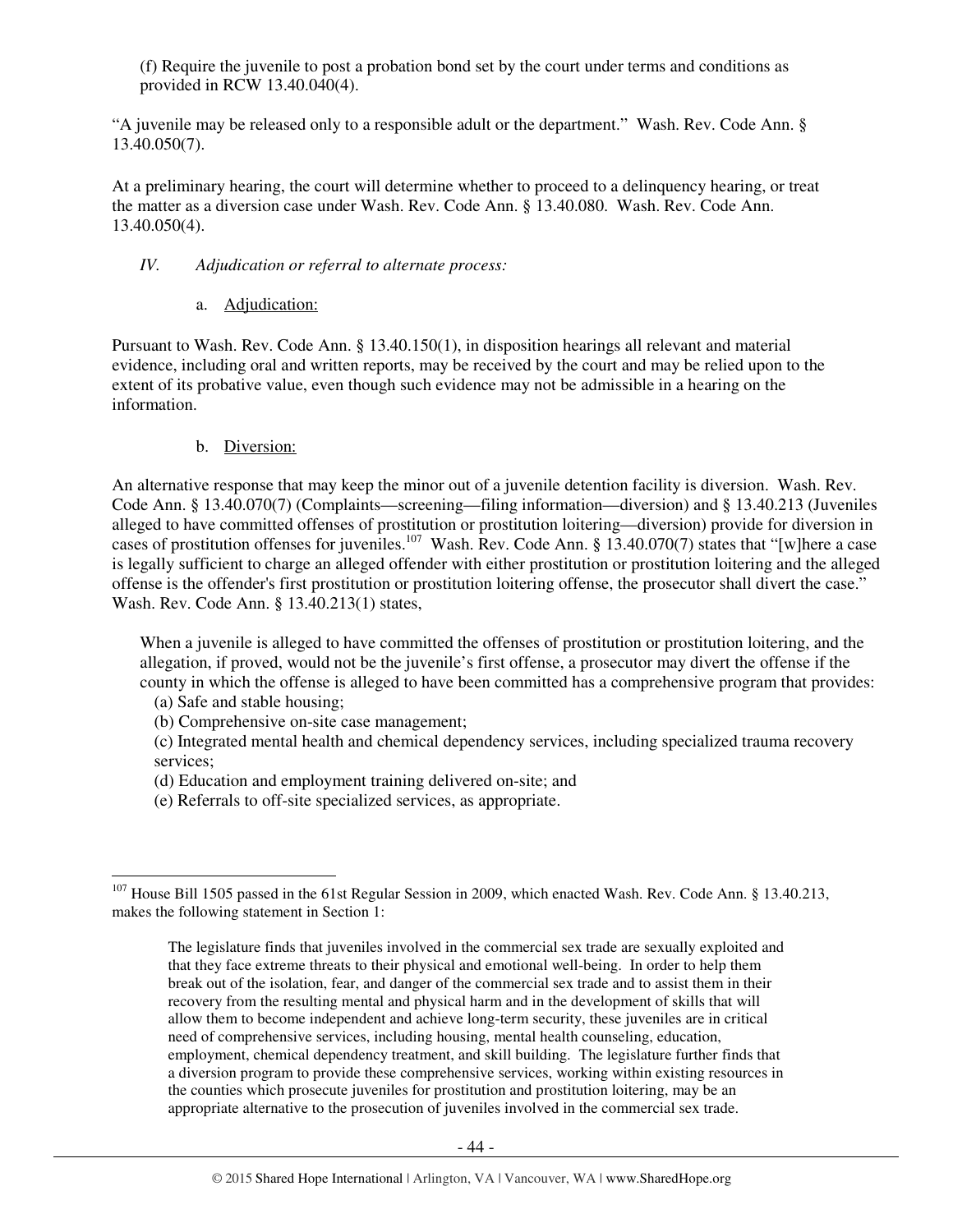(f) Require the juvenile to post a probation bond set by the court under terms and conditions as provided in RCW 13.40.040(4).

"A juvenile may be released only to a responsible adult or the department." Wash. Rev. Code Ann. § 13.40.050(7).

At a preliminary hearing, the court will determine whether to proceed to a delinquency hearing, or treat the matter as a diversion case under Wash. Rev. Code Ann. § 13.40.080. Wash. Rev. Code Ann. 13.40.050(4).

*IV. Adjudication or referral to alternate process:*

a. Adjudication:

Pursuant to Wash. Rev. Code Ann. § 13.40.150(1), in disposition hearings all relevant and material evidence, including oral and written reports, may be received by the court and may be relied upon to the extent of its probative value, even though such evidence may not be admissible in a hearing on the information.

b. Diversion:

An alternative response that may keep the minor out of a juvenile detention facility is diversion. Wash. Rev. Code Ann. § 13.40.070(7) (Complaints—screening—filing information—diversion) and § 13.40.213 (Juveniles alleged to have committed offenses of prostitution or prostitution loitering—diversion) provide for diversion in cases of prostitution offenses for juveniles.[107] Wash. Rev. Code Ann. § 13.40.070(7) states that "[w]here a case is legally sufficient to charge an alleged offender with either prostitution or prostitution loitering and the alleged offense is the offender's first prostitution or prostitution loitering offense, the prosecutor shall divert the case." Wash. Rev. Code Ann. § 13.40.213(1) states,

> When a juvenile is alleged to have committed the offenses of prostitution or prostitution loitering, and the allegation, if proved, would not be the juvenile's first offense, a prosecutor may divert the offense if the county in which the offense is alleged to have been committed has a comprehensive program that provides:
> (a) Safe and stable housing;
> (b) Comprehensive on-site case management;
> (c) Integrated mental health and chemical dependency services, including specialized trauma recovery services;
> (d) Education and employment training delivered on-site; and
> (e) Referrals to off-site specialized services, as appropriate.

---

[107] House Bill 1505 passed in the 61st Regular Session in 2009, which enacted Wash. Rev. Code Ann. § 13.40.213, makes the following statement in Section 1:

> The legislature finds that juveniles involved in the commercial sex trade are sexually exploited and that they face extreme threats to their physical and emotional well-being. In order to help them break out of the isolation, fear, and danger of the commercial sex trade and to assist them in their recovery from the resulting mental and physical harm and in the development of skills that will allow them to become independent and achieve long-term security, these juveniles are in critical need of comprehensive services, including housing, mental health counseling, education, employment, chemical dependency treatment, and skill building. The legislature further finds that a diversion program to provide these comprehensive services, working within existing resources in the counties which prosecute juveniles for prostitution and prostitution loitering, may be an appropriate alternative to the prosecution of juveniles involved in the commercial sex trade.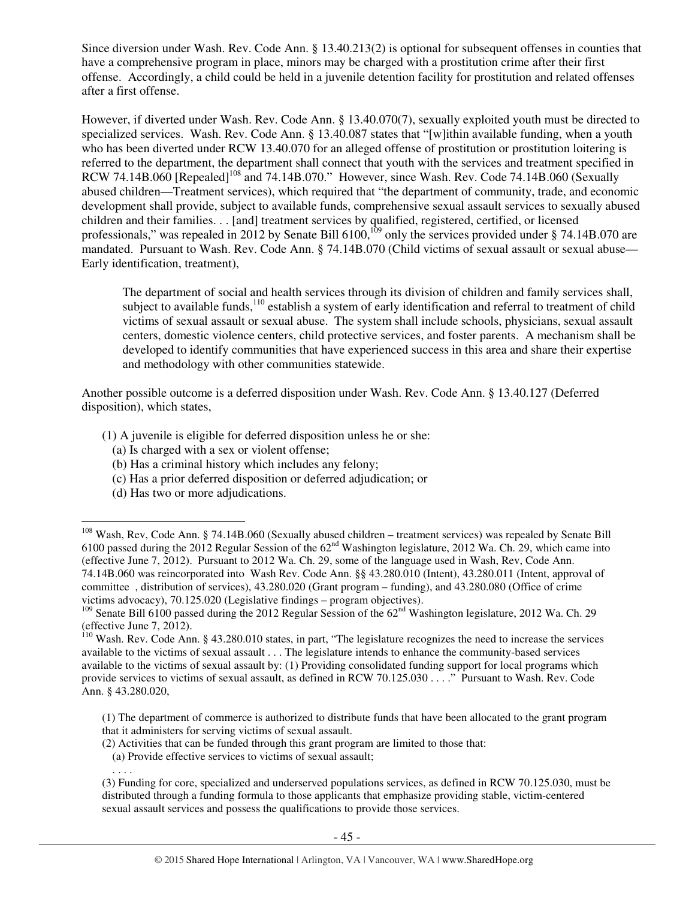Since diversion under Wash. Rev. Code Ann. § 13.40.213(2) is optional for subsequent offenses in counties that have a comprehensive program in place, minors may be charged with a prostitution crime after their first offense. Accordingly, a child could be held in a juvenile detention facility for prostitution and related offenses after a first offense.

However, if diverted under Wash. Rev. Code Ann. § 13.40.070(7), sexually exploited youth must be directed to specialized services. Wash. Rev. Code Ann. § 13.40.087 states that "[w]ithin available funding, when a youth who has been diverted under RCW 13.40.070 for an alleged offense of prostitution or prostitution loitering is referred to the department, the department shall connect that youth with the services and treatment specified in RCW 74.14B.060 [Repealed][108] and 74.14B.070." However, since Wash. Rev. Code 74.14B.060 (Sexually abused children—Treatment services), which required that "the department of community, trade, and economic development shall provide, subject to available funds, comprehensive sexual assault services to sexually abused children and their families. . . [and] treatment services by qualified, registered, certified, or licensed professionals," was repealed in 2012 by Senate Bill 6100,[109] only the services provided under § 74.14B.070 are mandated. Pursuant to Wash. Rev. Code Ann. § 74.14B.070 (Child victims of sexual assault or sexual abuse—Early identification, treatment),

> The department of social and health services through its division of children and family services shall, subject to available funds,[110] establish a system of early identification and referral to treatment of child victims of sexual assault or sexual abuse. The system shall include schools, physicians, sexual assault centers, domestic violence centers, child protective services, and foster parents. A mechanism shall be developed to identify communities that have experienced success in this area and share their expertise and methodology with other communities statewide.

Another possible outcome is a deferred disposition under Wash. Rev. Code Ann. § 13.40.127 (Deferred disposition), which states,

> (1) A juvenile is eligible for deferred disposition unless he or she:
> (a) Is charged with a sex or violent offense;
> (b) Has a criminal history which includes any felony;
> (c) Has a prior deferred disposition or deferred adjudication; or
> (d) Has two or more adjudications.

---

[108] Wash, Rev, Code Ann. § 74.14B.060 (Sexually abused children – treatment services) was repealed by Senate Bill 6100 passed during the 2012 Regular Session of the 62nd Washington legislature, 2012 Wa. Ch. 29, which came into (effective June 7, 2012). Pursuant to 2012 Wa. Ch. 29, some of the language used in Wash, Rev, Code Ann. 74.14B.060 was reincorporated into Wash Rev. Code Ann. §§ 43.280.010 (Intent), 43.280.011 (Intent, approval of committee , distribution of services), 43.280.020 (Grant program – funding), and 43.280.080 (Office of crime victims advocacy), 70.125.020 (Legislative findings – program objectives).

[109] Senate Bill 6100 passed during the 2012 Regular Session of the 62nd Washington legislature, 2012 Wa. Ch. 29 (effective June 7, 2012).

[110] Wash. Rev. Code Ann. § 43.280.010 states, in part, "The legislature recognizes the need to increase the services available to the victims of sexual assault . . . The legislature intends to enhance the community-based services available to the victims of sexual assault by: (1) Providing consolidated funding support for local programs which provide services to victims of sexual assault, as defined in RCW 70.125.030 . . . ." Pursuant to Wash. Rev. Code Ann. § 43.280.020,

> (1) The department of commerce is authorized to distribute funds that have been allocated to the grant program that it administers for serving victims of sexual assault.
> (2) Activities that can be funded through this grant program are limited to those that:
> (a) Provide effective services to victims of sexual assault;
> . . . .
> (3) Funding for core, specialized and underserved populations services, as defined in RCW 70.125.030, must be distributed through a funding formula to those applicants that emphasize providing stable, victim-centered sexual assault services and possess the qualifications to provide those services.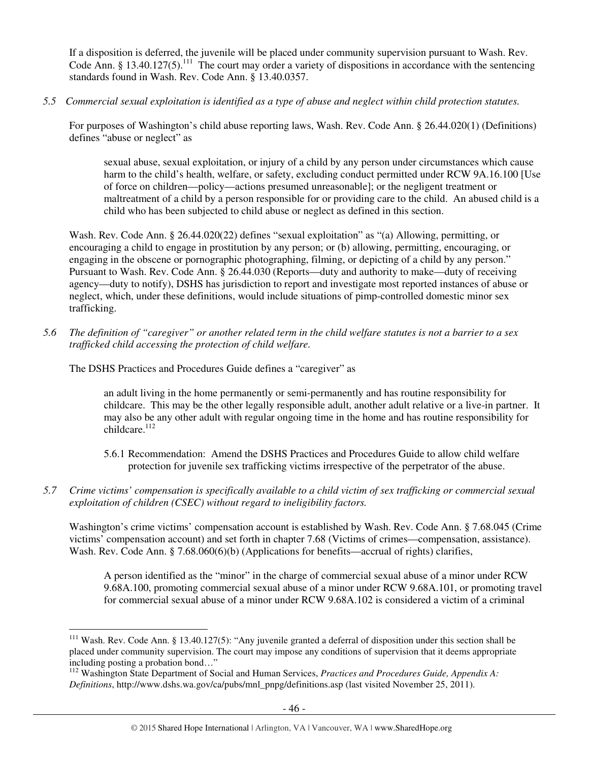If a disposition is deferred, the juvenile will be placed under community supervision pursuant to Wash. Rev. Code Ann. § 13.40.127(5).[111] The court may order a variety of dispositions in accordance with the sentencing standards found in Wash. Rev. Code Ann. § 13.40.0357.

*5.5 Commercial sexual exploitation is identified as a type of abuse and neglect within child protection statutes.*

For purposes of Washington's child abuse reporting laws, Wash. Rev. Code Ann. § 26.44.020(1) (Definitions) defines "abuse or neglect" as

> sexual abuse, sexual exploitation, or injury of a child by any person under circumstances which cause harm to the child's health, welfare, or safety, excluding conduct permitted under RCW 9A.16.100 [Use of force on children—policy—actions presumed unreasonable]; or the negligent treatment or maltreatment of a child by a person responsible for or providing care to the child. An abused child is a child who has been subjected to child abuse or neglect as defined in this section.

Wash. Rev. Code Ann. § 26.44.020(22) defines "sexual exploitation" as "(a) Allowing, permitting, or encouraging a child to engage in prostitution by any person; or (b) allowing, permitting, encouraging, or engaging in the obscene or pornographic photographing, filming, or depicting of a child by any person." Pursuant to Wash. Rev. Code Ann. § 26.44.030 (Reports—duty and authority to make—duty of receiving agency—duty to notify), DSHS has jurisdiction to report and investigate most reported instances of abuse or neglect, which, under these definitions, would include situations of pimp-controlled domestic minor sex trafficking.

*5.6 The definition of "caregiver" or another related term in the child welfare statutes is not a barrier to a sex trafficked child accessing the protection of child welfare.*

The DSHS Practices and Procedures Guide defines a "caregiver" as

> an adult living in the home permanently or semi-permanently and has routine responsibility for childcare. This may be the other legally responsible adult, another adult relative or a live-in partner. It may also be any other adult with regular ongoing time in the home and has routine responsibility for childcare.[112]

> 5.6.1 Recommendation: Amend the DSHS Practices and Procedures Guide to allow child welfare protection for juvenile sex trafficking victims irrespective of the perpetrator of the abuse.

*5.7 Crime victims' compensation is specifically available to a child victim of sex trafficking or commercial sexual exploitation of children (CSEC) without regard to ineligibility factors.*

Washington's crime victims' compensation account is established by Wash. Rev. Code Ann. § 7.68.045 (Crime victims' compensation account) and set forth in chapter 7.68 (Victims of crimes—compensation, assistance). Wash. Rev. Code Ann. § 7.68.060(6)(b) (Applications for benefits—accrual of rights) clarifies,

> A person identified as the "minor" in the charge of commercial sexual abuse of a minor under RCW 9.68A.100, promoting commercial sexual abuse of a minor under RCW 9.68A.101, or promoting travel for commercial sexual abuse of a minor under RCW 9.68A.102 is considered a victim of a criminal

---

[111] Wash. Rev. Code Ann. § 13.40.127(5): "Any juvenile granted a deferral of disposition under this section shall be placed under community supervision. The court may impose any conditions of supervision that it deems appropriate including posting a probation bond…"

[112] Washington State Department of Social and Human Services, *Practices and Procedures Guide, Appendix A: Definitions*, http://www.dshs.wa.gov/ca/pubs/mnl_pnpg/definitions.asp (last visited November 25, 2011).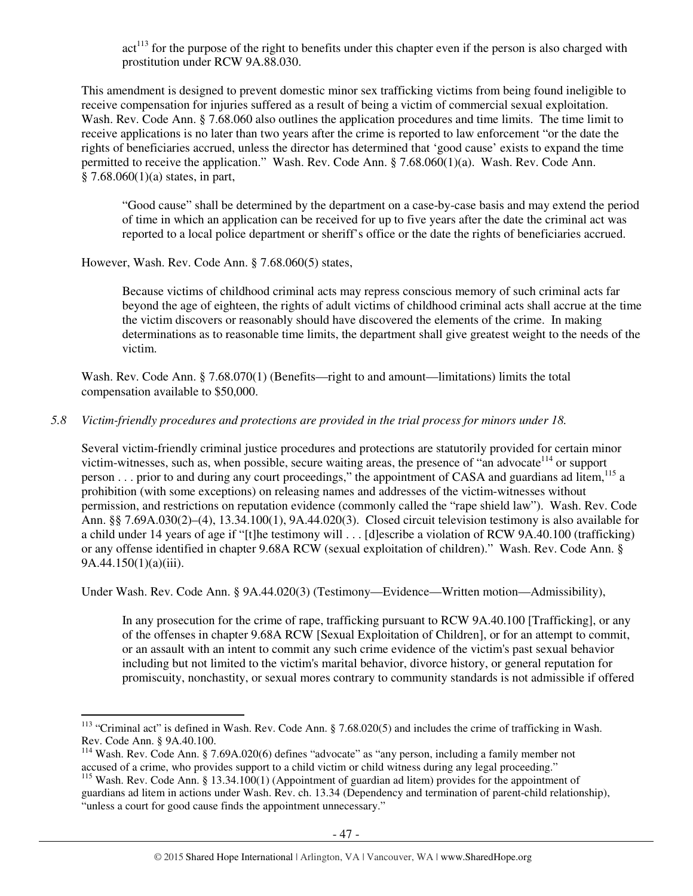act[113] for the purpose of the right to benefits under this chapter even if the person is also charged with prostitution under RCW 9A.88.030.

This amendment is designed to prevent domestic minor sex trafficking victims from being found ineligible to receive compensation for injuries suffered as a result of being a victim of commercial sexual exploitation. Wash. Rev. Code Ann. § 7.68.060 also outlines the application procedures and time limits. The time limit to receive applications is no later than two years after the crime is reported to law enforcement "or the date the rights of beneficiaries accrued, unless the director has determined that 'good cause' exists to expand the time permitted to receive the application." Wash. Rev. Code Ann. § 7.68.060(1)(a). Wash. Rev. Code Ann. § 7.68.060(1)(a) states, in part,

> "Good cause" shall be determined by the department on a case-by-case basis and may extend the period of time in which an application can be received for up to five years after the date the criminal act was reported to a local police department or sheriff's office or the date the rights of beneficiaries accrued.

However, Wash. Rev. Code Ann. § 7.68.060(5) states,

> Because victims of childhood criminal acts may repress conscious memory of such criminal acts far beyond the age of eighteen, the rights of adult victims of childhood criminal acts shall accrue at the time the victim discovers or reasonably should have discovered the elements of the crime. In making determinations as to reasonable time limits, the department shall give greatest weight to the needs of the victim.

Wash. Rev. Code Ann. § 7.68.070(1) (Benefits—right to and amount—limitations) limits the total compensation available to $50,000.

*5.8 Victim-friendly procedures and protections are provided in the trial process for minors under 18.*

Several victim-friendly criminal justice procedures and protections are statutorily provided for certain minor victim-witnesses, such as, when possible, secure waiting areas, the presence of "an advocate[114] or support person . . . prior to and during any court proceedings," the appointment of CASA and guardians ad litem,[115] a prohibition (with some exceptions) on releasing names and addresses of the victim-witnesses without permission, and restrictions on reputation evidence (commonly called the "rape shield law"). Wash. Rev. Code Ann. §§ 7.69A.030(2)–(4), 13.34.100(1), 9A.44.020(3). Closed circuit television testimony is also available for a child under 14 years of age if "[t]he testimony will . . . [d]escribe a violation of RCW 9A.40.100 (trafficking) or any offense identified in chapter 9.68A RCW (sexual exploitation of children)." Wash. Rev. Code Ann. § 9A.44.150(1)(a)(iii).

Under Wash. Rev. Code Ann. § 9A.44.020(3) (Testimony—Evidence—Written motion—Admissibility),

> In any prosecution for the crime of rape, trafficking pursuant to RCW 9A.40.100 [Trafficking], or any of the offenses in chapter 9.68A RCW [Sexual Exploitation of Children], or for an attempt to commit, or an assault with an intent to commit any such crime evidence of the victim's past sexual behavior including but not limited to the victim's marital behavior, divorce history, or general reputation for promiscuity, nonchastity, or sexual mores contrary to community standards is not admissible if offered

---

[113] "Criminal act" is defined in Wash. Rev. Code Ann. § 7.68.020(5) and includes the crime of trafficking in Wash. Rev. Code Ann. § 9A.40.100.

[114] Wash. Rev. Code Ann. § 7.69A.020(6) defines "advocate" as "any person, including a family member not accused of a crime, who provides support to a child victim or child witness during any legal proceeding."

[115] Wash. Rev. Code Ann. § 13.34.100(1) (Appointment of guardian ad litem) provides for the appointment of guardians ad litem in actions under Wash. Rev. ch. 13.34 (Dependency and termination of parent-child relationship), "unless a court for good cause finds the appointment unnecessary."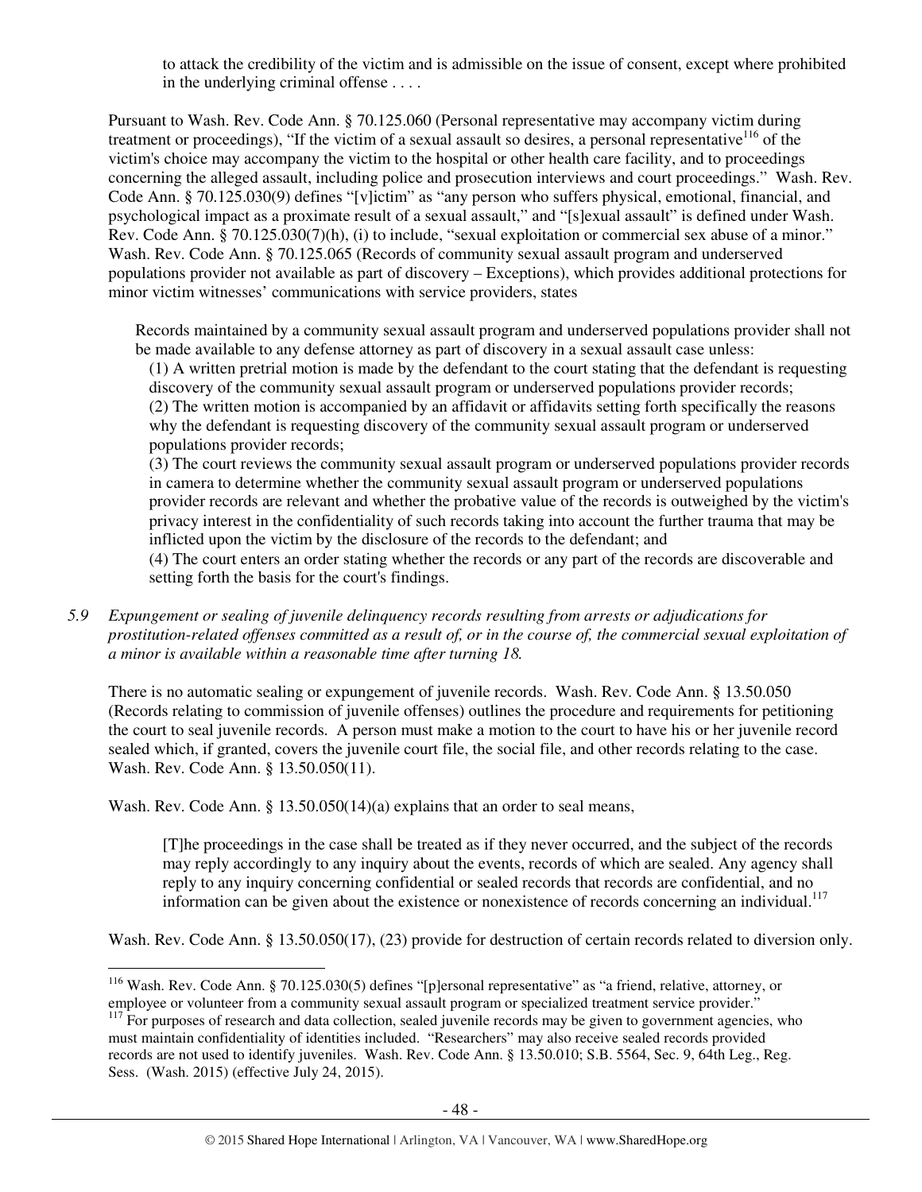to attack the credibility of the victim and is admissible on the issue of consent, except where prohibited in the underlying criminal offense . . . .

Pursuant to Wash. Rev. Code Ann. § 70.125.060 (Personal representative may accompany victim during treatment or proceedings), "If the victim of a sexual assault so desires, a personal representative[116] of the victim's choice may accompany the victim to the hospital or other health care facility, and to proceedings concerning the alleged assault, including police and prosecution interviews and court proceedings." Wash. Rev. Code Ann. § 70.125.030(9) defines "[v]ictim" as "any person who suffers physical, emotional, financial, and psychological impact as a proximate result of a sexual assault," and "[s]exual assault" is defined under Wash. Rev. Code Ann. § 70.125.030(7)(h), (i) to include, "sexual exploitation or commercial sex abuse of a minor." Wash. Rev. Code Ann. § 70.125.065 (Records of community sexual assault program and underserved populations provider not available as part of discovery – Exceptions), which provides additional protections for minor victim witnesses' communications with service providers, states

> Records maintained by a community sexual assault program and underserved populations provider shall not be made available to any defense attorney as part of discovery in a sexual assault case unless:
>
> (1) A written pretrial motion is made by the defendant to the court stating that the defendant is requesting discovery of the community sexual assault program or underserved populations provider records;
>
> (2) The written motion is accompanied by an affidavit or affidavits setting forth specifically the reasons why the defendant is requesting discovery of the community sexual assault program or underserved populations provider records;
>
> (3) The court reviews the community sexual assault program or underserved populations provider records in camera to determine whether the community sexual assault program or underserved populations provider records are relevant and whether the probative value of the records is outweighed by the victim's privacy interest in the confidentiality of such records taking into account the further trauma that may be inflicted upon the victim by the disclosure of the records to the defendant; and
>
> (4) The court enters an order stating whether the records or any part of the records are discoverable and setting forth the basis for the court's findings.

*5.9 Expungement or sealing of juvenile delinquency records resulting from arrests or adjudications for prostitution-related offenses committed as a result of, or in the course of, the commercial sexual exploitation of a minor is available within a reasonable time after turning 18.*

There is no automatic sealing or expungement of juvenile records. Wash. Rev. Code Ann. § 13.50.050 (Records relating to commission of juvenile offenses) outlines the procedure and requirements for petitioning the court to seal juvenile records. A person must make a motion to the court to have his or her juvenile record sealed which, if granted, covers the juvenile court file, the social file, and other records relating to the case. Wash. Rev. Code Ann. § 13.50.050(11).

Wash. Rev. Code Ann. § 13.50.050(14)(a) explains that an order to seal means,

> [T]he proceedings in the case shall be treated as if they never occurred, and the subject of the records may reply accordingly to any inquiry about the events, records of which are sealed. Any agency shall reply to any inquiry concerning confidential or sealed records that records are confidential, and no information can be given about the existence or nonexistence of records concerning an individual.[117]

Wash. Rev. Code Ann. § 13.50.050(17), (23) provide for destruction of certain records related to diversion only.

---

[116] Wash. Rev. Code Ann. § 70.125.030(5) defines "[p]ersonal representative" as "a friend, relative, attorney, or employee or volunteer from a community sexual assault program or specialized treatment service provider."

[117] For purposes of research and data collection, sealed juvenile records may be given to government agencies, who must maintain confidentiality of identities included. "Researchers" may also receive sealed records provided records are not used to identify juveniles. Wash. Rev. Code Ann. § 13.50.010; S.B. 5564, Sec. 9, 64th Leg., Reg. Sess. (Wash. 2015) (effective July 24, 2015).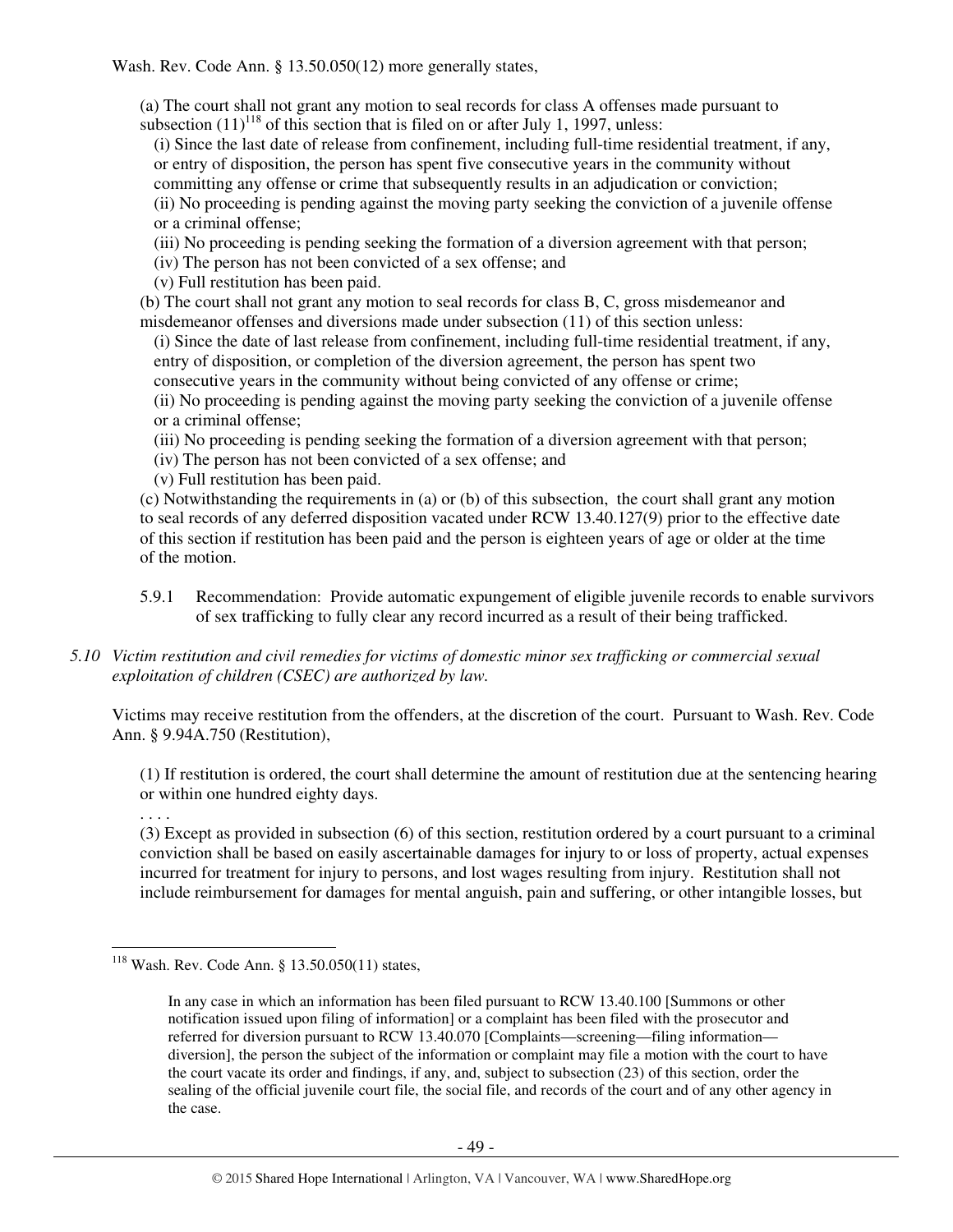Wash. Rev. Code Ann. § 13.50.050(12) more generally states,

> (a) The court shall not grant any motion to seal records for class A offenses made pursuant to subsection (11)[118] of this section that is filed on or after July 1, 1997, unless:
>
> (i) Since the last date of release from confinement, including full-time residential treatment, if any, or entry of disposition, the person has spent five consecutive years in the community without committing any offense or crime that subsequently results in an adjudication or conviction;
>
> (ii) No proceeding is pending against the moving party seeking the conviction of a juvenile offense or a criminal offense;
>
> (iii) No proceeding is pending seeking the formation of a diversion agreement with that person;
>
> (iv) The person has not been convicted of a sex offense; and
>
> (v) Full restitution has been paid.
>
> (b) The court shall not grant any motion to seal records for class B, C, gross misdemeanor and misdemeanor offenses and diversions made under subsection (11) of this section unless:
>
> (i) Since the date of last release from confinement, including full-time residential treatment, if any, entry of disposition, or completion of the diversion agreement, the person has spent two consecutive years in the community without being convicted of any offense or crime;
>
> (ii) No proceeding is pending against the moving party seeking the conviction of a juvenile offense or a criminal offense;
>
> (iii) No proceeding is pending seeking the formation of a diversion agreement with that person;
>
> (iv) The person has not been convicted of a sex offense; and
>
> (v) Full restitution has been paid.
>
> (c) Notwithstanding the requirements in (a) or (b) of this subsection, the court shall grant any motion to seal records of any deferred disposition vacated under RCW 13.40.127(9) prior to the effective date of this section if restitution has been paid and the person is eighteen years of age or older at the time of the motion.

5.9.1 Recommendation: Provide automatic expungement of eligible juvenile records to enable survivors of sex trafficking to fully clear any record incurred as a result of their being trafficked.

*5.10 Victim restitution and civil remedies for victims of domestic minor sex trafficking or commercial sexual exploitation of children (CSEC) are authorized by law.*

Victims may receive restitution from the offenders, at the discretion of the court. Pursuant to Wash. Rev. Code Ann. § 9.94A.750 (Restitution),

> (1) If restitution is ordered, the court shall determine the amount of restitution due at the sentencing hearing or within one hundred eighty days.
>
> . . . .
>
> (3) Except as provided in subsection (6) of this section, restitution ordered by a court pursuant to a criminal conviction shall be based on easily ascertainable damages for injury to or loss of property, actual expenses incurred for treatment for injury to persons, and lost wages resulting from injury. Restitution shall not include reimbursement for damages for mental anguish, pain and suffering, or other intangible losses, but

---

[118] Wash. Rev. Code Ann. § 13.50.050(11) states,

> In any case in which an information has been filed pursuant to RCW 13.40.100 [Summons or other notification issued upon filing of information] or a complaint has been filed with the prosecutor and referred for diversion pursuant to RCW 13.40.070 [Complaints—screening—filing information—diversion], the person the subject of the information or complaint may file a motion with the court to have the court vacate its order and findings, if any, and, subject to subsection (23) of this section, order the sealing of the official juvenile court file, the social file, and records of the court and of any other agency in the case.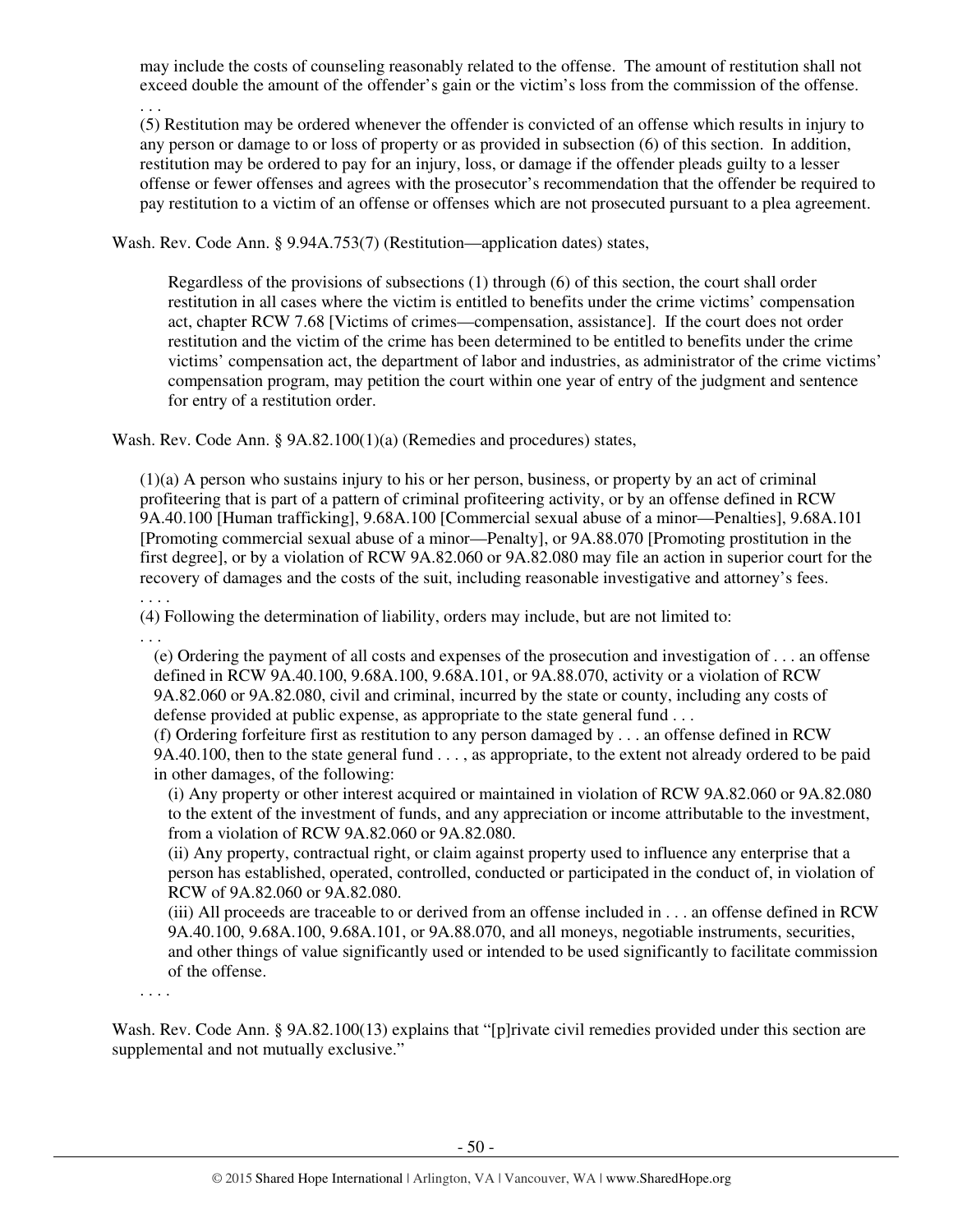may include the costs of counseling reasonably related to the offense. The amount of restitution shall not exceed double the amount of the offender's gain or the victim's loss from the commission of the offense.

. . .

(5) Restitution may be ordered whenever the offender is convicted of an offense which results in injury to any person or damage to or loss of property or as provided in subsection (6) of this section. In addition, restitution may be ordered to pay for an injury, loss, or damage if the offender pleads guilty to a lesser offense or fewer offenses and agrees with the prosecutor's recommendation that the offender be required to pay restitution to a victim of an offense or offenses which are not prosecuted pursuant to a plea agreement.

Wash. Rev. Code Ann. § 9.94A.753(7) (Restitution—application dates) states,

> Regardless of the provisions of subsections (1) through (6) of this section, the court shall order restitution in all cases where the victim is entitled to benefits under the crime victims' compensation act, chapter RCW 7.68 [Victims of crimes—compensation, assistance]. If the court does not order restitution and the victim of the crime has been determined to be entitled to benefits under the crime victims' compensation act, the department of labor and industries, as administrator of the crime victims' compensation program, may petition the court within one year of entry of the judgment and sentence for entry of a restitution order.

Wash. Rev. Code Ann. § 9A.82.100(1)(a) (Remedies and procedures) states,

> (1)(a) A person who sustains injury to his or her person, business, or property by an act of criminal profiteering that is part of a pattern of criminal profiteering activity, or by an offense defined in RCW 9A.40.100 [Human trafficking], 9.68A.100 [Commercial sexual abuse of a minor—Penalties], 9.68A.101 [Promoting commercial sexual abuse of a minor—Penalty], or 9A.88.070 [Promoting prostitution in the first degree], or by a violation of RCW 9A.82.060 or 9A.82.080 may file an action in superior court for the recovery of damages and the costs of the suit, including reasonable investigative and attorney's fees.
>
> . . . .
>
> (4) Following the determination of liability, orders may include, but are not limited to:
>
> . . .
>
> (e) Ordering the payment of all costs and expenses of the prosecution and investigation of . . . an offense defined in RCW 9A.40.100, 9.68A.100, 9.68A.101, or 9A.88.070, activity or a violation of RCW 9A.82.060 or 9A.82.080, civil and criminal, incurred by the state or county, including any costs of defense provided at public expense, as appropriate to the state general fund . . .
>
> (f) Ordering forfeiture first as restitution to any person damaged by . . . an offense defined in RCW 9A.40.100, then to the state general fund . . . , as appropriate, to the extent not already ordered to be paid in other damages, of the following:
>
> (i) Any property or other interest acquired or maintained in violation of RCW 9A.82.060 or 9A.82.080 to the extent of the investment of funds, and any appreciation or income attributable to the investment, from a violation of RCW 9A.82.060 or 9A.82.080.
>
> (ii) Any property, contractual right, or claim against property used to influence any enterprise that a person has established, operated, controlled, conducted or participated in the conduct of, in violation of RCW of 9A.82.060 or 9A.82.080.
>
> (iii) All proceeds are traceable to or derived from an offense included in . . . an offense defined in RCW 9A.40.100, 9.68A.100, 9.68A.101, or 9A.88.070, and all moneys, negotiable instruments, securities, and other things of value significantly used or intended to be used significantly to facilitate commission of the offense.
>
> . . . .

Wash. Rev. Code Ann. § 9A.82.100(13) explains that "[p]rivate civil remedies provided under this section are supplemental and not mutually exclusive."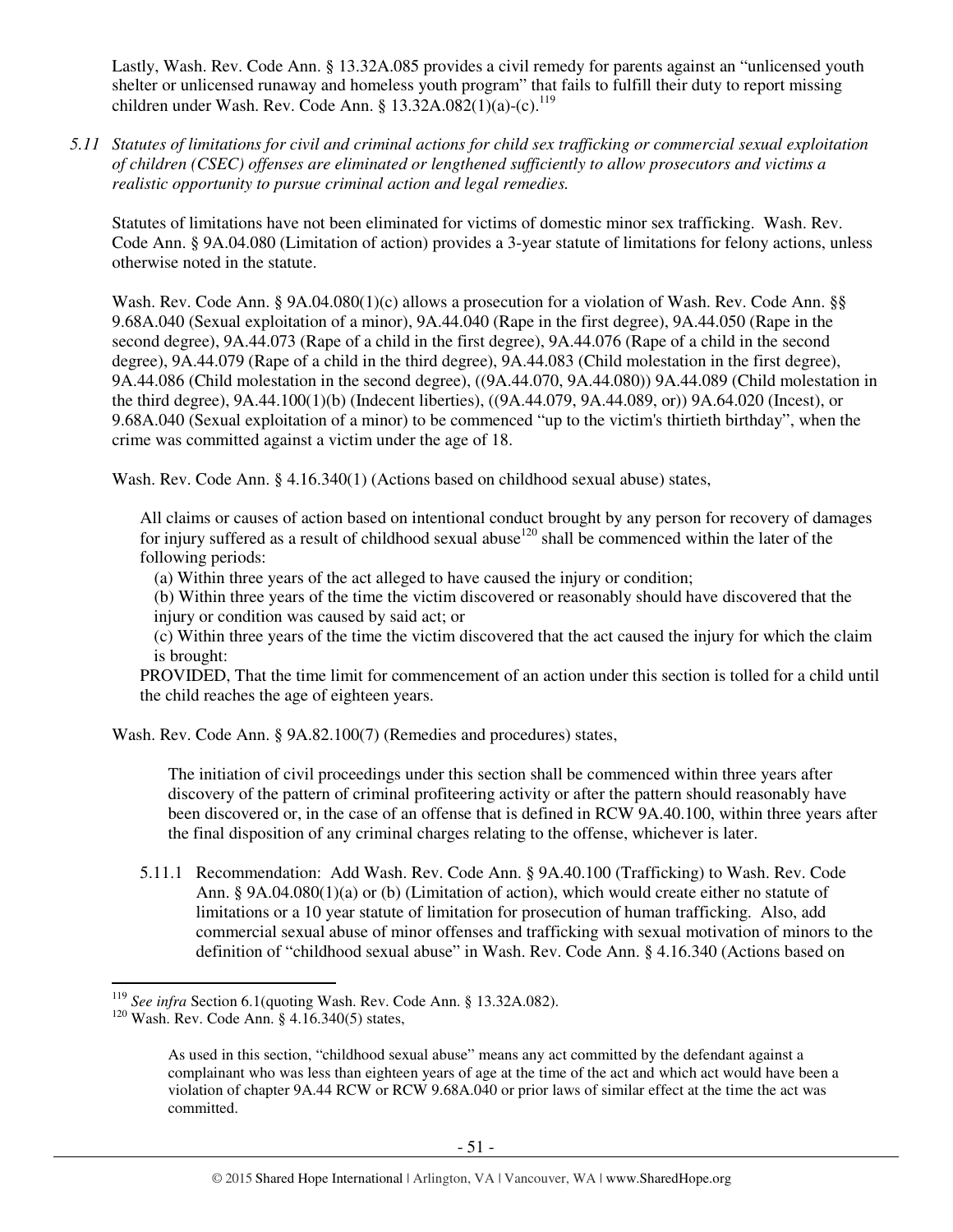Lastly, Wash. Rev. Code Ann. § 13.32A.085 provides a civil remedy for parents against an "unlicensed youth shelter or unlicensed runaway and homeless youth program" that fails to fulfill their duty to report missing children under Wash. Rev. Code Ann. § 13.32A.082(1)(a)-(c).[119]

*5.11 Statutes of limitations for civil and criminal actions for child sex trafficking or commercial sexual exploitation of children (CSEC) offenses are eliminated or lengthened sufficiently to allow prosecutors and victims a realistic opportunity to pursue criminal action and legal remedies.*

Statutes of limitations have not been eliminated for victims of domestic minor sex trafficking. Wash. Rev. Code Ann. § 9A.04.080 (Limitation of action) provides a 3-year statute of limitations for felony actions, unless otherwise noted in the statute.

Wash. Rev. Code Ann. § 9A.04.080(1)(c) allows a prosecution for a violation of Wash. Rev. Code Ann. §§ 9.68A.040 (Sexual exploitation of a minor), 9A.44.040 (Rape in the first degree), 9A.44.050 (Rape in the second degree), 9A.44.073 (Rape of a child in the first degree), 9A.44.076 (Rape of a child in the second degree), 9A.44.079 (Rape of a child in the third degree), 9A.44.083 (Child molestation in the first degree), 9A.44.086 (Child molestation in the second degree), ((9A.44.070, 9A.44.080)) 9A.44.089 (Child molestation in the third degree), 9A.44.100(1)(b) (Indecent liberties), ((9A.44.079, 9A.44.089, or)) 9A.64.020 (Incest), or 9.68A.040 (Sexual exploitation of a minor) to be commenced "up to the victim's thirtieth birthday", when the crime was committed against a victim under the age of 18.

Wash. Rev. Code Ann. § 4.16.340(1) (Actions based on childhood sexual abuse) states,

> All claims or causes of action based on intentional conduct brought by any person for recovery of damages for injury suffered as a result of childhood sexual abuse[120] shall be commenced within the later of the following periods:
>
> (a) Within three years of the act alleged to have caused the injury or condition;
>
> (b) Within three years of the time the victim discovered or reasonably should have discovered that the injury or condition was caused by said act; or
>
> (c) Within three years of the time the victim discovered that the act caused the injury for which the claim is brought:
>
> PROVIDED, That the time limit for commencement of an action under this section is tolled for a child until the child reaches the age of eighteen years.

Wash. Rev. Code Ann. § 9A.82.100(7) (Remedies and procedures) states,

> The initiation of civil proceedings under this section shall be commenced within three years after discovery of the pattern of criminal profiteering activity or after the pattern should reasonably have been discovered or, in the case of an offense that is defined in RCW 9A.40.100, within three years after the final disposition of any criminal charges relating to the offense, whichever is later.

5.11.1 Recommendation: Add Wash. Rev. Code Ann. § 9A.40.100 (Trafficking) to Wash. Rev. Code Ann. § 9A.04.080(1)(a) or (b) (Limitation of action), which would create either no statute of limitations or a 10 year statute of limitation for prosecution of human trafficking. Also, add commercial sexual abuse of minor offenses and trafficking with sexual motivation of minors to the definition of "childhood sexual abuse" in Wash. Rev. Code Ann. § 4.16.340 (Actions based on

---

[119] *See infra* Section 6.1(quoting Wash. Rev. Code Ann. § 13.32A.082).

[120] Wash. Rev. Code Ann. § 4.16.340(5) states,

> As used in this section, "childhood sexual abuse" means any act committed by the defendant against a complainant who was less than eighteen years of age at the time of the act and which act would have been a violation of chapter 9A.44 RCW or RCW 9.68A.040 or prior laws of similar effect at the time the act was committed.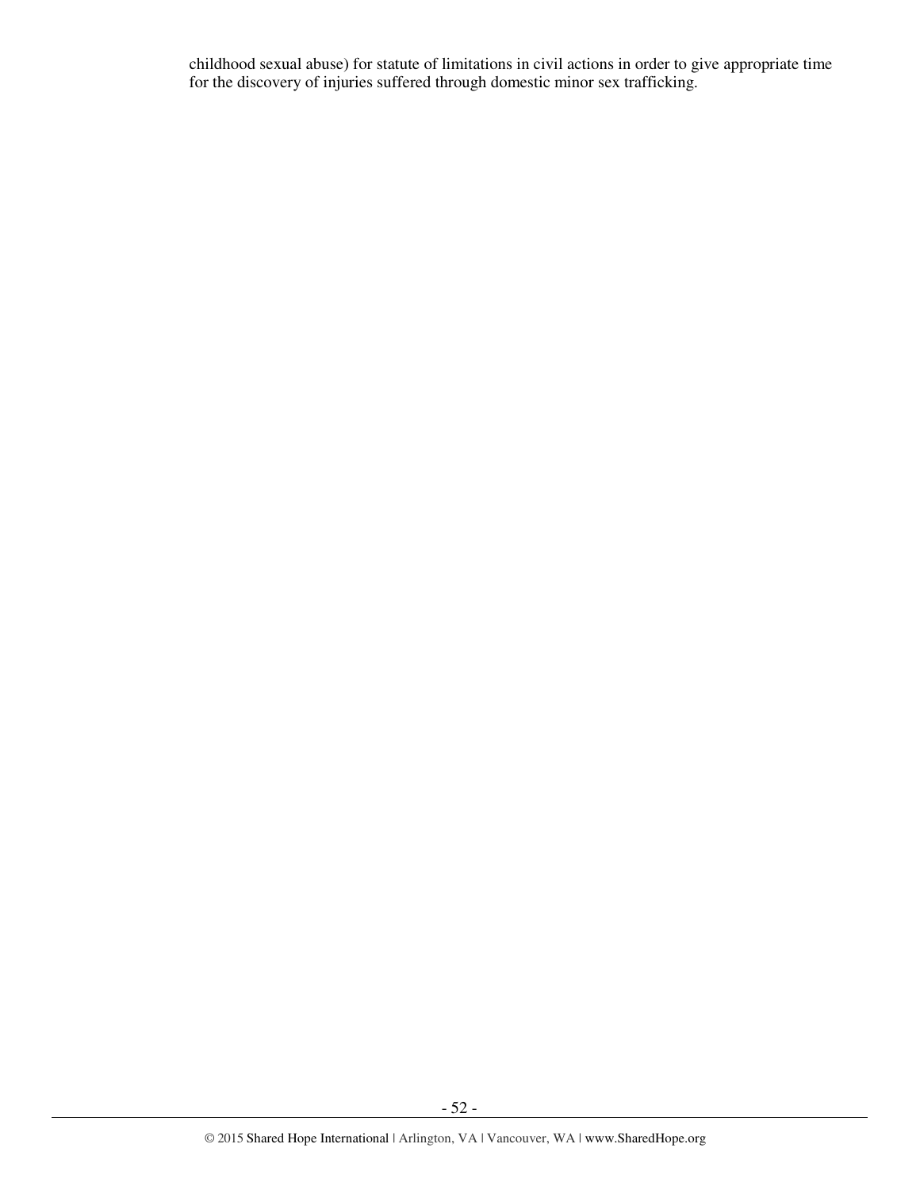childhood sexual abuse) for statute of limitations in civil actions in order to give appropriate time for the discovery of injuries suffered through domestic minor sex trafficking.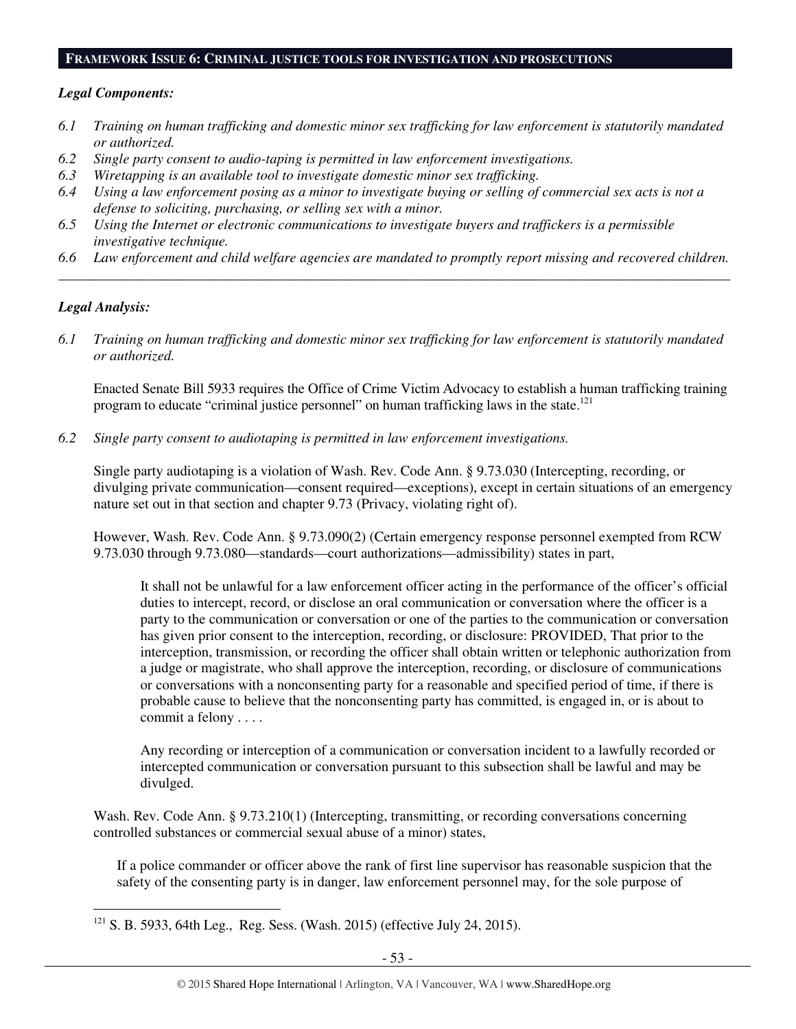**FRAMEWORK ISSUE 6: CRIMINAL JUSTICE TOOLS FOR INVESTIGATION AND PROSECUTIONS**

***Legal Components:***

*6.1 Training on human trafficking and domestic minor sex trafficking for law enforcement is statutorily mandated or authorized.*

*6.2 Single party consent to audio-taping is permitted in law enforcement investigations.*

*6.3 Wiretapping is an available tool to investigate domestic minor sex trafficking.*

*6.4 Using a law enforcement posing as a minor to investigate buying or selling of commercial sex acts is not a defense to soliciting, purchasing, or selling sex with a minor.*

*6.5 Using the Internet or electronic communications to investigate buyers and traffickers is a permissible investigative technique.*

*6.6 Law enforcement and child welfare agencies are mandated to promptly report missing and recovered children.*

---

***Legal Analysis:***

*6.1 Training on human trafficking and domestic minor sex trafficking for law enforcement is statutorily mandated or authorized.*

Enacted Senate Bill 5933 requires the Office of Crime Victim Advocacy to establish a human trafficking training program to educate "criminal justice personnel" on human trafficking laws in the state.[121]

*6.2 Single party consent to audiotaping is permitted in law enforcement investigations.*

Single party audiotaping is a violation of Wash. Rev. Code Ann. § 9.73.030 (Intercepting, recording, or divulging private communication—consent required—exceptions), except in certain situations of an emergency nature set out in that section and chapter 9.73 (Privacy, violating right of).

However, Wash. Rev. Code Ann. § 9.73.090(2) (Certain emergency response personnel exempted from RCW 9.73.030 through 9.73.080—standards—court authorizations—admissibility) states in part,

> It shall not be unlawful for a law enforcement officer acting in the performance of the officer's official duties to intercept, record, or disclose an oral communication or conversation where the officer is a party to the communication or conversation or one of the parties to the communication or conversation has given prior consent to the interception, recording, or disclosure: PROVIDED, That prior to the interception, transmission, or recording the officer shall obtain written or telephonic authorization from a judge or magistrate, who shall approve the interception, recording, or disclosure of communications or conversations with a nonconsenting party for a reasonable and specified period of time, if there is probable cause to believe that the nonconsenting party has committed, is engaged in, or is about to commit a felony . . . .
>
> Any recording or interception of a communication or conversation incident to a lawfully recorded or intercepted communication or conversation pursuant to this subsection shall be lawful and may be divulged.

Wash. Rev. Code Ann. § 9.73.210(1) (Intercepting, transmitting, or recording conversations concerning controlled substances or commercial sexual abuse of a minor) states,

> If a police commander or officer above the rank of first line supervisor has reasonable suspicion that the safety of the consenting party is in danger, law enforcement personnel may, for the sole purpose of

---

[121] S. B. 5933, 64th Leg., Reg. Sess. (Wash. 2015) (effective July 24, 2015).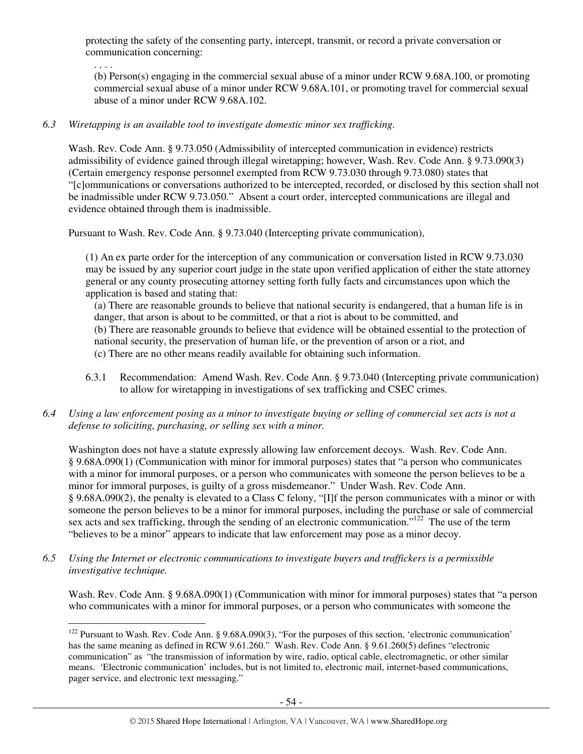protecting the safety of the consenting party, intercept, transmit, or record a private conversation or communication concerning:

> . . . .
>
> (b) Person(s) engaging in the commercial sexual abuse of a minor under RCW 9.68A.100, or promoting commercial sexual abuse of a minor under RCW 9.68A.101, or promoting travel for commercial sexual abuse of a minor under RCW 9.68A.102.

*6.3 Wiretapping is an available tool to investigate domestic minor sex trafficking.*

Wash. Rev. Code Ann. § 9.73.050 (Admissibility of intercepted communication in evidence) restricts admissibility of evidence gained through illegal wiretapping; however, Wash. Rev. Code Ann. § 9.73.090(3) (Certain emergency response personnel exempted from RCW 9.73.030 through 9.73.080) states that "[c]ommunications or conversations authorized to be intercepted, recorded, or disclosed by this section shall not be inadmissible under RCW 9.73.050." Absent a court order, intercepted communications are illegal and evidence obtained through them is inadmissible.

Pursuant to Wash. Rev. Code Ann. § 9.73.040 (Intercepting private communication),

> (1) An ex parte order for the interception of any communication or conversation listed in RCW 9.73.030 may be issued by any superior court judge in the state upon verified application of either the state attorney general or any county prosecuting attorney setting forth fully facts and circumstances upon which the application is based and stating that:
>
> (a) There are reasonable grounds to believe that national security is endangered, that a human life is in danger, that arson is about to be committed, or that a riot is about to be committed, and
>
> (b) There are reasonable grounds to believe that evidence will be obtained essential to the protection of national security, the preservation of human life, or the prevention of arson or a riot, and
>
> (c) There are no other means readily available for obtaining such information.

6.3.1 Recommendation: Amend Wash. Rev. Code Ann. § 9.73.040 (Intercepting private communication) to allow for wiretapping in investigations of sex trafficking and CSEC crimes.

*6.4 Using a law enforcement posing as a minor to investigate buying or selling of commercial sex acts is not a defense to soliciting, purchasing, or selling sex with a minor.*

Washington does not have a statute expressly allowing law enforcement decoys. Wash. Rev. Code Ann. § 9.68A.090(1) (Communication with minor for immoral purposes) states that "a person who communicates with a minor for immoral purposes, or a person who communicates with someone the person believes to be a minor for immoral purposes, is guilty of a gross misdemeanor." Under Wash. Rev. Code Ann. § 9.68A.090(2), the penalty is elevated to a Class C felony, "[I]f the person communicates with a minor or with someone the person believes to be a minor for immoral purposes, including the purchase or sale of commercial sex acts and sex trafficking, through the sending of an electronic communication."[122] The use of the term "believes to be a minor" appears to indicate that law enforcement may pose as a minor decoy.

*6.5 Using the Internet or electronic communications to investigate buyers and traffickers is a permissible investigative technique.*

Wash. Rev. Code Ann. § 9.68A.090(1) (Communication with minor for immoral purposes) states that "a person who communicates with a minor for immoral purposes, or a person who communicates with someone the

---

[122] Pursuant to Wash. Rev. Code Ann. § 9.68A.090(3), "For the purposes of this section, 'electronic communication' has the same meaning as defined in RCW 9.61.260." Wash. Rev. Code Ann. § 9.61.260(5) defines "electronic communication" as "the transmission of information by wire, radio, optical cable, electromagnetic, or other similar means. 'Electronic communication' includes, but is not limited to, electronic mail, internet-based communications, pager service, and electronic text messaging."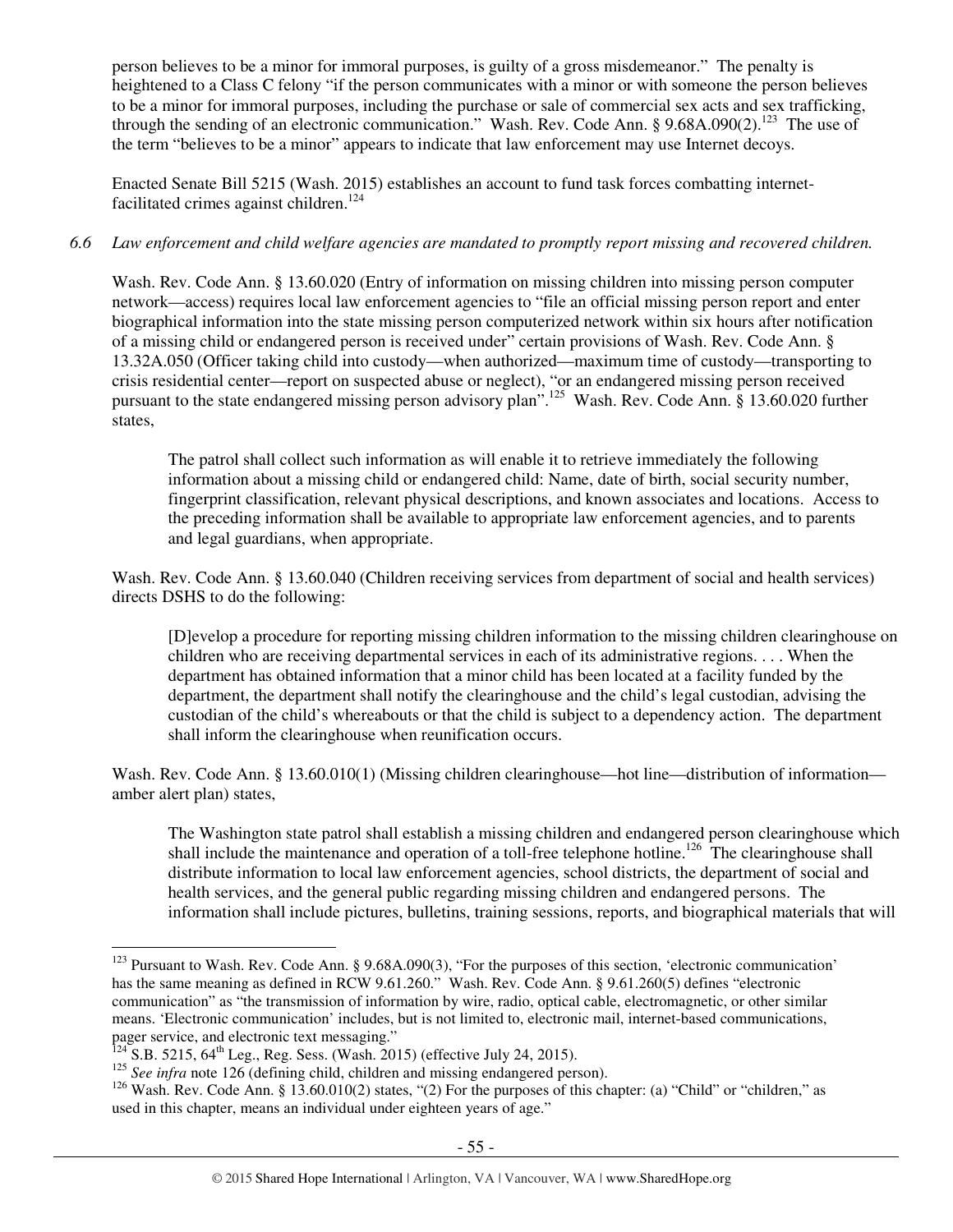person believes to be a minor for immoral purposes, is guilty of a gross misdemeanor." The penalty is heightened to a Class C felony "if the person communicates with a minor or with someone the person believes to be a minor for immoral purposes, including the purchase or sale of commercial sex acts and sex trafficking, through the sending of an electronic communication." Wash. Rev. Code Ann. § 9.68A.090(2).[123] The use of the term "believes to be a minor" appears to indicate that law enforcement may use Internet decoys.

Enacted Senate Bill 5215 (Wash. 2015) establishes an account to fund task forces combatting internet-facilitated crimes against children.[124]

*6.6 Law enforcement and child welfare agencies are mandated to promptly report missing and recovered children.*

Wash. Rev. Code Ann. § 13.60.020 (Entry of information on missing children into missing person computer network—access) requires local law enforcement agencies to "file an official missing person report and enter biographical information into the state missing person computerized network within six hours after notification of a missing child or endangered person is received under" certain provisions of Wash. Rev. Code Ann. § 13.32A.050 (Officer taking child into custody—when authorized—maximum time of custody—transporting to crisis residential center—report on suspected abuse or neglect), "or an endangered missing person received pursuant to the state endangered missing person advisory plan".[125] Wash. Rev. Code Ann. § 13.60.020 further states,

> The patrol shall collect such information as will enable it to retrieve immediately the following information about a missing child or endangered child: Name, date of birth, social security number, fingerprint classification, relevant physical descriptions, and known associates and locations. Access to the preceding information shall be available to appropriate law enforcement agencies, and to parents and legal guardians, when appropriate.

Wash. Rev. Code Ann. § 13.60.040 (Children receiving services from department of social and health services) directs DSHS to do the following:

> [D]evelop a procedure for reporting missing children information to the missing children clearinghouse on children who are receiving departmental services in each of its administrative regions. . . . When the department has obtained information that a minor child has been located at a facility funded by the department, the department shall notify the clearinghouse and the child's legal custodian, advising the custodian of the child's whereabouts or that the child is subject to a dependency action. The department shall inform the clearinghouse when reunification occurs.

Wash. Rev. Code Ann. § 13.60.010(1) (Missing children clearinghouse—hot line—distribution of information—amber alert plan) states,

> The Washington state patrol shall establish a missing children and endangered person clearinghouse which shall include the maintenance and operation of a toll-free telephone hotline.[126] The clearinghouse shall distribute information to local law enforcement agencies, school districts, the department of social and health services, and the general public regarding missing children and endangered persons. The information shall include pictures, bulletins, training sessions, reports, and biographical materials that will

---

[123] Pursuant to Wash. Rev. Code Ann. § 9.68A.090(3), "For the purposes of this section, 'electronic communication' has the same meaning as defined in RCW 9.61.260." Wash. Rev. Code Ann. § 9.61.260(5) defines "electronic communication" as "the transmission of information by wire, radio, optical cable, electromagnetic, or other similar means. 'Electronic communication' includes, but is not limited to, electronic mail, internet-based communications, pager service, and electronic text messaging."

[124] S.B. 5215, 64th Leg., Reg. Sess. (Wash. 2015) (effective July 24, 2015).

[125] *See infra* note 126 (defining child, children and missing endangered person).

[126] Wash. Rev. Code Ann. § 13.60.010(2) states, "(2) For the purposes of this chapter: (a) "Child" or "children," as used in this chapter, means an individual under eighteen years of age."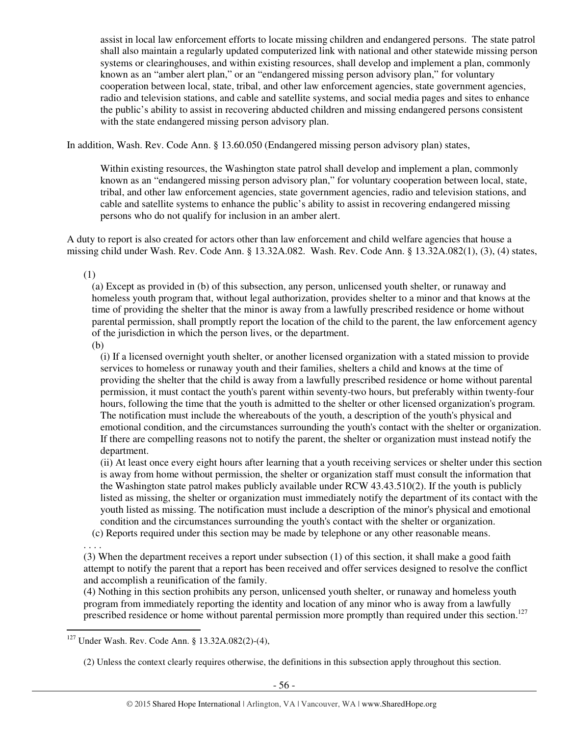> assist in local law enforcement efforts to locate missing children and endangered persons. The state patrol shall also maintain a regularly updated computerized link with national and other statewide missing person systems or clearinghouses, and within existing resources, shall develop and implement a plan, commonly known as an "amber alert plan," or an "endangered missing person advisory plan," for voluntary cooperation between local, state, tribal, and other law enforcement agencies, state government agencies, radio and television stations, and cable and satellite systems, and social media pages and sites to enhance the public's ability to assist in recovering abducted children and missing endangered persons consistent with the state endangered missing person advisory plan.

In addition, Wash. Rev. Code Ann. § 13.60.050 (Endangered missing person advisory plan) states,

> Within existing resources, the Washington state patrol shall develop and implement a plan, commonly known as an "endangered missing person advisory plan," for voluntary cooperation between local, state, tribal, and other law enforcement agencies, state government agencies, radio and television stations, and cable and satellite systems to enhance the public's ability to assist in recovering endangered missing persons who do not qualify for inclusion in an amber alert.

A duty to report is also created for actors other than law enforcement and child welfare agencies that house a missing child under Wash. Rev. Code Ann. § 13.32A.082. Wash. Rev. Code Ann. § 13.32A.082(1), (3), (4) states,

> (1)
>
> (a) Except as provided in (b) of this subsection, any person, unlicensed youth shelter, or runaway and homeless youth program that, without legal authorization, provides shelter to a minor and that knows at the time of providing the shelter that the minor is away from a lawfully prescribed residence or home without parental permission, shall promptly report the location of the child to the parent, the law enforcement agency of the jurisdiction in which the person lives, or the department.
>
> (b)
>
> (i) If a licensed overnight youth shelter, or another licensed organization with a stated mission to provide services to homeless or runaway youth and their families, shelters a child and knows at the time of providing the shelter that the child is away from a lawfully prescribed residence or home without parental permission, it must contact the youth's parent within seventy-two hours, but preferably within twenty-four hours, following the time that the youth is admitted to the shelter or other licensed organization's program. The notification must include the whereabouts of the youth, a description of the youth's physical and emotional condition, and the circumstances surrounding the youth's contact with the shelter or organization. If there are compelling reasons not to notify the parent, the shelter or organization must instead notify the department.
>
> (ii) At least once every eight hours after learning that a youth receiving services or shelter under this section is away from home without permission, the shelter or organization staff must consult the information that the Washington state patrol makes publicly available under RCW 43.43.510(2). If the youth is publicly listed as missing, the shelter or organization must immediately notify the department of its contact with the youth listed as missing. The notification must include a description of the minor's physical and emotional condition and the circumstances surrounding the youth's contact with the shelter or organization.
>
> (c) Reports required under this section may be made by telephone or any other reasonable means.
>
> . . . .
>
> (3) When the department receives a report under subsection (1) of this section, it shall make a good faith attempt to notify the parent that a report has been received and offer services designed to resolve the conflict and accomplish a reunification of the family.
>
> (4) Nothing in this section prohibits any person, unlicensed youth shelter, or runaway and homeless youth program from immediately reporting the identity and location of any minor who is away from a lawfully prescribed residence or home without parental permission more promptly than required under this section.[127]

---

[127] Under Wash. Rev. Code Ann. § 13.32A.082(2)-(4),

> (2) Unless the context clearly requires otherwise, the definitions in this subsection apply throughout this section.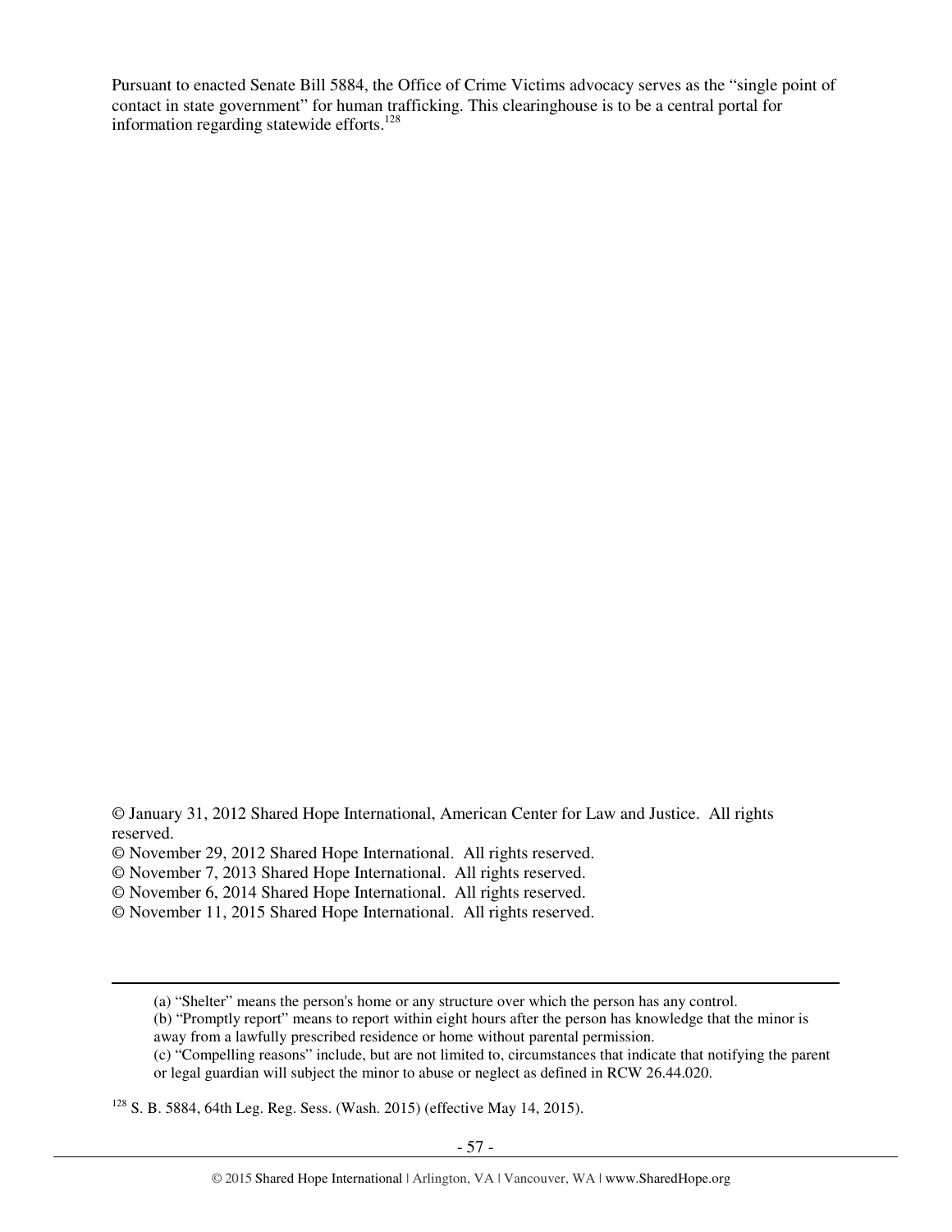Pursuant to enacted Senate Bill 5884, the Office of Crime Victims advocacy serves as the "single point of contact in state government" for human trafficking. This clearinghouse is to be a central portal for information regarding statewide efforts.[128]

© January 31, 2012 Shared Hope International, American Center for Law and Justice. All rights reserved.
© November 29, 2012 Shared Hope International. All rights reserved.
© November 7, 2013 Shared Hope International. All rights reserved.
© November 6, 2014 Shared Hope International. All rights reserved.
© November 11, 2015 Shared Hope International. All rights reserved.

---

(a) "Shelter" means the person's home or any structure over which the person has any control.
(b) "Promptly report" means to report within eight hours after the person has knowledge that the minor is away from a lawfully prescribed residence or home without parental permission.
(c) "Compelling reasons" include, but are not limited to, circumstances that indicate that notifying the parent or legal guardian will subject the minor to abuse or neglect as defined in RCW 26.44.020.

[128] S. B. 5884, 64th Leg. Reg. Sess. (Wash. 2015) (effective May 14, 2015).